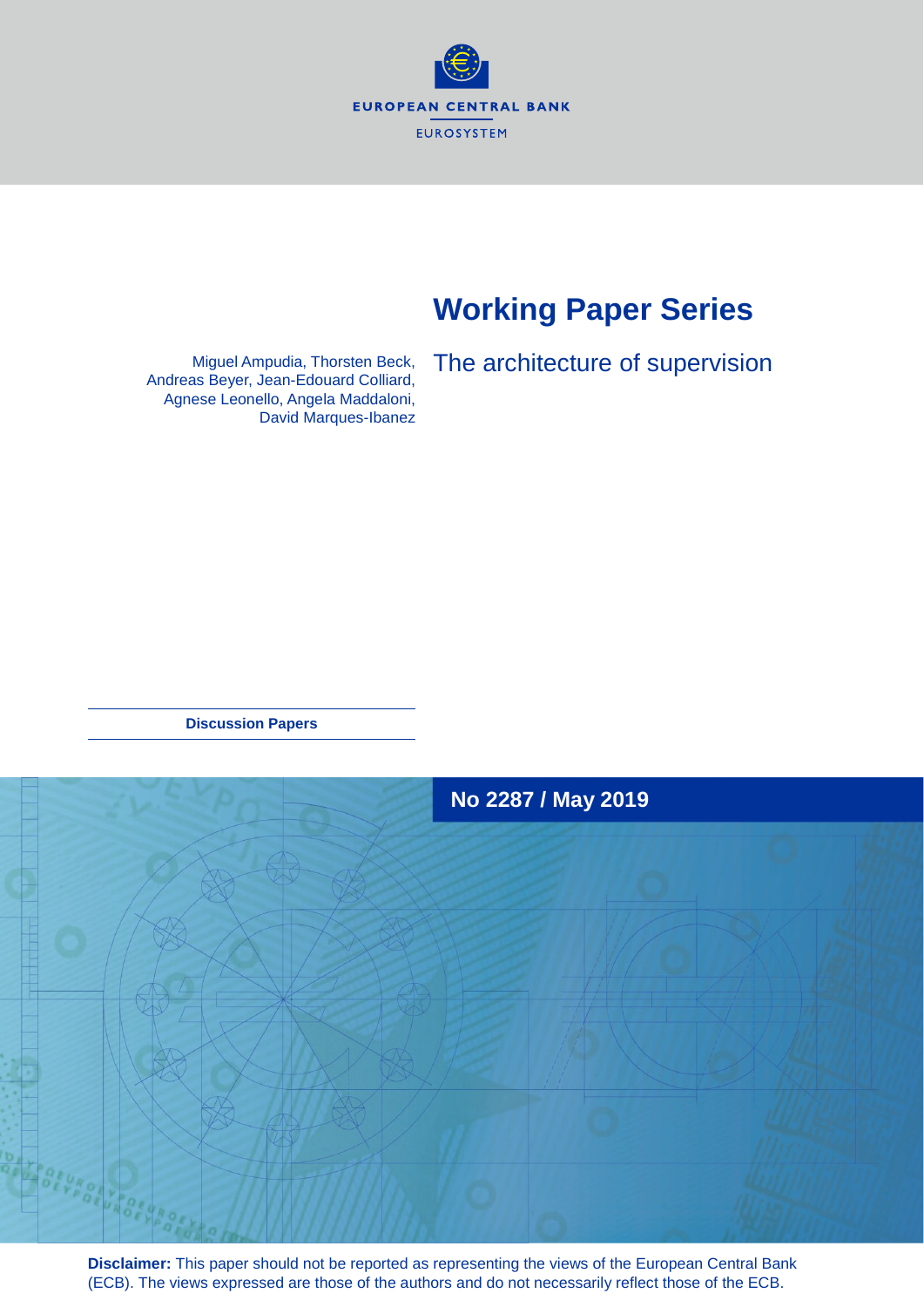EUROPEAN CENTRAL BANK

EUROSYSTEM

# Working Paper Series

Miguel Ampudia, Thorsten Beck, Andreas Beyer, Jean-Edouard Colliard, Agnese Leonello, Angela Maddaloni, David Marques-Ibanez

## The architecture of supervision

**Discussion Papers**

**No 2287 / May 2019**

**Disclaimer:** This paper should not be reported as representing the views of the European Central Bank (ECB). The views expressed are those of the authors and do not necessarily reflect those of the ECB.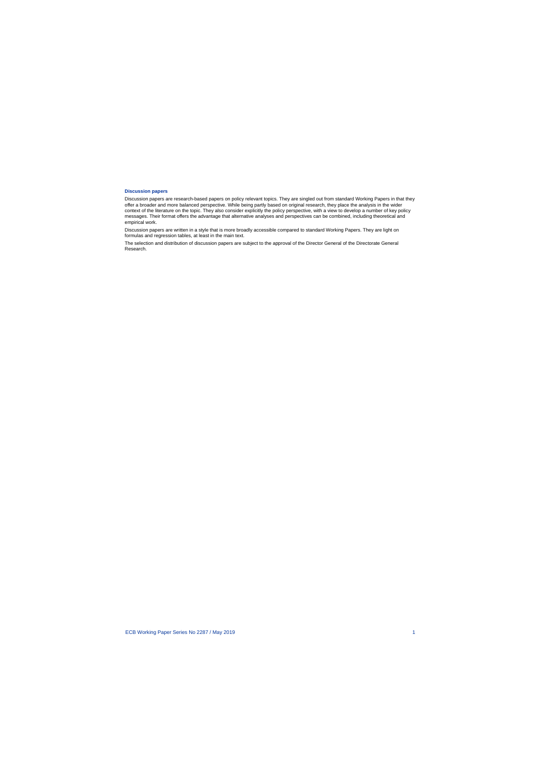**Discussion papers**

Discussion papers are research-based papers on policy relevant topics. They are singled out from standard Working Papers in that they offer a broader and more balanced perspective. While being partly based on original research, they place the analysis in the wider context of the literature on the topic. They also consider explicitly the policy perspective, with a view to develop a number of key policy messages. Their format offers the advantage that alternative analyses and perspectives can be combined, including theoretical and empirical work.

Discussion papers are written in a style that is more broadly accessible compared to standard Working Papers. They are light on formulas and regression tables, at least in the main text.

The selection and distribution of discussion papers are subject to the approval of the Director General of the Directorate General Research.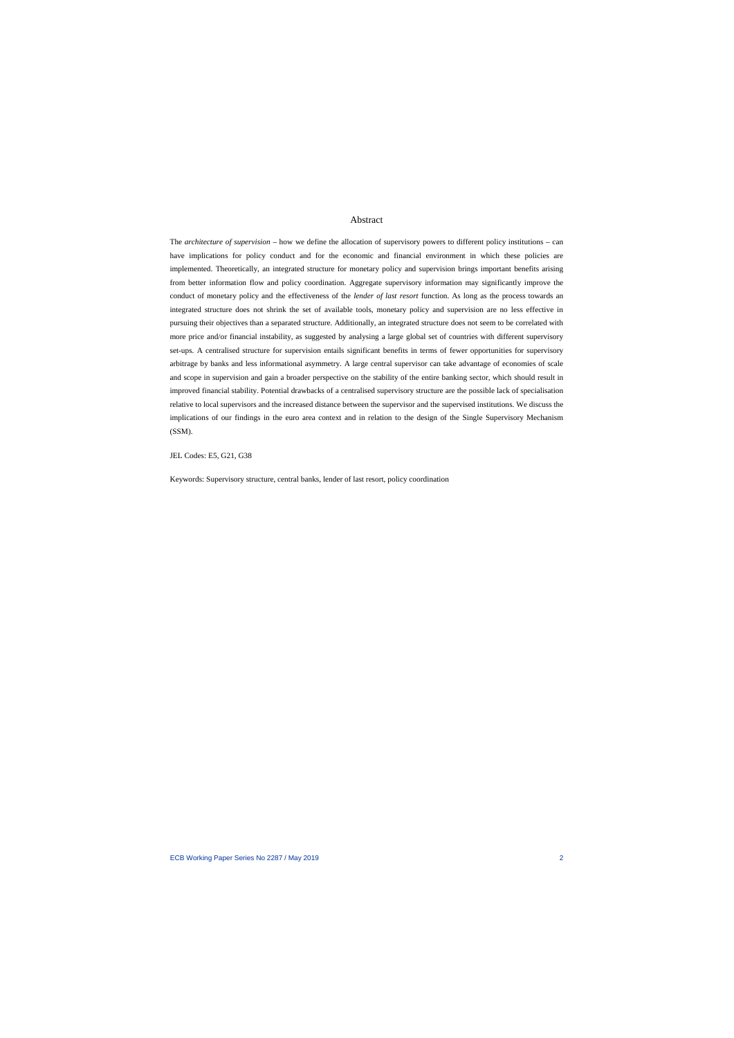## Abstract

The *architecture of supervision* – how we define the allocation of supervisory powers to different policy institutions – can have implications for policy conduct and for the economic and financial environment in which these policies are implemented. Theoretically, an integrated structure for monetary policy and supervision brings important benefits arising from better information flow and policy coordination. Aggregate supervisory information may significantly improve the conduct of monetary policy and the effectiveness of the *lender of last resort* function. As long as the process towards an integrated structure does not shrink the set of available tools, monetary policy and supervision are no less effective in pursuing their objectives than a separated structure. Additionally, an integrated structure does not seem to be correlated with more price and/or financial instability, as suggested by analysing a large global set of countries with different supervisory set-ups. A centralised structure for supervision entails significant benefits in terms of fewer opportunities for supervisory arbitrage by banks and less informational asymmetry. A large central supervisor can take advantage of economies of scale and scope in supervision and gain a broader perspective on the stability of the entire banking sector, which should result in improved financial stability. Potential drawbacks of a centralised supervisory structure are the possible lack of specialisation relative to local supervisors and the increased distance between the supervisor and the supervised institutions. We discuss the implications of our findings in the euro area context and in relation to the design of the Single Supervisory Mechanism (SSM).

JEL Codes: E5, G21, G38

Keywords: Supervisory structure, central banks, lender of last resort, policy coordination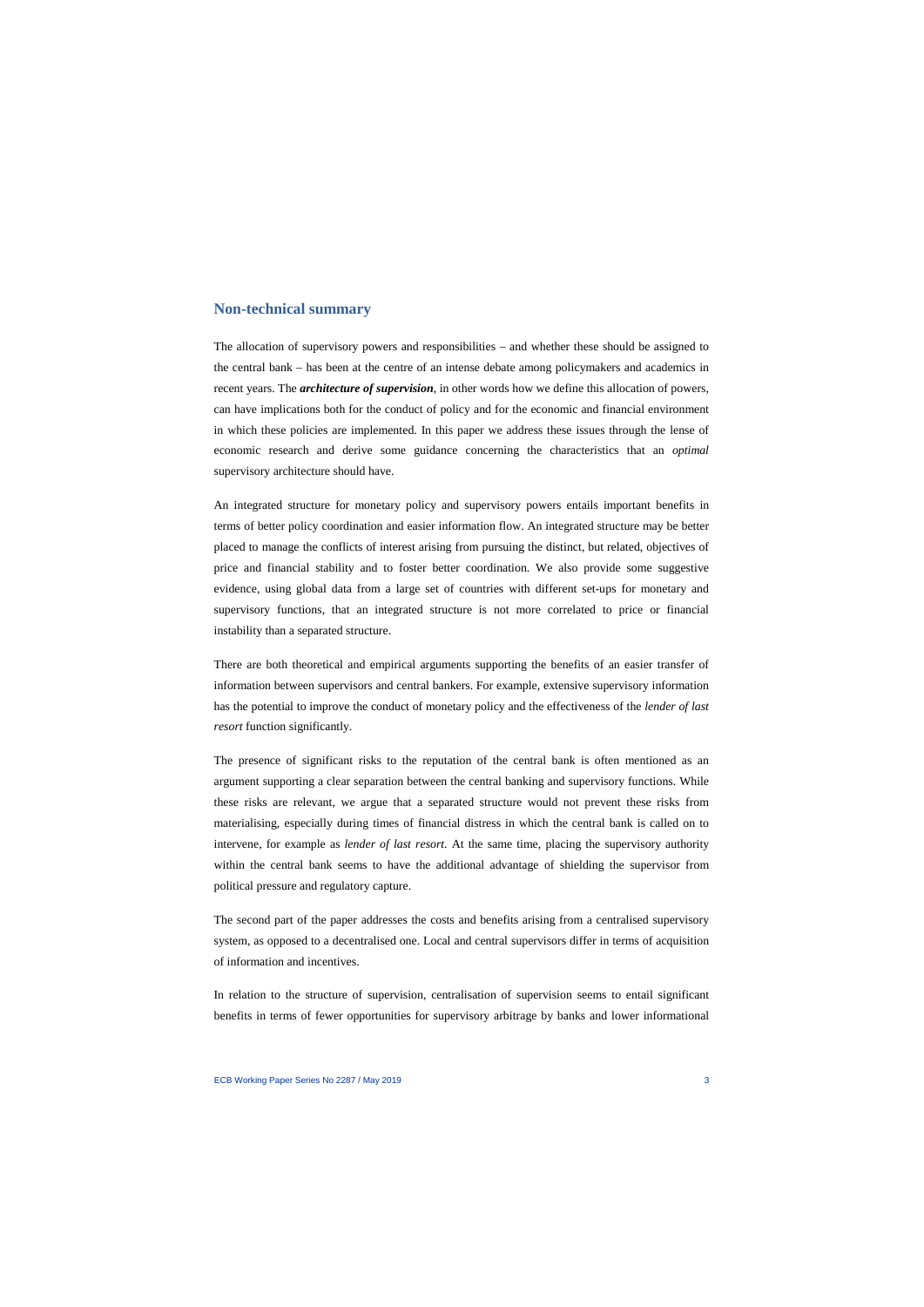## Non-technical summary

The allocation of supervisory powers and responsibilities – and whether these should be assigned to the central bank – has been at the centre of an intense debate among policymakers and academics in recent years. The ***architecture of supervision***, in other words how we define this allocation of powers, can have implications both for the conduct of policy and for the economic and financial environment in which these policies are implemented. In this paper we address these issues through the lense of economic research and derive some guidance concerning the characteristics that an *optimal* supervisory architecture should have.

An integrated structure for monetary policy and supervisory powers entails important benefits in terms of better policy coordination and easier information flow. An integrated structure may be better placed to manage the conflicts of interest arising from pursuing the distinct, but related, objectives of price and financial stability and to foster better coordination. We also provide some suggestive evidence, using global data from a large set of countries with different set-ups for monetary and supervisory functions, that an integrated structure is not more correlated to price or financial instability than a separated structure.

There are both theoretical and empirical arguments supporting the benefits of an easier transfer of information between supervisors and central bankers. For example, extensive supervisory information has the potential to improve the conduct of monetary policy and the effectiveness of the *lender of last resort* function significantly.

The presence of significant risks to the reputation of the central bank is often mentioned as an argument supporting a clear separation between the central banking and supervisory functions. While these risks are relevant, we argue that a separated structure would not prevent these risks from materialising, especially during times of financial distress in which the central bank is called on to intervene, for example as *lender of last resort*. At the same time, placing the supervisory authority within the central bank seems to have the additional advantage of shielding the supervisor from political pressure and regulatory capture.

The second part of the paper addresses the costs and benefits arising from a centralised supervisory system, as opposed to a decentralised one. Local and central supervisors differ in terms of acquisition of information and incentives.

In relation to the structure of supervision, centralisation of supervision seems to entail significant benefits in terms of fewer opportunities for supervisory arbitrage by banks and lower informational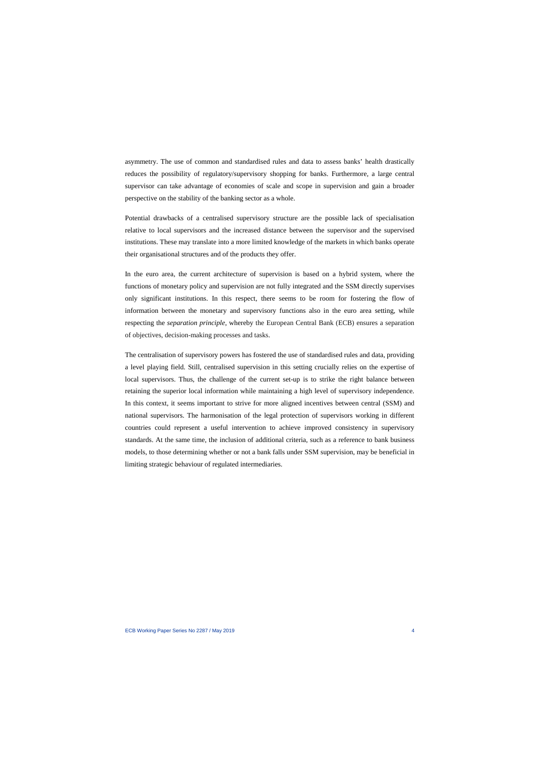asymmetry. The use of common and standardised rules and data to assess banks' health drastically reduces the possibility of regulatory/supervisory shopping for banks. Furthermore, a large central supervisor can take advantage of economies of scale and scope in supervision and gain a broader perspective on the stability of the banking sector as a whole.

Potential drawbacks of a centralised supervisory structure are the possible lack of specialisation relative to local supervisors and the increased distance between the supervisor and the supervised institutions. These may translate into a more limited knowledge of the markets in which banks operate their organisational structures and of the products they offer.

In the euro area, the current architecture of supervision is based on a hybrid system, where the functions of monetary policy and supervision are not fully integrated and the SSM directly supervises only significant institutions. In this respect, there seems to be room for fostering the flow of information between the monetary and supervisory functions also in the euro area setting, while respecting the *separation principle*, whereby the European Central Bank (ECB) ensures a separation of objectives, decision-making processes and tasks.

The centralisation of supervisory powers has fostered the use of standardised rules and data, providing a level playing field. Still, centralised supervision in this setting crucially relies on the expertise of local supervisors. Thus, the challenge of the current set-up is to strike the right balance between retaining the superior local information while maintaining a high level of supervisory independence. In this context, it seems important to strive for more aligned incentives between central (SSM) and national supervisors. The harmonisation of the legal protection of supervisors working in different countries could represent a useful intervention to achieve improved consistency in supervisory standards. At the same time, the inclusion of additional criteria, such as a reference to bank business models, to those determining whether or not a bank falls under SSM supervision, may be beneficial in limiting strategic behaviour of regulated intermediaries.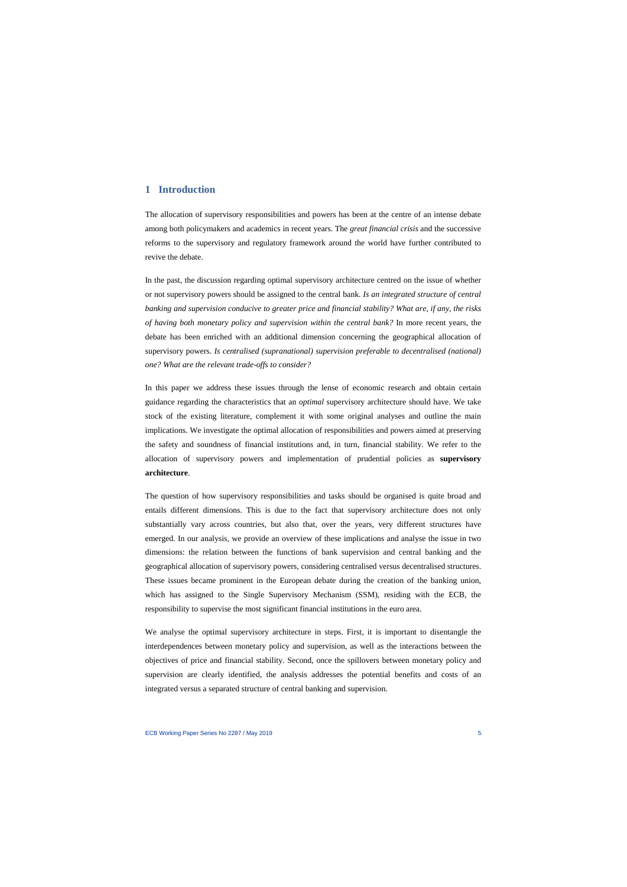# 1 Introduction

The allocation of supervisory responsibilities and powers has been at the centre of an intense debate among both policymakers and academics in recent years. The *great financial crisis* and the successive reforms to the supervisory and regulatory framework around the world have further contributed to revive the debate.

In the past, the discussion regarding optimal supervisory architecture centred on the issue of whether or not supervisory powers should be assigned to the central bank. *Is an integrated structure of central banking and supervision conducive to greater price and financial stability? What are, if any, the risks of having both monetary policy and supervision within the central bank?* In more recent years, the debate has been enriched with an additional dimension concerning the geographical allocation of supervisory powers. *Is centralised (supranational) supervision preferable to decentralised (national) one? What are the relevant trade-offs to consider?*

In this paper we address these issues through the lense of economic research and obtain certain guidance regarding the characteristics that an *optimal* supervisory architecture should have. We take stock of the existing literature, complement it with some original analyses and outline the main implications. We investigate the optimal allocation of responsibilities and powers aimed at preserving the safety and soundness of financial institutions and, in turn, financial stability. We refer to the allocation of supervisory powers and implementation of prudential policies as **supervisory architecture**.

The question of how supervisory responsibilities and tasks should be organised is quite broad and entails different dimensions. This is due to the fact that supervisory architecture does not only substantially vary across countries, but also that, over the years, very different structures have emerged. In our analysis, we provide an overview of these implications and analyse the issue in two dimensions: the relation between the functions of bank supervision and central banking and the geographical allocation of supervisory powers, considering centralised versus decentralised structures. These issues became prominent in the European debate during the creation of the banking union, which has assigned to the Single Supervisory Mechanism (SSM), residing with the ECB, the responsibility to supervise the most significant financial institutions in the euro area.

We analyse the optimal supervisory architecture in steps. First, it is important to disentangle the interdependences between monetary policy and supervision, as well as the interactions between the objectives of price and financial stability. Second, once the spillovers between monetary policy and supervision are clearly identified, the analysis addresses the potential benefits and costs of an integrated versus a separated structure of central banking and supervision.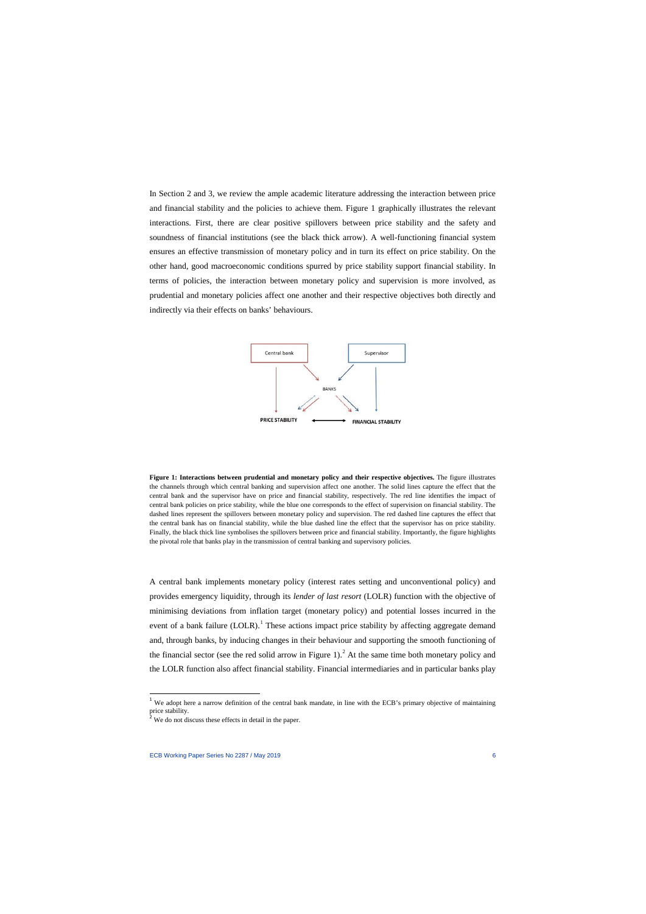In Section 2 and 3, we review the ample academic literature addressing the interaction between price and financial stability and the policies to achieve them. Figure 1 graphically illustrates the relevant interactions. First, there are clear positive spillovers between price stability and the safety and soundness of financial institutions (see the black thick arrow). A well-functioning financial system ensures an effective transmission of monetary policy and in turn its effect on price stability. On the other hand, good macroeconomic conditions spurred by price stability support financial stability. In terms of policies, the interaction between monetary policy and supervision is more involved, as prudential and monetary policies affect one another and their respective objectives both directly and indirectly via their effects on banks' behaviours.

**Figure 1: Interactions between prudential and monetary policy and their respective objectives.** The figure illustrates the channels through which central banking and supervision affect one another. The solid lines capture the effect that the central bank and the supervisor have on price and financial stability, respectively. The red line identifies the impact of central bank policies on price stability, while the blue one corresponds to the effect of supervision on financial stability. The dashed lines represent the spillovers between monetary policy and supervision. The red dashed line captures the effect that the central bank has on financial stability, while the blue dashed line the effect that the supervisor has on price stability. Finally, the black thick line symbolises the spillovers between price and financial stability. Importantly, the figure highlights the pivotal role that banks play in the transmission of central banking and supervisory policies.

A central bank implements monetary policy (interest rates setting and unconventional policy) and provides emergency liquidity, through its *lender of last resort* (LOLR) function with the objective of minimising deviations from inflation target (monetary policy) and potential losses incurred in the event of a bank failure (LOLR).[1] These actions impact price stability by affecting aggregate demand and, through banks, by inducing changes in their behaviour and supporting the smooth functioning of the financial sector (see the red solid arrow in Figure 1).[2] At the same time both monetary policy and the LOLR function also affect financial stability. Financial intermediaries and in particular banks play

[1] We adopt here a narrow definition of the central bank mandate, in line with the ECB's primary objective of maintaining price stability.

[2] We do not discuss these effects in detail in the paper.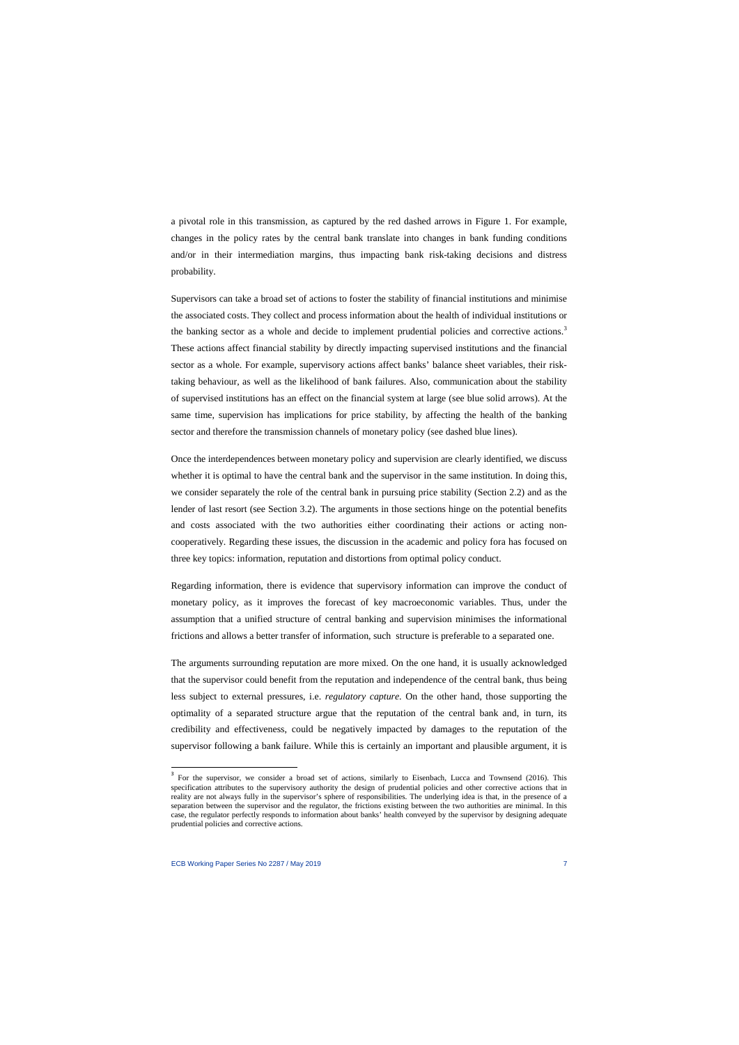a pivotal role in this transmission, as captured by the red dashed arrows in Figure 1. For example, changes in the policy rates by the central bank translate into changes in bank funding conditions and/or in their intermediation margins, thus impacting bank risk-taking decisions and distress probability.

Supervisors can take a broad set of actions to foster the stability of financial institutions and minimise the associated costs. They collect and process information about the health of individual institutions or the banking sector as a whole and decide to implement prudential policies and corrective actions.[3] These actions affect financial stability by directly impacting supervised institutions and the financial sector as a whole. For example, supervisory actions affect banks' balance sheet variables, their risk-taking behaviour, as well as the likelihood of bank failures. Also, communication about the stability of supervised institutions has an effect on the financial system at large (see blue solid arrows). At the same time, supervision has implications for price stability, by affecting the health of the banking sector and therefore the transmission channels of monetary policy (see dashed blue lines).

Once the interdependences between monetary policy and supervision are clearly identified, we discuss whether it is optimal to have the central bank and the supervisor in the same institution. In doing this, we consider separately the role of the central bank in pursuing price stability (Section 2.2) and as the lender of last resort (see Section 3.2). The arguments in those sections hinge on the potential benefits and costs associated with the two authorities either coordinating their actions or acting non-cooperatively. Regarding these issues, the discussion in the academic and policy fora has focused on three key topics: information, reputation and distortions from optimal policy conduct.

Regarding information, there is evidence that supervisory information can improve the conduct of monetary policy, as it improves the forecast of key macroeconomic variables. Thus, under the assumption that a unified structure of central banking and supervision minimises the informational frictions and allows a better transfer of information, such structure is preferable to a separated one.

The arguments surrounding reputation are more mixed. On the one hand, it is usually acknowledged that the supervisor could benefit from the reputation and independence of the central bank, thus being less subject to external pressures, i.e. *regulatory capture*. On the other hand, those supporting the optimality of a separated structure argue that the reputation of the central bank and, in turn, its credibility and effectiveness, could be negatively impacted by damages to the reputation of the supervisor following a bank failure. While this is certainly an important and plausible argument, it is

[3] For the supervisor, we consider a broad set of actions, similarly to Eisenbach, Lucca and Townsend (2016). This specification attributes to the supervisory authority the design of prudential policies and other corrective actions that in reality are not always fully in the supervisor's sphere of responsibilities. The underlying idea is that, in the presence of a separation between the supervisor and the regulator, the frictions existing between the two authorities are minimal. In this case, the regulator perfectly responds to information about banks' health conveyed by the supervisor by designing adequate prudential policies and corrective actions.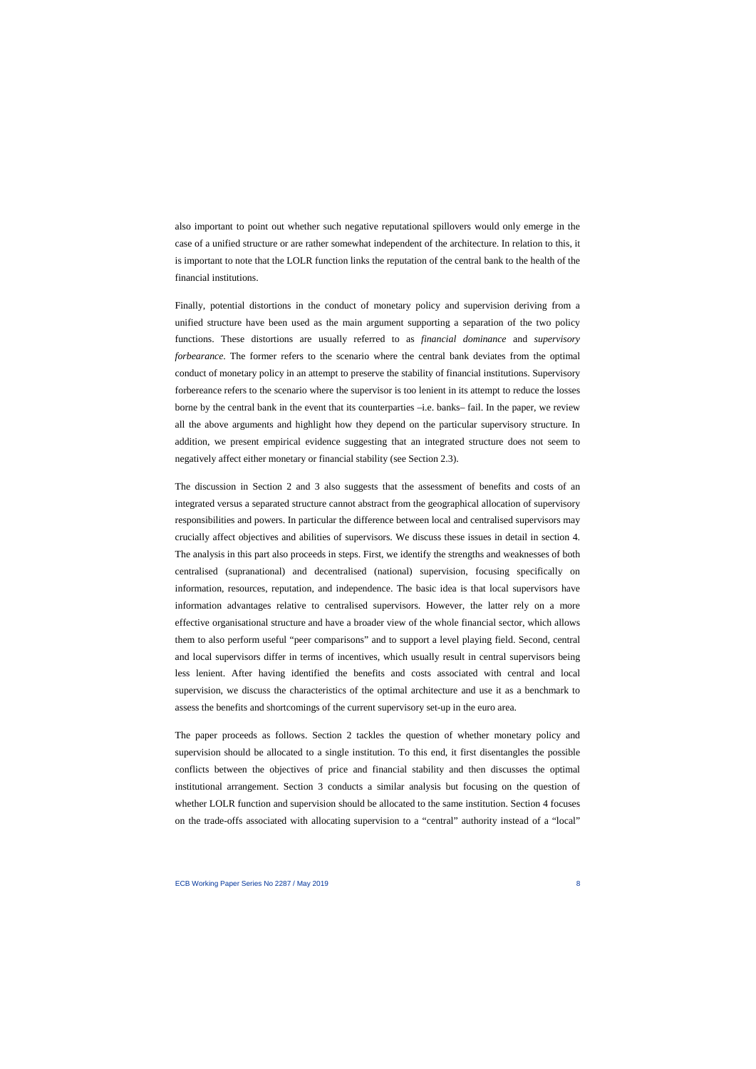also important to point out whether such negative reputational spillovers would only emerge in the case of a unified structure or are rather somewhat independent of the architecture. In relation to this, it is important to note that the LOLR function links the reputation of the central bank to the health of the financial institutions.

Finally, potential distortions in the conduct of monetary policy and supervision deriving from a unified structure have been used as the main argument supporting a separation of the two policy functions. These distortions are usually referred to as *financial dominance* and *supervisory forbearance*. The former refers to the scenario where the central bank deviates from the optimal conduct of monetary policy in an attempt to preserve the stability of financial institutions. Supervisory forbereance refers to the scenario where the supervisor is too lenient in its attempt to reduce the losses borne by the central bank in the event that its counterparties –i.e. banks– fail. In the paper, we review all the above arguments and highlight how they depend on the particular supervisory structure. In addition, we present empirical evidence suggesting that an integrated structure does not seem to negatively affect either monetary or financial stability (see Section 2.3).

The discussion in Section 2 and 3 also suggests that the assessment of benefits and costs of an integrated versus a separated structure cannot abstract from the geographical allocation of supervisory responsibilities and powers. In particular the difference between local and centralised supervisors may crucially affect objectives and abilities of supervisors. We discuss these issues in detail in section 4. The analysis in this part also proceeds in steps. First, we identify the strengths and weaknesses of both centralised (supranational) and decentralised (national) supervision, focusing specifically on information, resources, reputation, and independence. The basic idea is that local supervisors have information advantages relative to centralised supervisors. However, the latter rely on a more effective organisational structure and have a broader view of the whole financial sector, which allows them to also perform useful "peer comparisons" and to support a level playing field. Second, central and local supervisors differ in terms of incentives, which usually result in central supervisors being less lenient. After having identified the benefits and costs associated with central and local supervision, we discuss the characteristics of the optimal architecture and use it as a benchmark to assess the benefits and shortcomings of the current supervisory set-up in the euro area.

The paper proceeds as follows. Section 2 tackles the question of whether monetary policy and supervision should be allocated to a single institution. To this end, it first disentangles the possible conflicts between the objectives of price and financial stability and then discusses the optimal institutional arrangement. Section 3 conducts a similar analysis but focusing on the question of whether LOLR function and supervision should be allocated to the same institution. Section 4 focuses on the trade-offs associated with allocating supervision to a "central" authority instead of a "local"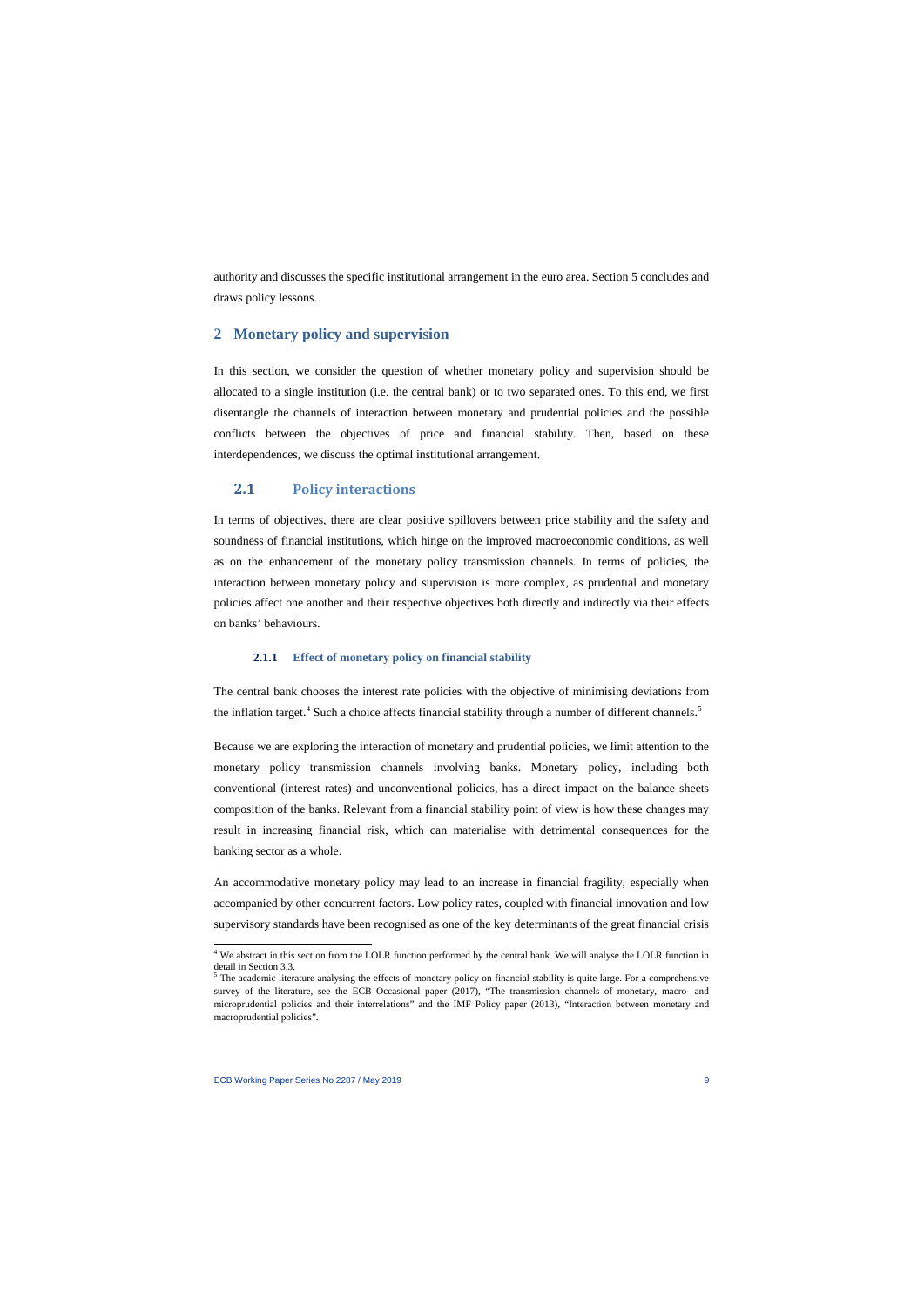authority and discusses the specific institutional arrangement in the euro area. Section 5 concludes and draws policy lessons.

# 2 Monetary policy and supervision

In this section, we consider the question of whether monetary policy and supervision should be allocated to a single institution (i.e. the central bank) or to two separated ones. To this end, we first disentangle the channels of interaction between monetary and prudential policies and the possible conflicts between the objectives of price and financial stability. Then, based on these interdependences, we discuss the optimal institutional arrangement.

## 2.1 Policy interactions

In terms of objectives, there are clear positive spillovers between price stability and the safety and soundness of financial institutions, which hinge on the improved macroeconomic conditions, as well as on the enhancement of the monetary policy transmission channels. In terms of policies, the interaction between monetary policy and supervision is more complex, as prudential and monetary policies affect one another and their respective objectives both directly and indirectly via their effects on banks' behaviours.

### 2.1.1 Effect of monetary policy on financial stability

The central bank chooses the interest rate policies with the objective of minimising deviations from the inflation target.[4] Such a choice affects financial stability through a number of different channels.[5]

Because we are exploring the interaction of monetary and prudential policies, we limit attention to the monetary policy transmission channels involving banks. Monetary policy, including both conventional (interest rates) and unconventional policies, has a direct impact on the balance sheets composition of the banks. Relevant from a financial stability point of view is how these changes may result in increasing financial risk, which can materialise with detrimental consequences for the banking sector as a whole.

An accommodative monetary policy may lead to an increase in financial fragility, especially when accompanied by other concurrent factors. Low policy rates, coupled with financial innovation and low supervisory standards have been recognised as one of the key determinants of the great financial crisis

[4] We abstract in this section from the LOLR function performed by the central bank. We will analyse the LOLR function in detail in Section 3.3.

[5] The academic literature analysing the effects of monetary policy on financial stability is quite large. For a comprehensive survey of the literature, see the ECB Occasional paper (2017), "The transmission channels of monetary, macro- and microprudential policies and their interrelations" and the IMF Policy paper (2013), "Interaction between monetary and macroprudential policies".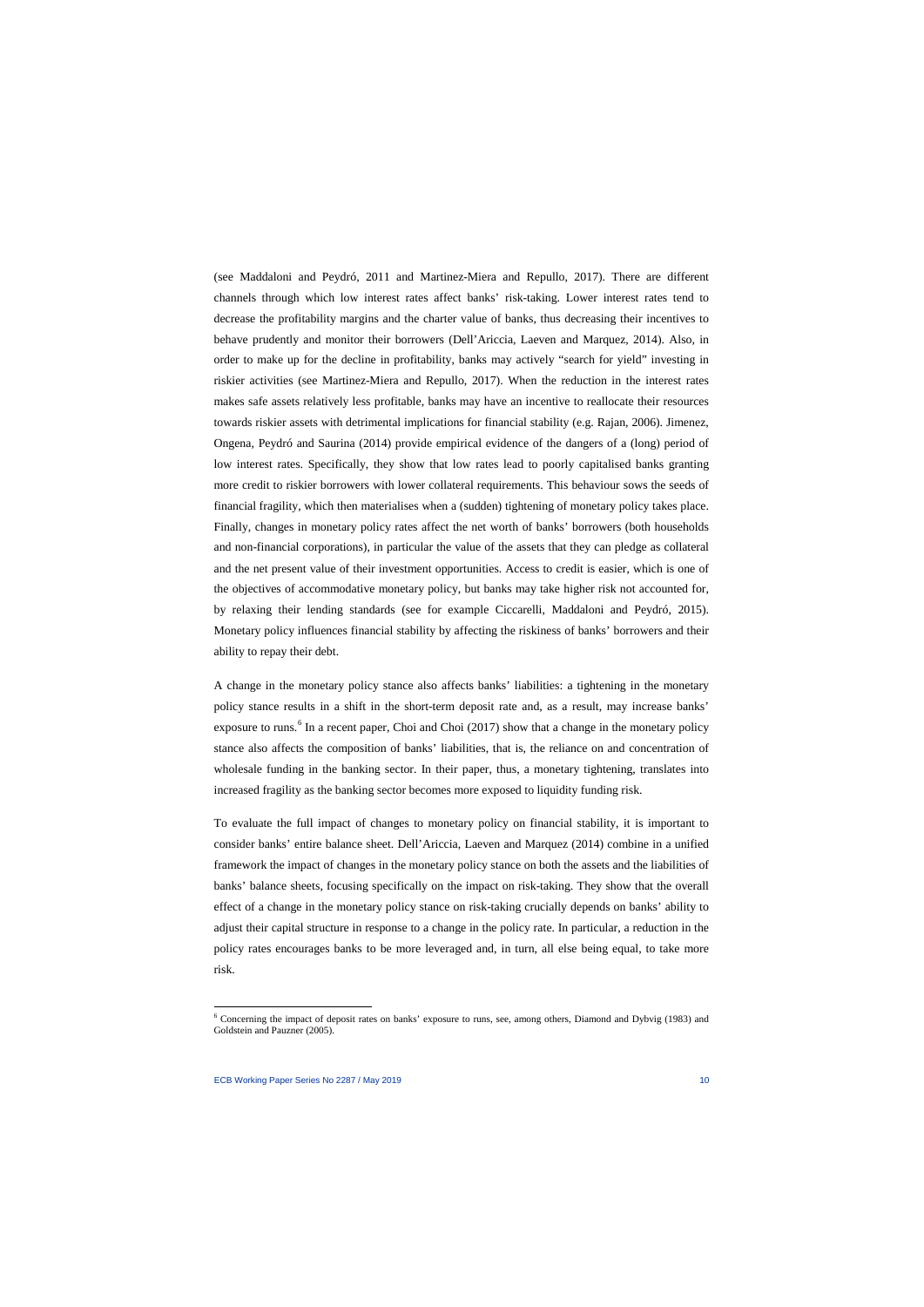(see Maddaloni and Peydró, 2011 and Martinez-Miera and Repullo, 2017). There are different channels through which low interest rates affect banks' risk-taking. Lower interest rates tend to decrease the profitability margins and the charter value of banks, thus decreasing their incentives to behave prudently and monitor their borrowers (Dell'Ariccia, Laeven and Marquez, 2014). Also, in order to make up for the decline in profitability, banks may actively "search for yield" investing in riskier activities (see Martinez-Miera and Repullo, 2017). When the reduction in the interest rates makes safe assets relatively less profitable, banks may have an incentive to reallocate their resources towards riskier assets with detrimental implications for financial stability (e.g. Rajan, 2006). Jimenez, Ongena, Peydró and Saurina (2014) provide empirical evidence of the dangers of a (long) period of low interest rates. Specifically, they show that low rates lead to poorly capitalised banks granting more credit to riskier borrowers with lower collateral requirements. This behaviour sows the seeds of financial fragility, which then materialises when a (sudden) tightening of monetary policy takes place. Finally, changes in monetary policy rates affect the net worth of banks' borrowers (both households and non-financial corporations), in particular the value of the assets that they can pledge as collateral and the net present value of their investment opportunities. Access to credit is easier, which is one of the objectives of accommodative monetary policy, but banks may take higher risk not accounted for, by relaxing their lending standards (see for example Ciccarelli, Maddaloni and Peydró, 2015). Monetary policy influences financial stability by affecting the riskiness of banks' borrowers and their ability to repay their debt.

A change in the monetary policy stance also affects banks' liabilities: a tightening in the monetary policy stance results in a shift in the short-term deposit rate and, as a result, may increase banks' exposure to runs.[6] In a recent paper, Choi and Choi (2017) show that a change in the monetary policy stance also affects the composition of banks' liabilities, that is, the reliance on and concentration of wholesale funding in the banking sector. In their paper, thus, a monetary tightening, translates into increased fragility as the banking sector becomes more exposed to liquidity funding risk.

To evaluate the full impact of changes to monetary policy on financial stability, it is important to consider banks' entire balance sheet. Dell'Ariccia, Laeven and Marquez (2014) combine in a unified framework the impact of changes in the monetary policy stance on both the assets and the liabilities of banks' balance sheets, focusing specifically on the impact on risk-taking. They show that the overall effect of a change in the monetary policy stance on risk-taking crucially depends on banks' ability to adjust their capital structure in response to a change in the policy rate. In particular, a reduction in the policy rates encourages banks to be more leveraged and, in turn, all else being equal, to take more risk.

[6] Concerning the impact of deposit rates on banks' exposure to runs, see, among others, Diamond and Dybvig (1983) and Goldstein and Pauzner (2005).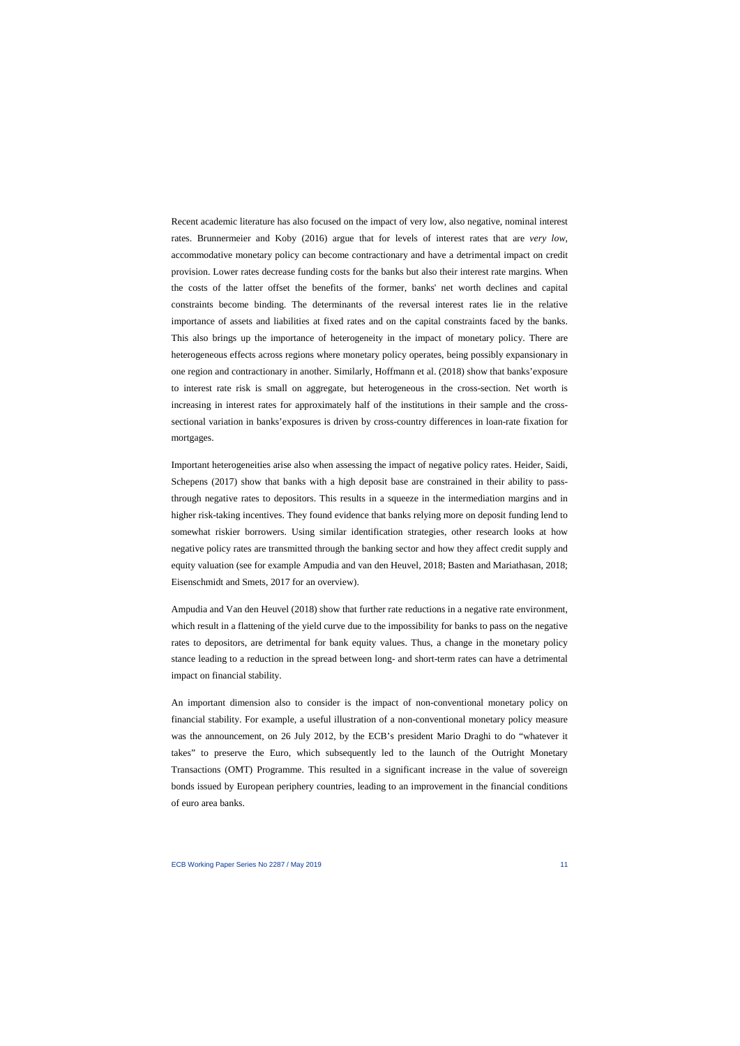Recent academic literature has also focused on the impact of very low, also negative, nominal interest rates. Brunnermeier and Koby (2016) argue that for levels of interest rates that are *very low*, accommodative monetary policy can become contractionary and have a detrimental impact on credit provision. Lower rates decrease funding costs for the banks but also their interest rate margins. When the costs of the latter offset the benefits of the former, banks' net worth declines and capital constraints become binding. The determinants of the reversal interest rates lie in the relative importance of assets and liabilities at fixed rates and on the capital constraints faced by the banks. This also brings up the importance of heterogeneity in the impact of monetary policy. There are heterogeneous effects across regions where monetary policy operates, being possibly expansionary in one region and contractionary in another. Similarly, Hoffmann et al. (2018) show that banks' exposure to interest rate risk is small on aggregate, but heterogeneous in the cross-section. Net worth is increasing in interest rates for approximately half of the institutions in their sample and the cross-sectional variation in banks' exposures is driven by cross-country differences in loan-rate fixation for mortgages.

Important heterogeneities arise also when assessing the impact of negative policy rates. Heider, Saidi, Schepens (2017) show that banks with a high deposit base are constrained in their ability to pass-through negative rates to depositors. This results in a squeeze in the intermediation margins and in higher risk-taking incentives. They found evidence that banks relying more on deposit funding lend to somewhat riskier borrowers. Using similar identification strategies, other research looks at how negative policy rates are transmitted through the banking sector and how they affect credit supply and equity valuation (see for example Ampudia and van den Heuvel, 2018; Basten and Mariathasan, 2018; Eisenschmidt and Smets, 2017 for an overview).

Ampudia and Van den Heuvel (2018) show that further rate reductions in a negative rate environment, which result in a flattening of the yield curve due to the impossibility for banks to pass on the negative rates to depositors, are detrimental for bank equity values. Thus, a change in the monetary policy stance leading to a reduction in the spread between long- and short-term rates can have a detrimental impact on financial stability.

An important dimension also to consider is the impact of non-conventional monetary policy on financial stability. For example, a useful illustration of a non-conventional monetary policy measure was the announcement, on 26 July 2012, by the ECB's president Mario Draghi to do "whatever it takes" to preserve the Euro, which subsequently led to the launch of the Outright Monetary Transactions (OMT) Programme. This resulted in a significant increase in the value of sovereign bonds issued by European periphery countries, leading to an improvement in the financial conditions of euro area banks.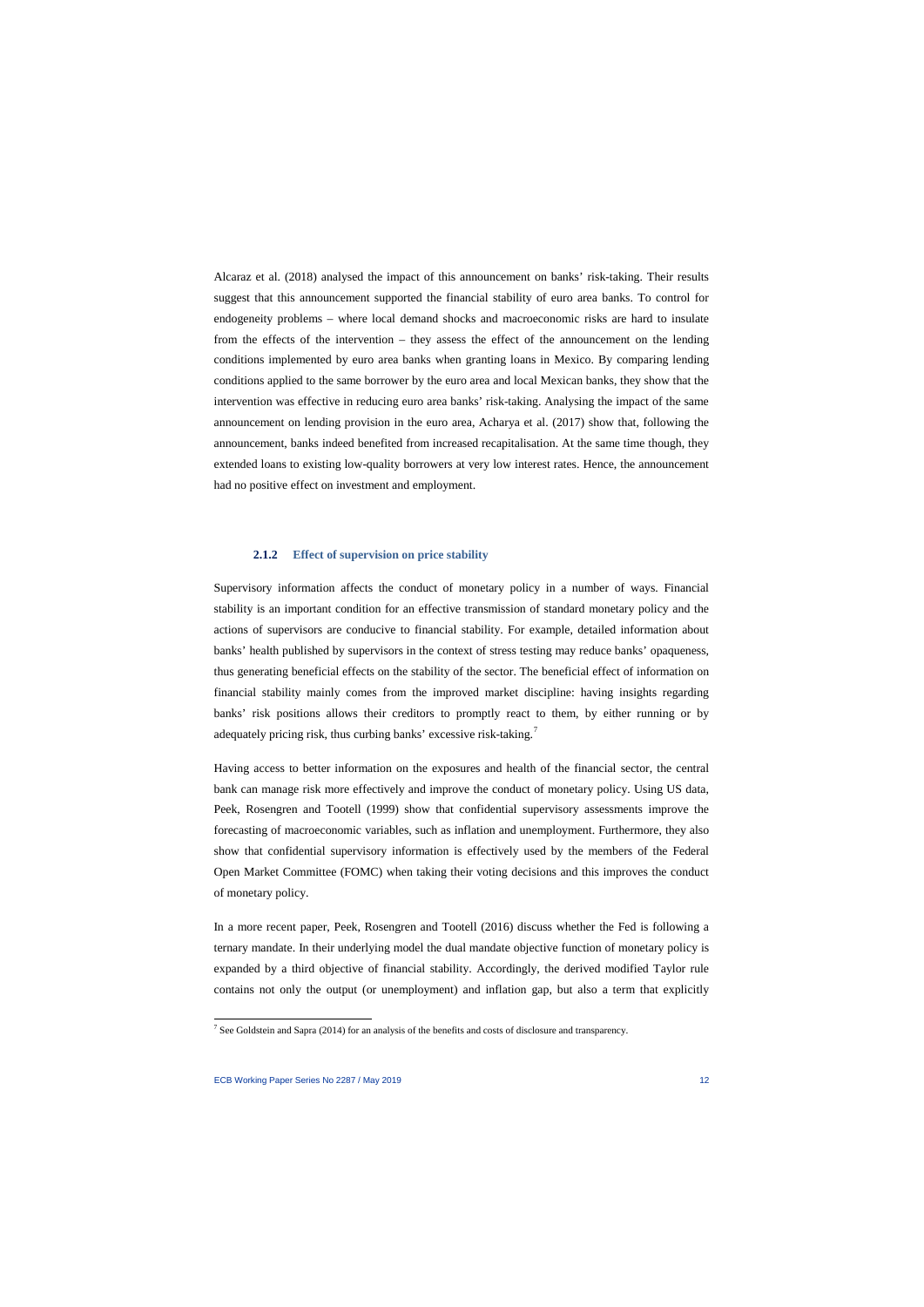Alcaraz et al. (2018) analysed the impact of this announcement on banks' risk-taking. Their results suggest that this announcement supported the financial stability of euro area banks. To control for endogeneity problems – where local demand shocks and macroeconomic risks are hard to insulate from the effects of the intervention – they assess the effect of the announcement on the lending conditions implemented by euro area banks when granting loans in Mexico. By comparing lending conditions applied to the same borrower by the euro area and local Mexican banks, they show that the intervention was effective in reducing euro area banks' risk-taking. Analysing the impact of the same announcement on lending provision in the euro area, Acharya et al. (2017) show that, following the announcement, banks indeed benefited from increased recapitalisation. At the same time though, they extended loans to existing low-quality borrowers at very low interest rates. Hence, the announcement had no positive effect on investment and employment.

### 2.1.2 Effect of supervision on price stability

Supervisory information affects the conduct of monetary policy in a number of ways. Financial stability is an important condition for an effective transmission of standard monetary policy and the actions of supervisors are conducive to financial stability. For example, detailed information about banks' health published by supervisors in the context of stress testing may reduce banks' opaqueness, thus generating beneficial effects on the stability of the sector. The beneficial effect of information on financial stability mainly comes from the improved market discipline: having insights regarding banks' risk positions allows their creditors to promptly react to them, by either running or by adequately pricing risk, thus curbing banks' excessive risk-taking.[7]

Having access to better information on the exposures and health of the financial sector, the central bank can manage risk more effectively and improve the conduct of monetary policy. Using US data, Peek, Rosengren and Tootell (1999) show that confidential supervisory assessments improve the forecasting of macroeconomic variables, such as inflation and unemployment. Furthermore, they also show that confidential supervisory information is effectively used by the members of the Federal Open Market Committee (FOMC) when taking their voting decisions and this improves the conduct of monetary policy.

In a more recent paper, Peek, Rosengren and Tootell (2016) discuss whether the Fed is following a ternary mandate. In their underlying model the dual mandate objective function of monetary policy is expanded by a third objective of financial stability. Accordingly, the derived modified Taylor rule contains not only the output (or unemployment) and inflation gap, but also a term that explicitly

[7] See Goldstein and Sapra (2014) for an analysis of the benefits and costs of disclosure and transparency.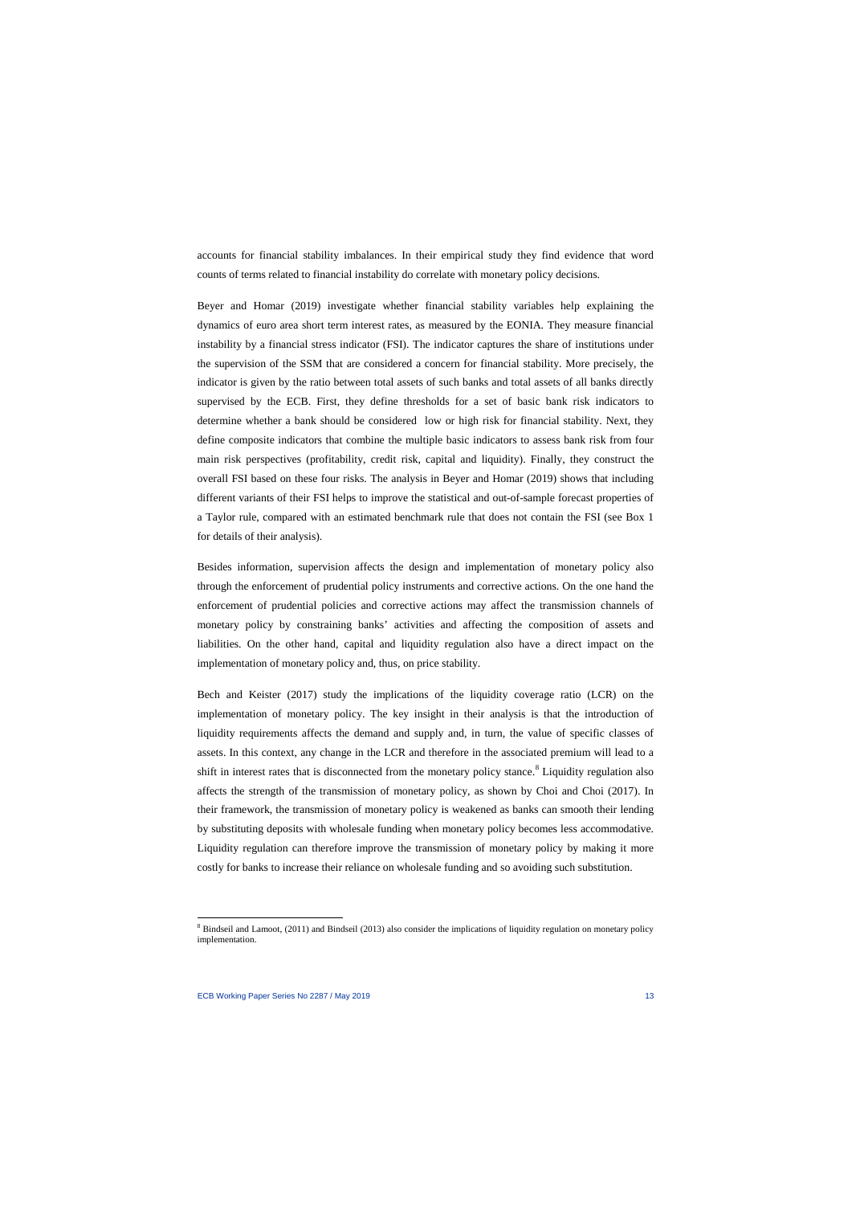accounts for financial stability imbalances. In their empirical study they find evidence that word counts of terms related to financial instability do correlate with monetary policy decisions.

Beyer and Homar (2019) investigate whether financial stability variables help explaining the dynamics of euro area short term interest rates, as measured by the EONIA. They measure financial instability by a financial stress indicator (FSI). The indicator captures the share of institutions under the supervision of the SSM that are considered a concern for financial stability. More precisely, the indicator is given by the ratio between total assets of such banks and total assets of all banks directly supervised by the ECB. First, they define thresholds for a set of basic bank risk indicators to determine whether a bank should be considered low or high risk for financial stability. Next, they define composite indicators that combine the multiple basic indicators to assess bank risk from four main risk perspectives (profitability, credit risk, capital and liquidity). Finally, they construct the overall FSI based on these four risks. The analysis in Beyer and Homar (2019) shows that including different variants of their FSI helps to improve the statistical and out-of-sample forecast properties of a Taylor rule, compared with an estimated benchmark rule that does not contain the FSI (see Box 1 for details of their analysis).

Besides information, supervision affects the design and implementation of monetary policy also through the enforcement of prudential policy instruments and corrective actions. On the one hand the enforcement of prudential policies and corrective actions may affect the transmission channels of monetary policy by constraining banks' activities and affecting the composition of assets and liabilities. On the other hand, capital and liquidity regulation also have a direct impact on the implementation of monetary policy and, thus, on price stability.

Bech and Keister (2017) study the implications of the liquidity coverage ratio (LCR) on the implementation of monetary policy. The key insight in their analysis is that the introduction of liquidity requirements affects the demand and supply and, in turn, the value of specific classes of assets. In this context, any change in the LCR and therefore in the associated premium will lead to a shift in interest rates that is disconnected from the monetary policy stance.[8] Liquidity regulation also affects the strength of the transmission of monetary policy, as shown by Choi and Choi (2017). In their framework, the transmission of monetary policy is weakened as banks can smooth their lending by substituting deposits with wholesale funding when monetary policy becomes less accommodative. Liquidity regulation can therefore improve the transmission of monetary policy by making it more costly for banks to increase their reliance on wholesale funding and so avoiding such substitution.

[8] Bindseil and Lamoot, (2011) and Bindseil (2013) also consider the implications of liquidity regulation on monetary policy implementation.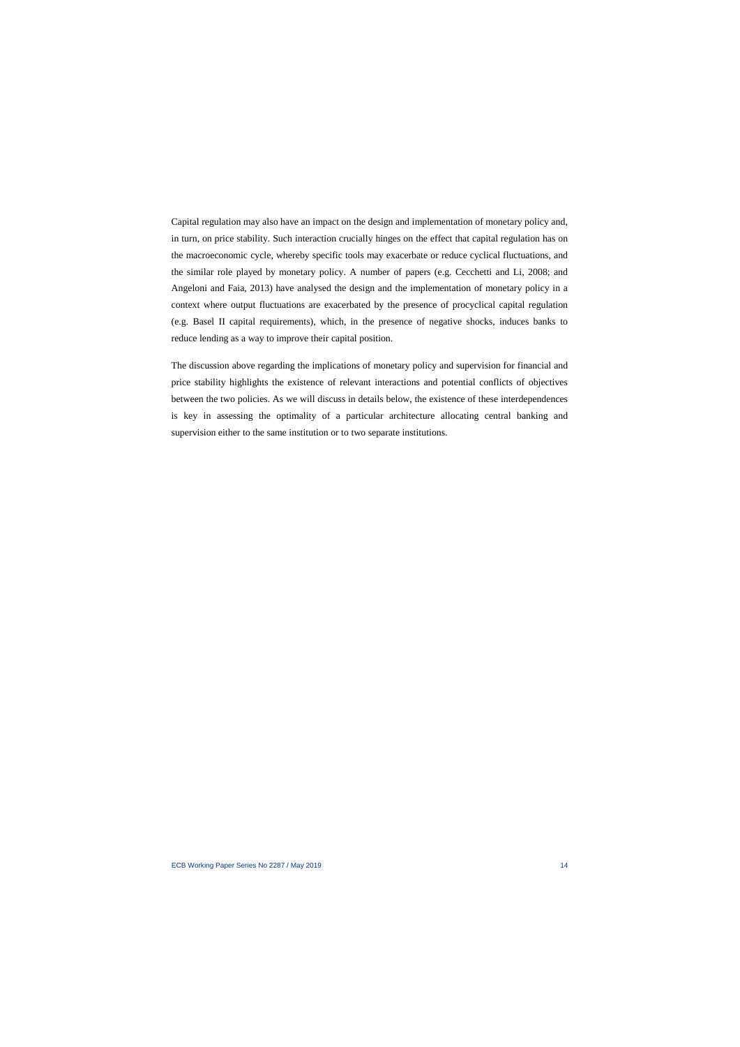Capital regulation may also have an impact on the design and implementation of monetary policy and, in turn, on price stability. Such interaction crucially hinges on the effect that capital regulation has on the macroeconomic cycle, whereby specific tools may exacerbate or reduce cyclical fluctuations, and the similar role played by monetary policy. A number of papers (e.g. Cecchetti and Li, 2008; and Angeloni and Faia, 2013) have analysed the design and the implementation of monetary policy in a context where output fluctuations are exacerbated by the presence of procyclical capital regulation (e.g. Basel II capital requirements), which, in the presence of negative shocks, induces banks to reduce lending as a way to improve their capital position.

The discussion above regarding the implications of monetary policy and supervision for financial and price stability highlights the existence of relevant interactions and potential conflicts of objectives between the two policies. As we will discuss in details below, the existence of these interdependences is key in assessing the optimality of a particular architecture allocating central banking and supervision either to the same institution or to two separate institutions.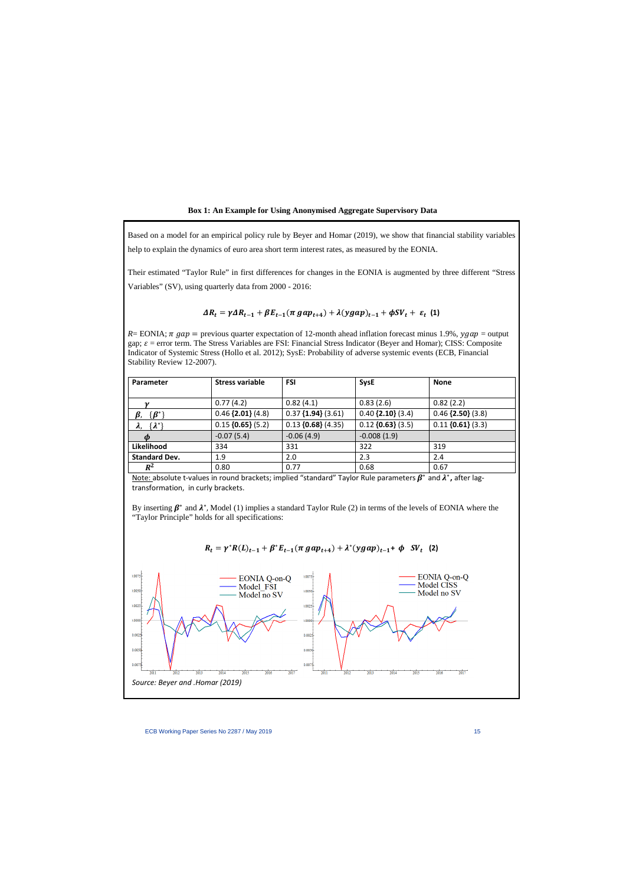**Box 1: An Example for Using Anonymised Aggregate Supervisory Data**

Based on a model for an empirical policy rule by Beyer and Homar (2019), we show that financial stability variables help to explain the dynamics of euro area short term interest rates, as measured by the EONIA.

Their estimated "Taylor Rule" in first differences for changes in the EONIA is augmented by three different "Stress Variables" (SV), using quarterly data from 2000 - 2016:

$$\Delta R_t = \gamma \Delta R_{t-1} + \beta E_{t-1}(\pi\, gap_{t+4}) + \lambda (ygap)_{t-1} + \phi SV_t + \varepsilon_t \quad \textbf{(1)}$$

$R$= EONIA; $\pi\ gap =$ previous quarter expectation of 12-month ahead inflation forecast minus 1.9%, $ygap$ = output gap; $\varepsilon$ = error term. The Stress Variables are FSI: Financial Stress Indicator (Beyer and Homar); CISS: Composite Indicator of Systemic Stress (Hollo et al. 2012); SysE: Probability of adverse systemic events (ECB, Financial Stability Review 12-2007).

| Parameter | Stress variable | FSI | SysE | None |
|---|---|---|---|---|
| $\gamma$ | 0.77 (4.2) | 0.82 (4.1) | 0.83 (2.6) | 0.82 (2.2) |
| $\beta$, $\{\beta^*\}$ | 0.46 **{2.01}** (4.8) | 0.37 **{1.94}** (3.61) | 0.40 **{2.10}** (3.4) | 0.46 **{2.50}** (3.8) |
| $\lambda$, $\{\lambda^*\}$ | 0.15 **{0.65}** (5.2) | 0.13 **{0.68}** (4.35) | 0.12 **{0.63}** (3.5) | 0.11 **{0.61}** (3.3) |
| $\phi$ | -0.07 (5.4) | -0.06 (4.9) | -0.008 (1.9) | |
| **Likelihood** | 334 | 331 | 322 | 319 |
| **Standard Dev.** | 1.9 | 2.0 | 2.3 | 2.4 |
| $R^2$ | 0.80 | 0.77 | 0.68 | 0.67 |

Note: absolute t-values in round brackets; implied "standard" Taylor Rule parameters $\beta^*$ and $\lambda^*$, after lag-transformation, in curly brackets.

By inserting $\beta^*$ and $\lambda^*$, Model (1) implies a standard Taylor Rule (2) in terms of the levels of EONIA where the "Taylor Principle" holds for all specifications:

$$R_t = \gamma^* R(L)_{t-1} + \beta^* E_{t-1}(\pi\, gap_{t+4}) + \lambda^* (ygap)_{t-1} + \phi \quad SV_t \quad \textbf{(2)}$$

*Source: Beyer and .Homar (2019)*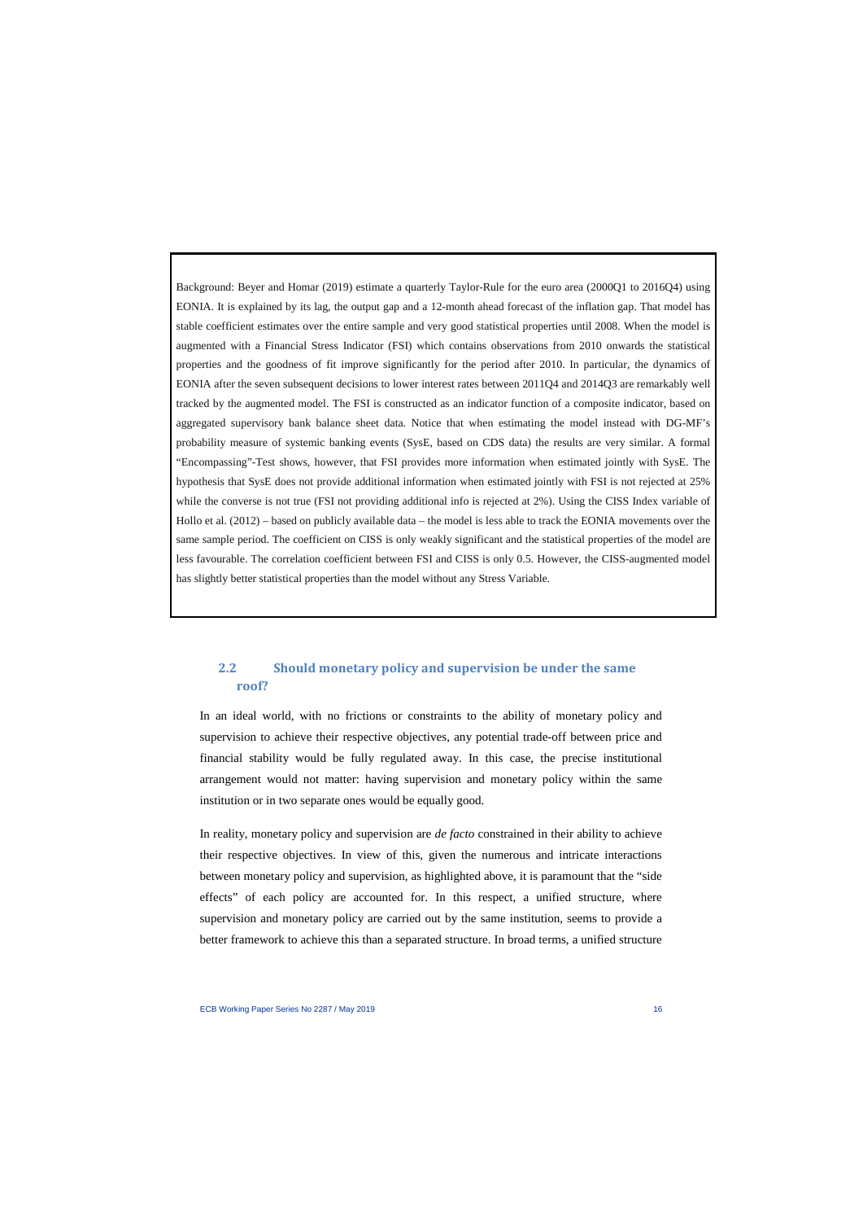Background: Beyer and Homar (2019) estimate a quarterly Taylor-Rule for the euro area (2000Q1 to 2016Q4) using EONIA. It is explained by its lag, the output gap and a 12-month ahead forecast of the inflation gap. That model has stable coefficient estimates over the entire sample and very good statistical properties until 2008. When the model is augmented with a Financial Stress Indicator (FSI) which contains observations from 2010 onwards the statistical properties and the goodness of fit improve significantly for the period after 2010. In particular, the dynamics of EONIA after the seven subsequent decisions to lower interest rates between 2011Q4 and 2014Q3 are remarkably well tracked by the augmented model. The FSI is constructed as an indicator function of a composite indicator, based on aggregated supervisory bank balance sheet data. Notice that when estimating the model instead with DG-MF's probability measure of systemic banking events (SysE, based on CDS data) the results are very similar. A formal "Encompassing"-Test shows, however, that FSI provides more information when estimated jointly with SysE. The hypothesis that SysE does not provide additional information when estimated jointly with FSI is not rejected at 25% while the converse is not true (FSI not providing additional info is rejected at 2%). Using the CISS Index variable of Hollo et al. (2012) – based on publicly available data – the model is less able to track the EONIA movements over the same sample period. The coefficient on CISS is only weakly significant and the statistical properties of the model are less favourable. The correlation coefficient between FSI and CISS is only 0.5. However, the CISS-augmented model has slightly better statistical properties than the model without any Stress Variable.

## 2.2 Should monetary policy and supervision be under the same roof?

In an ideal world, with no frictions or constraints to the ability of monetary policy and supervision to achieve their respective objectives, any potential trade-off between price and financial stability would be fully regulated away. In this case, the precise institutional arrangement would not matter: having supervision and monetary policy within the same institution or in two separate ones would be equally good.

In reality, monetary policy and supervision are *de facto* constrained in their ability to achieve their respective objectives. In view of this, given the numerous and intricate interactions between monetary policy and supervision, as highlighted above, it is paramount that the "side effects" of each policy are accounted for. In this respect, a unified structure, where supervision and monetary policy are carried out by the same institution, seems to provide a better framework to achieve this than a separated structure. In broad terms, a unified structure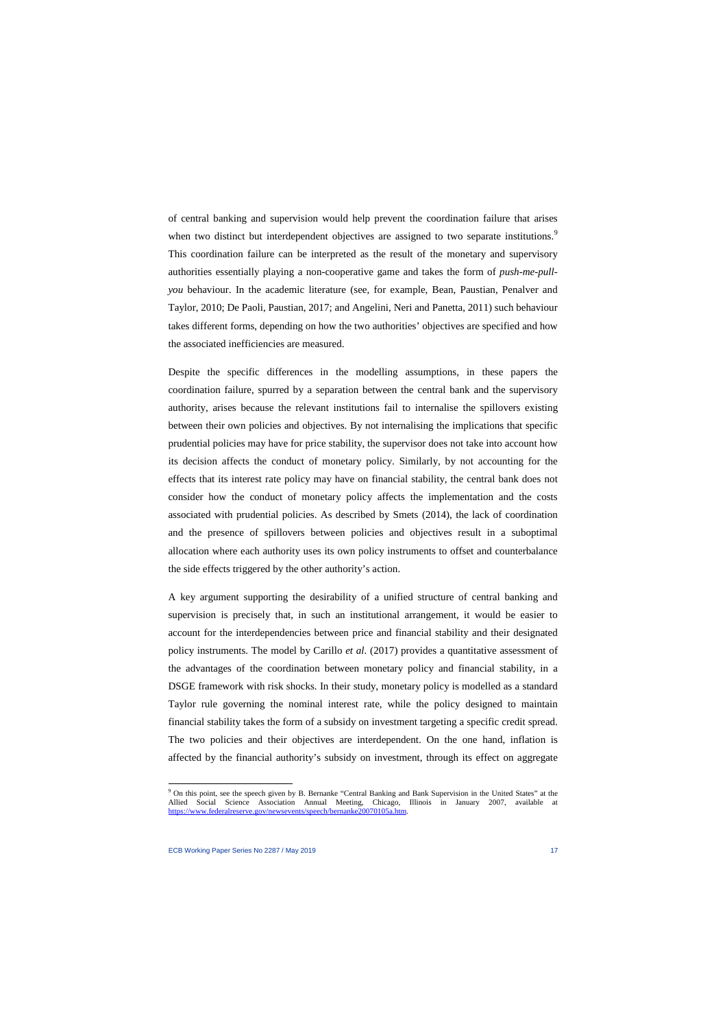of central banking and supervision would help prevent the coordination failure that arises when two distinct but interdependent objectives are assigned to two separate institutions.[9] This coordination failure can be interpreted as the result of the monetary and supervisory authorities essentially playing a non-cooperative game and takes the form of *push-me-pull-you* behaviour. In the academic literature (see, for example, Bean, Paustian, Penalver and Taylor, 2010; De Paoli, Paustian, 2017; and Angelini, Neri and Panetta, 2011) such behaviour takes different forms, depending on how the two authorities' objectives are specified and how the associated inefficiencies are measured.

Despite the specific differences in the modelling assumptions, in these papers the coordination failure, spurred by a separation between the central bank and the supervisory authority, arises because the relevant institutions fail to internalise the spillovers existing between their own policies and objectives. By not internalising the implications that specific prudential policies may have for price stability, the supervisor does not take into account how its decision affects the conduct of monetary policy. Similarly, by not accounting for the effects that its interest rate policy may have on financial stability, the central bank does not consider how the conduct of monetary policy affects the implementation and the costs associated with prudential policies. As described by Smets (2014), the lack of coordination and the presence of spillovers between policies and objectives result in a suboptimal allocation where each authority uses its own policy instruments to offset and counterbalance the side effects triggered by the other authority's action.

A key argument supporting the desirability of a unified structure of central banking and supervision is precisely that, in such an institutional arrangement, it would be easier to account for the interdependencies between price and financial stability and their designated policy instruments. The model by Carillo *et al*. (2017) provides a quantitative assessment of the advantages of the coordination between monetary policy and financial stability, in a DSGE framework with risk shocks. In their study, monetary policy is modelled as a standard Taylor rule governing the nominal interest rate, while the policy designed to maintain financial stability takes the form of a subsidy on investment targeting a specific credit spread. The two policies and their objectives are interdependent. On the one hand, inflation is affected by the financial authority's subsidy on investment, through its effect on aggregate

[9] On this point, see the speech given by B. Bernanke "Central Banking and Bank Supervision in the United States" at the Allied Social Science Association Annual Meeting, Chicago, Illinois in January 2007, available at https://www.federalreserve.gov/newsevents/speech/bernanke20070105a.htm.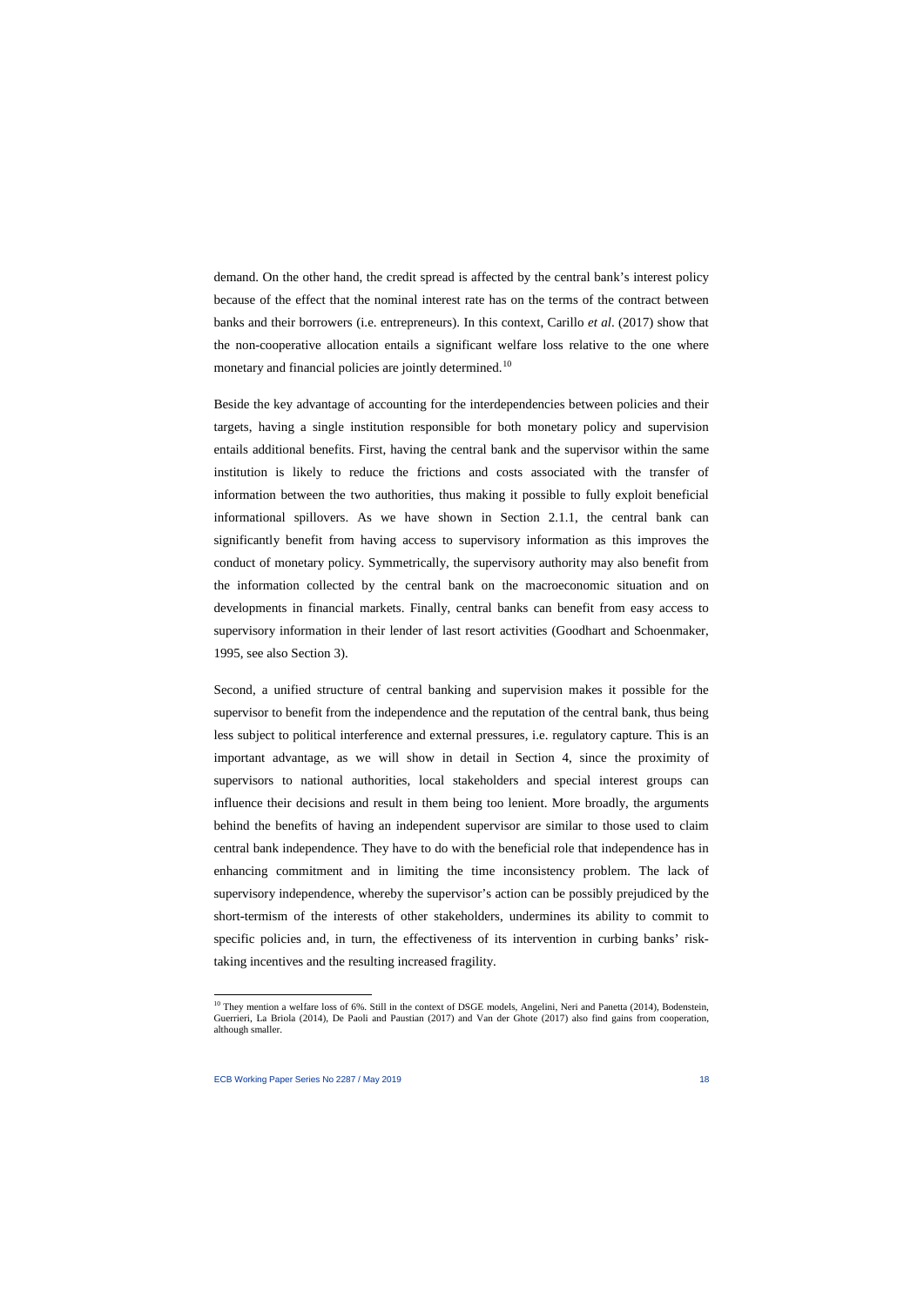demand. On the other hand, the credit spread is affected by the central bank's interest policy because of the effect that the nominal interest rate has on the terms of the contract between banks and their borrowers (i.e. entrepreneurs). In this context, Carillo *et al*. (2017) show that the non-cooperative allocation entails a significant welfare loss relative to the one where monetary and financial policies are jointly determined.[10]

Beside the key advantage of accounting for the interdependencies between policies and their targets, having a single institution responsible for both monetary policy and supervision entails additional benefits. First, having the central bank and the supervisor within the same institution is likely to reduce the frictions and costs associated with the transfer of information between the two authorities, thus making it possible to fully exploit beneficial informational spillovers. As we have shown in Section 2.1.1, the central bank can significantly benefit from having access to supervisory information as this improves the conduct of monetary policy. Symmetrically, the supervisory authority may also benefit from the information collected by the central bank on the macroeconomic situation and on developments in financial markets. Finally, central banks can benefit from easy access to supervisory information in their lender of last resort activities (Goodhart and Schoenmaker, 1995, see also Section 3).

Second, a unified structure of central banking and supervision makes it possible for the supervisor to benefit from the independence and the reputation of the central bank, thus being less subject to political interference and external pressures, i.e. regulatory capture. This is an important advantage, as we will show in detail in Section 4, since the proximity of supervisors to national authorities, local stakeholders and special interest groups can influence their decisions and result in them being too lenient. More broadly, the arguments behind the benefits of having an independent supervisor are similar to those used to claim central bank independence. They have to do with the beneficial role that independence has in enhancing commitment and in limiting the time inconsistency problem. The lack of supervisory independence, whereby the supervisor's action can be possibly prejudiced by the short-termism of the interests of other stakeholders, undermines its ability to commit to specific policies and, in turn, the effectiveness of its intervention in curbing banks' risk-taking incentives and the resulting increased fragility.

[10] They mention a welfare loss of 6%. Still in the context of DSGE models, Angelini, Neri and Panetta (2014), Bodenstein, Guerrieri, La Briola (2014), De Paoli and Paustian (2017) and Van der Ghote (2017) also find gains from cooperation, although smaller.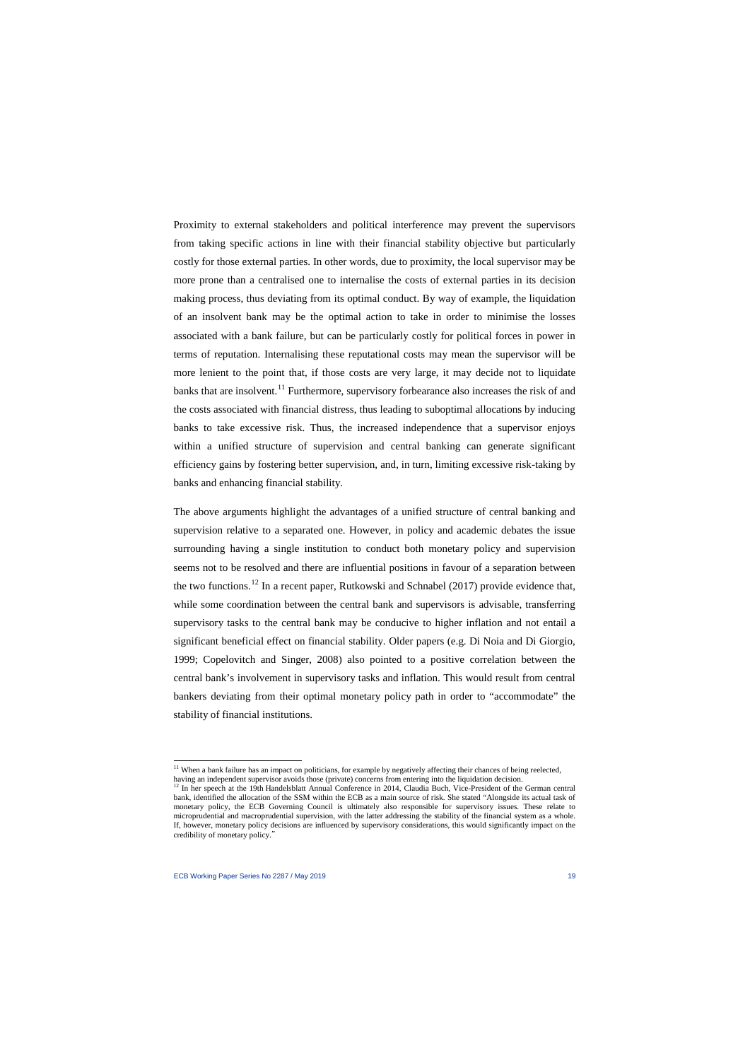Proximity to external stakeholders and political interference may prevent the supervisors from taking specific actions in line with their financial stability objective but particularly costly for those external parties. In other words, due to proximity, the local supervisor may be more prone than a centralised one to internalise the costs of external parties in its decision making process, thus deviating from its optimal conduct. By way of example, the liquidation of an insolvent bank may be the optimal action to take in order to minimise the losses associated with a bank failure, but can be particularly costly for political forces in power in terms of reputation. Internalising these reputational costs may mean the supervisor will be more lenient to the point that, if those costs are very large, it may decide not to liquidate banks that are insolvent.[11] Furthermore, supervisory forbearance also increases the risk of and the costs associated with financial distress, thus leading to suboptimal allocations by inducing banks to take excessive risk. Thus, the increased independence that a supervisor enjoys within a unified structure of supervision and central banking can generate significant efficiency gains by fostering better supervision, and, in turn, limiting excessive risk-taking by banks and enhancing financial stability.

The above arguments highlight the advantages of a unified structure of central banking and supervision relative to a separated one. However, in policy and academic debates the issue surrounding having a single institution to conduct both monetary policy and supervision seems not to be resolved and there are influential positions in favour of a separation between the two functions.[12] In a recent paper, Rutkowski and Schnabel (2017) provide evidence that, while some coordination between the central bank and supervisors is advisable, transferring supervisory tasks to the central bank may be conducive to higher inflation and not entail a significant beneficial effect on financial stability. Older papers (e.g. Di Noia and Di Giorgio, 1999; Copelovitch and Singer, 2008) also pointed to a positive correlation between the central bank's involvement in supervisory tasks and inflation. This would result from central bankers deviating from their optimal monetary policy path in order to "accommodate" the stability of financial institutions.

---

[11] When a bank failure has an impact on politicians, for example by negatively affecting their chances of being reelected, having an independent supervisor avoids those (private) concerns from entering into the liquidation decision.

[12] In her speech at the 19th Handelsblatt Annual Conference in 2014, Claudia Buch, Vice-President of the German central bank, identified the allocation of the SSM within the ECB as a main source of risk. She stated "Alongside its actual task of monetary policy, the ECB Governing Council is ultimately also responsible for supervisory issues. These relate to microprudential and macroprudential supervision, with the latter addressing the stability of the financial system as a whole. If, however, monetary policy decisions are influenced by supervisory considerations, this would significantly impact on the credibility of monetary policy."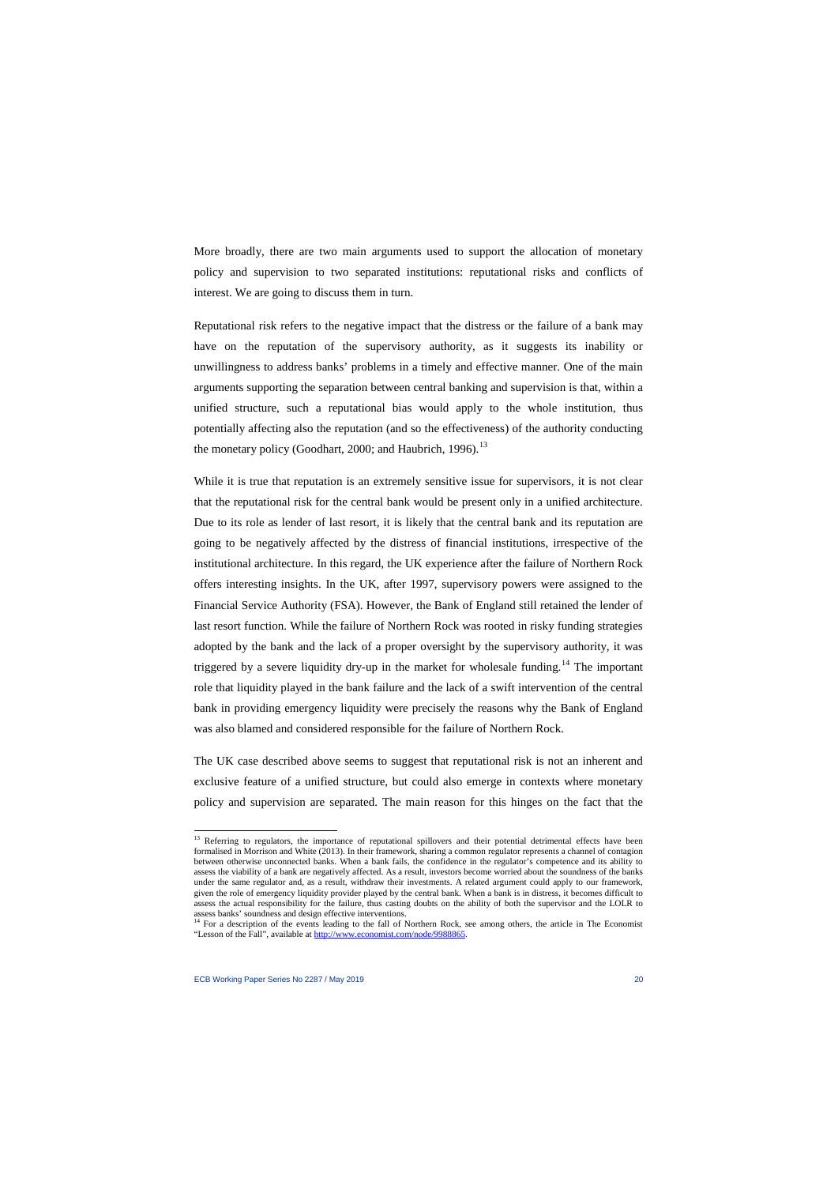More broadly, there are two main arguments used to support the allocation of monetary policy and supervision to two separated institutions: reputational risks and conflicts of interest. We are going to discuss them in turn.

Reputational risk refers to the negative impact that the distress or the failure of a bank may have on the reputation of the supervisory authority, as it suggests its inability or unwillingness to address banks' problems in a timely and effective manner. One of the main arguments supporting the separation between central banking and supervision is that, within a unified structure, such a reputational bias would apply to the whole institution, thus potentially affecting also the reputation (and so the effectiveness) of the authority conducting the monetary policy (Goodhart, 2000; and Haubrich, 1996).[13]

While it is true that reputation is an extremely sensitive issue for supervisors, it is not clear that the reputational risk for the central bank would be present only in a unified architecture. Due to its role as lender of last resort, it is likely that the central bank and its reputation are going to be negatively affected by the distress of financial institutions, irrespective of the institutional architecture. In this regard, the UK experience after the failure of Northern Rock offers interesting insights. In the UK, after 1997, supervisory powers were assigned to the Financial Service Authority (FSA). However, the Bank of England still retained the lender of last resort function. While the failure of Northern Rock was rooted in risky funding strategies adopted by the bank and the lack of a proper oversight by the supervisory authority, it was triggered by a severe liquidity dry-up in the market for wholesale funding.[14] The important role that liquidity played in the bank failure and the lack of a swift intervention of the central bank in providing emergency liquidity were precisely the reasons why the Bank of England was also blamed and considered responsible for the failure of Northern Rock.

The UK case described above seems to suggest that reputational risk is not an inherent and exclusive feature of a unified structure, but could also emerge in contexts where monetary policy and supervision are separated. The main reason for this hinges on the fact that the

---

[13] Referring to regulators, the importance of reputational spillovers and their potential detrimental effects have been formalised in Morrison and White (2013). In their framework, sharing a common regulator represents a channel of contagion between otherwise unconnected banks. When a bank fails, the confidence in the regulator's competence and its ability to assess the viability of a bank are negatively affected. As a result, investors become worried about the soundness of the banks under the same regulator and, as a result, withdraw their investments. A related argument could apply to our framework, given the role of emergency liquidity provider played by the central bank. When a bank is in distress, it becomes difficult to assess the actual responsibility for the failure, thus casting doubts on the ability of both the supervisor and the LOLR to assess banks' soundness and design effective interventions.

[14] For a description of the events leading to the fall of Northern Rock, see among others, the article in The Economist "Lesson of the Fall", available at http://www.economist.com/node/9988865.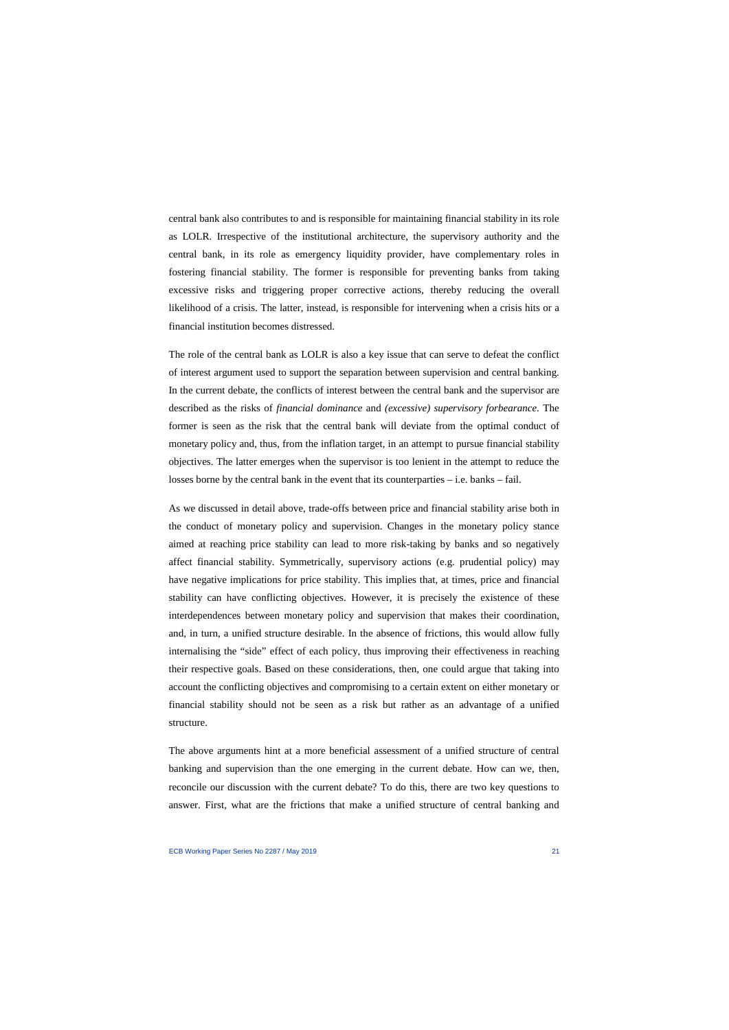central bank also contributes to and is responsible for maintaining financial stability in its role as LOLR. Irrespective of the institutional architecture, the supervisory authority and the central bank, in its role as emergency liquidity provider, have complementary roles in fostering financial stability. The former is responsible for preventing banks from taking excessive risks and triggering proper corrective actions, thereby reducing the overall likelihood of a crisis. The latter, instead, is responsible for intervening when a crisis hits or a financial institution becomes distressed.

The role of the central bank as LOLR is also a key issue that can serve to defeat the conflict of interest argument used to support the separation between supervision and central banking. In the current debate, the conflicts of interest between the central bank and the supervisor are described as the risks of *financial dominance* and *(excessive) supervisory forbearance*. The former is seen as the risk that the central bank will deviate from the optimal conduct of monetary policy and, thus, from the inflation target, in an attempt to pursue financial stability objectives. The latter emerges when the supervisor is too lenient in the attempt to reduce the losses borne by the central bank in the event that its counterparties – i.e. banks – fail.

As we discussed in detail above, trade-offs between price and financial stability arise both in the conduct of monetary policy and supervision. Changes in the monetary policy stance aimed at reaching price stability can lead to more risk-taking by banks and so negatively affect financial stability. Symmetrically, supervisory actions (e.g. prudential policy) may have negative implications for price stability. This implies that, at times, price and financial stability can have conflicting objectives. However, it is precisely the existence of these interdependences between monetary policy and supervision that makes their coordination, and, in turn, a unified structure desirable. In the absence of frictions, this would allow fully internalising the "side" effect of each policy, thus improving their effectiveness in reaching their respective goals. Based on these considerations, then, one could argue that taking into account the conflicting objectives and compromising to a certain extent on either monetary or financial stability should not be seen as a risk but rather as an advantage of a unified structure.

The above arguments hint at a more beneficial assessment of a unified structure of central banking and supervision than the one emerging in the current debate. How can we, then, reconcile our discussion with the current debate? To do this, there are two key questions to answer. First, what are the frictions that make a unified structure of central banking and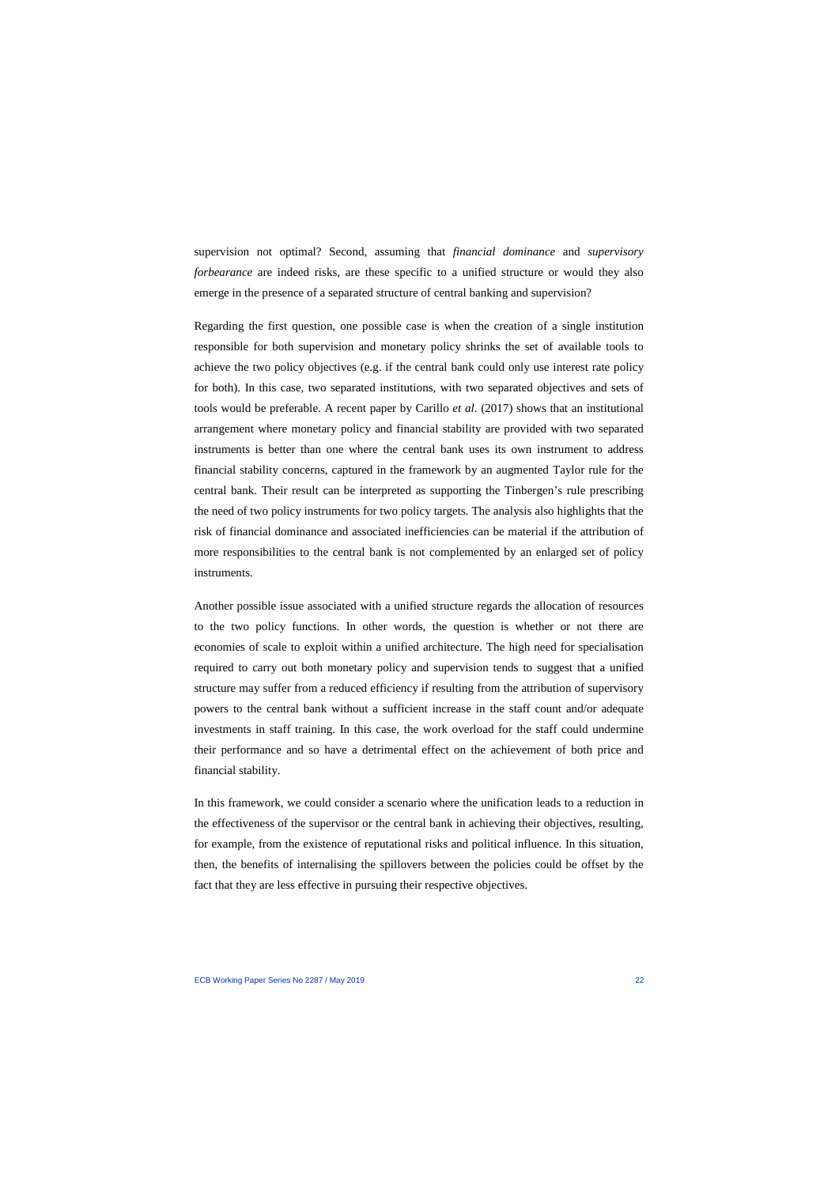supervision not optimal? Second, assuming that *financial dominance* and *supervisory forbearance* are indeed risks, are these specific to a unified structure or would they also emerge in the presence of a separated structure of central banking and supervision?

Regarding the first question, one possible case is when the creation of a single institution responsible for both supervision and monetary policy shrinks the set of available tools to achieve the two policy objectives (e.g. if the central bank could only use interest rate policy for both). In this case, two separated institutions, with two separated objectives and sets of tools would be preferable. A recent paper by Carillo *et al*. (2017) shows that an institutional arrangement where monetary policy and financial stability are provided with two separated instruments is better than one where the central bank uses its own instrument to address financial stability concerns, captured in the framework by an augmented Taylor rule for the central bank. Their result can be interpreted as supporting the Tinbergen's rule prescribing the need of two policy instruments for two policy targets. The analysis also highlights that the risk of financial dominance and associated inefficiencies can be material if the attribution of more responsibilities to the central bank is not complemented by an enlarged set of policy instruments.

Another possible issue associated with a unified structure regards the allocation of resources to the two policy functions. In other words, the question is whether or not there are economies of scale to exploit within a unified architecture. The high need for specialisation required to carry out both monetary policy and supervision tends to suggest that a unified structure may suffer from a reduced efficiency if resulting from the attribution of supervisory powers to the central bank without a sufficient increase in the staff count and/or adequate investments in staff training. In this case, the work overload for the staff could undermine their performance and so have a detrimental effect on the achievement of both price and financial stability.

In this framework, we could consider a scenario where the unification leads to a reduction in the effectiveness of the supervisor or the central bank in achieving their objectives, resulting, for example, from the existence of reputational risks and political influence. In this situation, then, the benefits of internalising the spillovers between the policies could be offset by the fact that they are less effective in pursuing their respective objectives.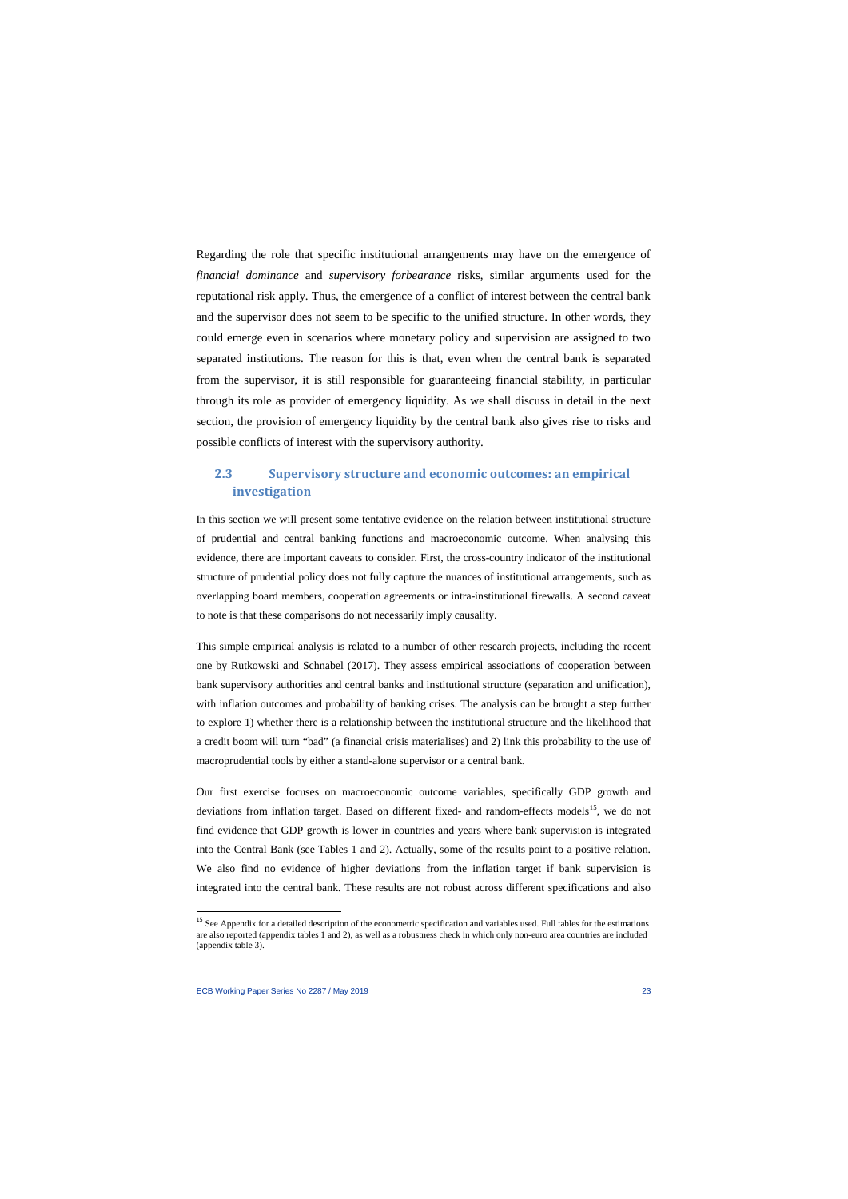Regarding the role that specific institutional arrangements may have on the emergence of *financial dominance* and *supervisory forbearance* risks, similar arguments used for the reputational risk apply. Thus, the emergence of a conflict of interest between the central bank and the supervisor does not seem to be specific to the unified structure. In other words, they could emerge even in scenarios where monetary policy and supervision are assigned to two separated institutions. The reason for this is that, even when the central bank is separated from the supervisor, it is still responsible for guaranteeing financial stability, in particular through its role as provider of emergency liquidity. As we shall discuss in detail in the next section, the provision of emergency liquidity by the central bank also gives rise to risks and possible conflicts of interest with the supervisory authority.

## 2.3 Supervisory structure and economic outcomes: an empirical investigation

In this section we will present some tentative evidence on the relation between institutional structure of prudential and central banking functions and macroeconomic outcome. When analysing this evidence, there are important caveats to consider. First, the cross-country indicator of the institutional structure of prudential policy does not fully capture the nuances of institutional arrangements, such as overlapping board members, cooperation agreements or intra-institutional firewalls. A second caveat to note is that these comparisons do not necessarily imply causality.

This simple empirical analysis is related to a number of other research projects, including the recent one by Rutkowski and Schnabel (2017). They assess empirical associations of cooperation between bank supervisory authorities and central banks and institutional structure (separation and unification), with inflation outcomes and probability of banking crises. The analysis can be brought a step further to explore 1) whether there is a relationship between the institutional structure and the likelihood that a credit boom will turn "bad" (a financial crisis materialises) and 2) link this probability to the use of macroprudential tools by either a stand-alone supervisor or a central bank.

Our first exercise focuses on macroeconomic outcome variables, specifically GDP growth and deviations from inflation target. Based on different fixed- and random-effects models[15], we do not find evidence that GDP growth is lower in countries and years where bank supervision is integrated into the Central Bank (see Tables 1 and 2). Actually, some of the results point to a positive relation. We also find no evidence of higher deviations from the inflation target if bank supervision is integrated into the central bank. These results are not robust across different specifications and also

[15] See Appendix for a detailed description of the econometric specification and variables used. Full tables for the estimations are also reported (appendix tables 1 and 2), as well as a robustness check in which only non-euro area countries are included (appendix table 3).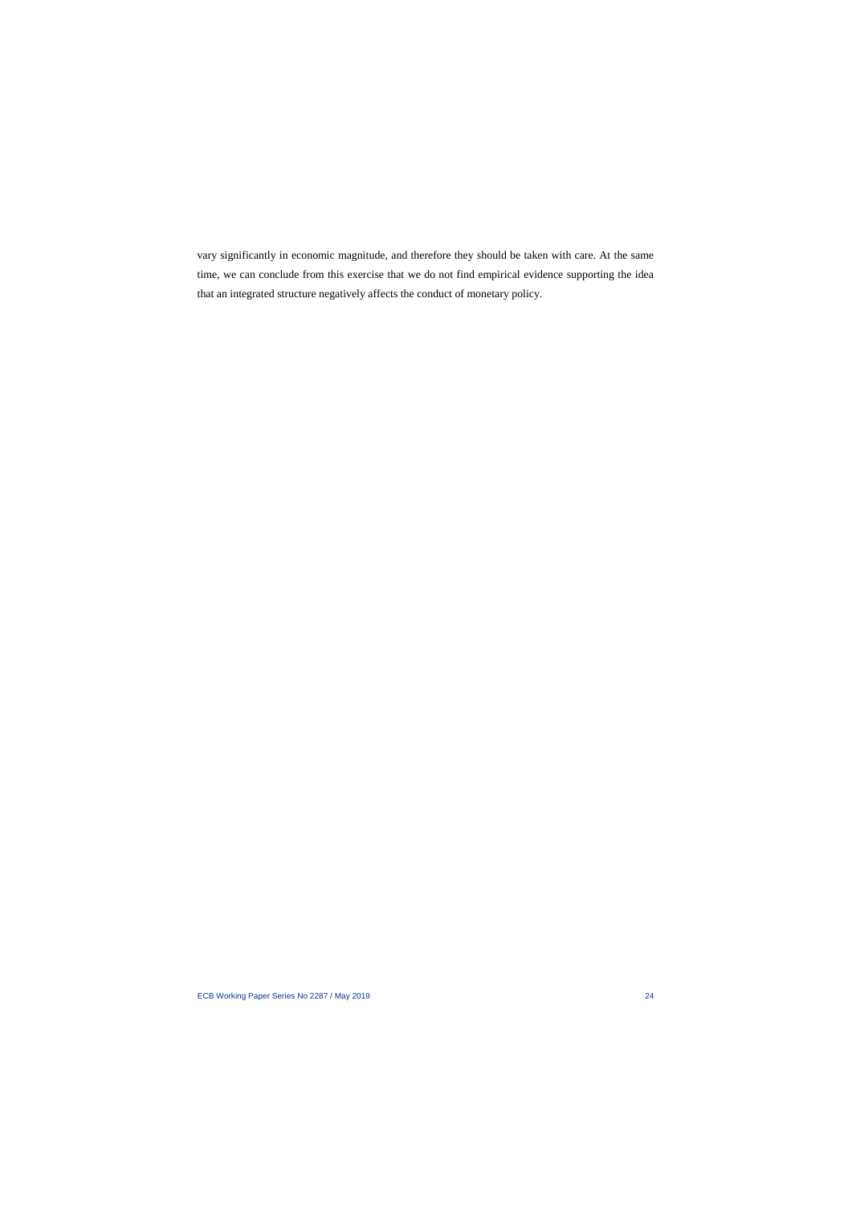vary significantly in economic magnitude, and therefore they should be taken with care. At the same time, we can conclude from this exercise that we do not find empirical evidence supporting the idea that an integrated structure negatively affects the conduct of monetary policy.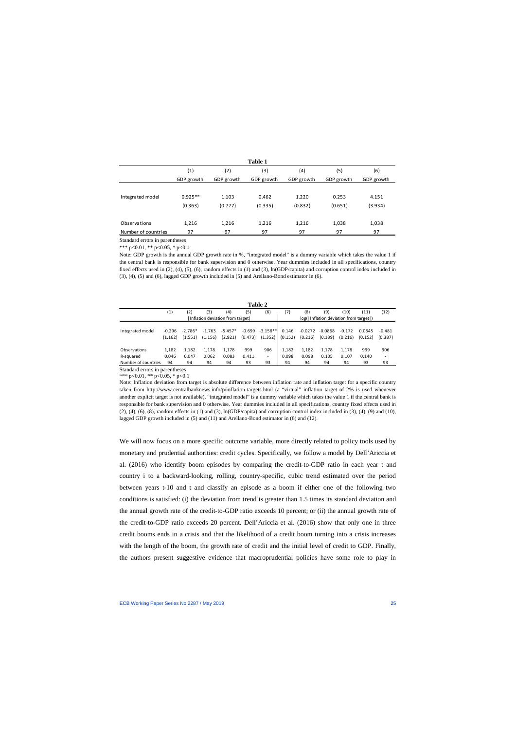**Table 1**

| | (1) | (2) | (3) | (4) | (5) | (6) |
|---|---|---|---|---|---|---|
| | GDP growth | GDP growth | GDP growth | GDP growth | GDP growth | GDP growth |
| Integrated model | 0.925** | 1.103 | 0.462 | 1.220 | 0.253 | 4.151 |
| | (0.363) | (0.777) | (0.335) | (0.832) | (0.651) | (3.934) |
| Observations | 1,216 | 1,216 | 1,216 | 1,216 | 1,038 | 1,038 |
| Number of countries | 97 | 97 | 97 | 97 | 97 | 97 |

Standard errors in parentheses

*** p<0.01, ** p<0.05, * p<0.1

Note: GDP growth is the annual GDP growth rate in %, "integrated model" is a dummy variable which takes the value 1 if the central bank is responsible for bank supervision and 0 otherwise. Year dummies included in all specifications, country fixed effects used in (2), (4), (5), (6), random effects in (1) and (3), ln(GDP/capita) and corruption control index included in (3), (4), (5) and (6), lagged GDP growth included in (5) and Arellano-Bond estimator in (6).

**Table 2**

| | (1) | (2) | (3) | (4) | (5) | (6) | (7) | (8) | (9) | (10) | (11) | (12) |
|---|---|---|---|---|---|---|---|---|---|---|---|---|
| | \|Inflation deviation from target\| | | | | | | log(\|Inflation deviation from target\|) | | | | | |
| Integrated model | -0.296 | -2.786* | -1.763 | -5.457* | -0.699 | -3.158** | 0.146 | -0.0272 | -0.0868 | -0.172 | 0.0845 | -0.481 |
| | (1.162) | (1.551) | (1.156) | (2.921) | (0.473) | (1.352) | (0.152) | (0.216) | (0.139) | (0.216) | (0.152) | (0.387) |
| Observations | 1,182 | 1,182 | 1,178 | 1,178 | 999 | 906 | 1,182 | 1,182 | 1,178 | 1,178 | 999 | 906 |
| R-squared | 0.046 | 0.047 | 0.062 | 0.083 | 0.411 | - | 0.098 | 0.098 | 0.105 | 0.107 | 0.140 | - |
| Number of countries | 94 | 94 | 94 | 94 | 93 | 93 | 94 | 94 | 94 | 94 | 93 | 93 |

Standard errors in parentheses

*** p<0.01, ** p<0.05, * p<0.1

Note: Inflation deviation from target is absolute difference between inflation rate and inflation target for a specific country taken from http://www.centralbanknews.info/p/inflation-targets.html (a "virtual" inflation target of 2% is used whenever another explicit target is not available), "integrated model" is a dummy variable which takes the value 1 if the central bank is responsible for bank supervision and 0 otherwise. Year dummies included in all specifications, country fixed effects used in (2), (4), (6), (8), random effects in (1) and (3), ln(GDP/capita) and corruption control index included in (3), (4), (9) and (10), lagged GDP growth included in (5) and (11) and Arellano-Bond estimator in (6) and (12).

We will now focus on a more specific outcome variable, more directly related to policy tools used by monetary and prudential authorities: credit cycles. Specifically, we follow a model by Dell'Ariccia et al. (2016) who identify boom episodes by comparing the credit-to-GDP ratio in each year t and country i to a backward-looking, rolling, country-specific, cubic trend estimated over the period between years t-10 and t and classify an episode as a boom if either one of the following two conditions is satisfied: (i) the deviation from trend is greater than 1.5 times its standard deviation and the annual growth rate of the credit-to-GDP ratio exceeds 10 percent; or (ii) the annual growth rate of the credit-to-GDP ratio exceeds 20 percent. Dell'Ariccia et al. (2016) show that only one in three credit booms ends in a crisis and that the likelihood of a credit boom turning into a crisis increases with the length of the boom, the growth rate of credit and the initial level of credit to GDP. Finally, the authors present suggestive evidence that macroprudential policies have some role to play in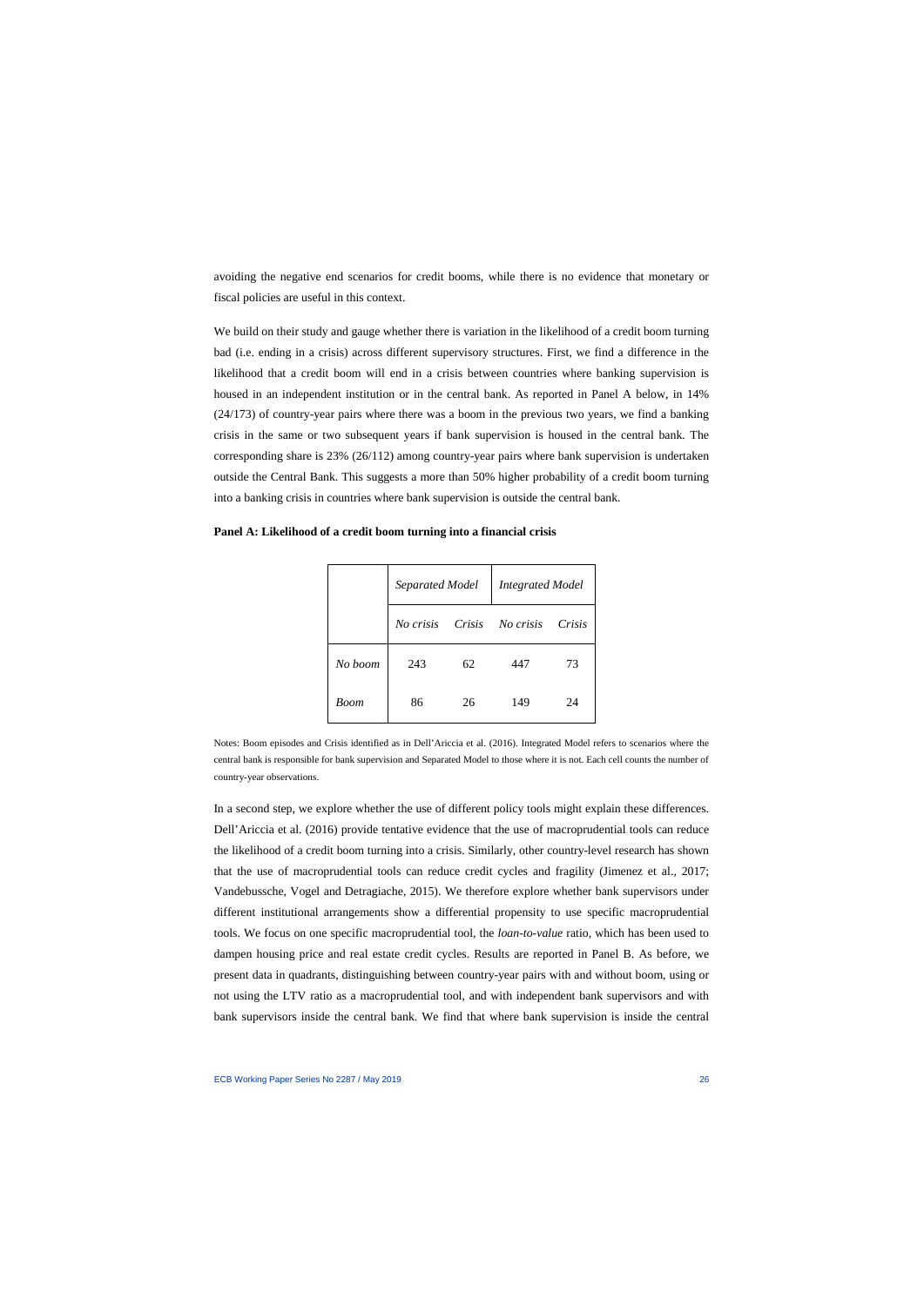avoiding the negative end scenarios for credit booms, while there is no evidence that monetary or fiscal policies are useful in this context.

We build on their study and gauge whether there is variation in the likelihood of a credit boom turning bad (i.e. ending in a crisis) across different supervisory structures. First, we find a difference in the likelihood that a credit boom will end in a crisis between countries where banking supervision is housed in an independent institution or in the central bank. As reported in Panel A below, in 14% (24/173) of country-year pairs where there was a boom in the previous two years, we find a banking crisis in the same or two subsequent years if bank supervision is housed in the central bank. The corresponding share is 23% (26/112) among country-year pairs where bank supervision is undertaken outside the Central Bank. This suggests a more than 50% higher probability of a credit boom turning into a banking crisis in countries where bank supervision is outside the central bank.

**Panel A: Likelihood of a credit boom turning into a financial crisis**

| | *Separated Model* | | *Integrated Model* | |
|---|---|---|---|---|
| | *No crisis* | *Crisis* | *No crisis* | *Crisis* |
| *No boom* | 243 | 62 | 447 | 73 |
| *Boom* | 86 | 26 | 149 | 24 |

Notes: Boom episodes and Crisis identified as in Dell'Ariccia et al. (2016). Integrated Model refers to scenarios where the central bank is responsible for bank supervision and Separated Model to those where it is not. Each cell counts the number of country-year observations.

In a second step, we explore whether the use of different policy tools might explain these differences. Dell'Ariccia et al. (2016) provide tentative evidence that the use of macroprudential tools can reduce the likelihood of a credit boom turning into a crisis. Similarly, other country-level research has shown that the use of macroprudential tools can reduce credit cycles and fragility (Jimenez et al., 2017; Vandebussche, Vogel and Detragiache, 2015). We therefore explore whether bank supervisors under different institutional arrangements show a differential propensity to use specific macroprudential tools. We focus on one specific macroprudential tool, the *loan-to-value* ratio, which has been used to dampen housing price and real estate credit cycles. Results are reported in Panel B. As before, we present data in quadrants, distinguishing between country-year pairs with and without boom, using or not using the LTV ratio as a macroprudential tool, and with independent bank supervisors and with bank supervisors inside the central bank. We find that where bank supervision is inside the central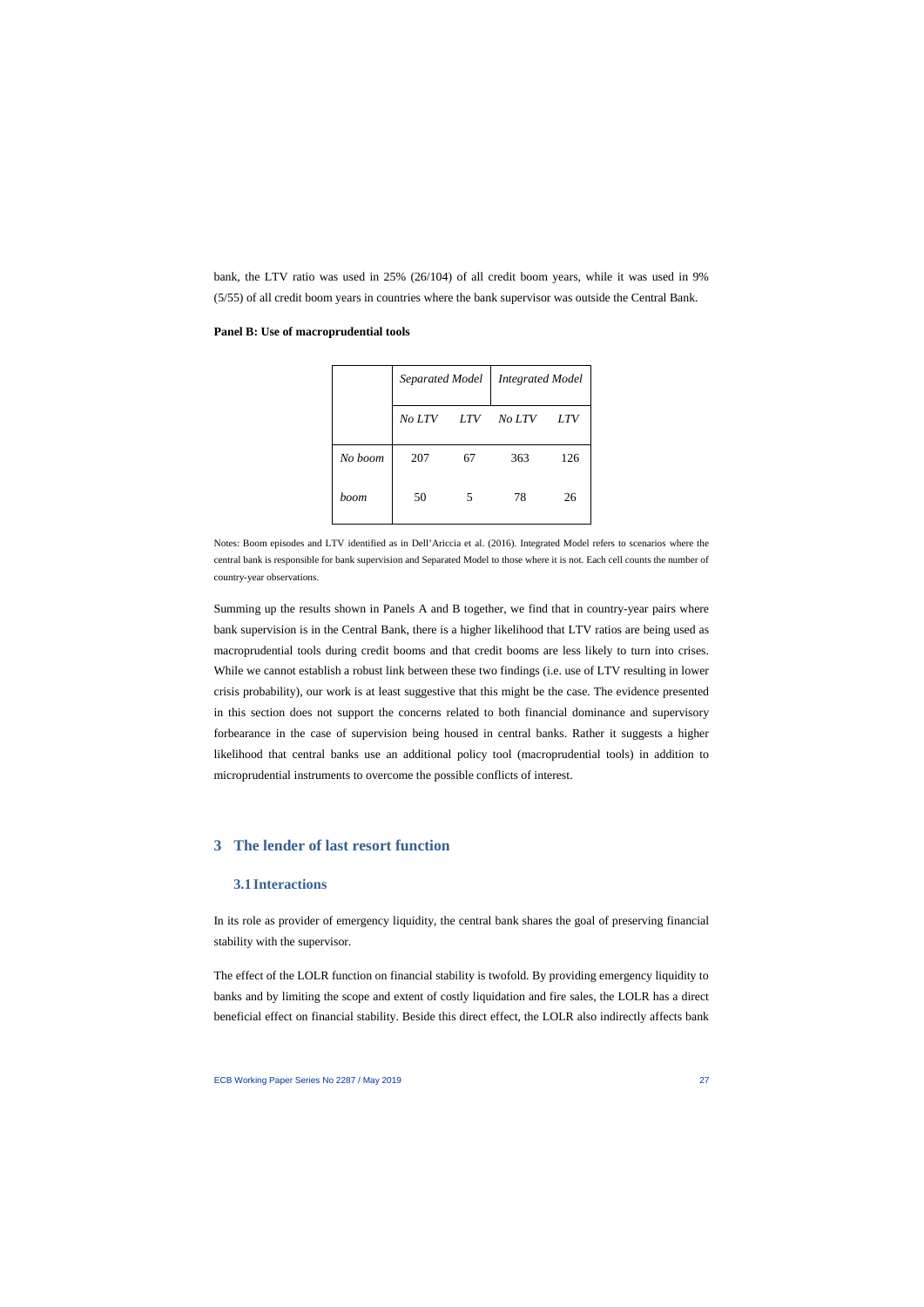bank, the LTV ratio was used in 25% (26/104) of all credit boom years, while it was used in 9% (5/55) of all credit boom years in countries where the bank supervisor was outside the Central Bank.

**Panel B: Use of macroprudential tools**

| | *Separated Model* | | *Integrated Model* | |
|---|---|---|---|---|
| | *No LTV* | *LTV* | *No LTV* | *LTV* |
| *No boom* | 207 | 67 | 363 | 126 |
| *boom* | 50 | 5 | 78 | 26 |

Notes: Boom episodes and LTV identified as in Dell'Ariccia et al. (2016). Integrated Model refers to scenarios where the central bank is responsible for bank supervision and Separated Model to those where it is not. Each cell counts the number of country-year observations.

Summing up the results shown in Panels A and B together, we find that in country-year pairs where bank supervision is in the Central Bank, there is a higher likelihood that LTV ratios are being used as macroprudential tools during credit booms and that credit booms are less likely to turn into crises. While we cannot establish a robust link between these two findings (i.e. use of LTV resulting in lower crisis probability), our work is at least suggestive that this might be the case. The evidence presented in this section does not support the concerns related to both financial dominance and supervisory forbearance in the case of supervision being housed in central banks. Rather it suggests a higher likelihood that central banks use an additional policy tool (macroprudential tools) in addition to microprudential instruments to overcome the possible conflicts of interest.

# 3 The lender of last resort function

## 3.1 Interactions

In its role as provider of emergency liquidity, the central bank shares the goal of preserving financial stability with the supervisor.

The effect of the LOLR function on financial stability is twofold. By providing emergency liquidity to banks and by limiting the scope and extent of costly liquidation and fire sales, the LOLR has a direct beneficial effect on financial stability. Beside this direct effect, the LOLR also indirectly affects bank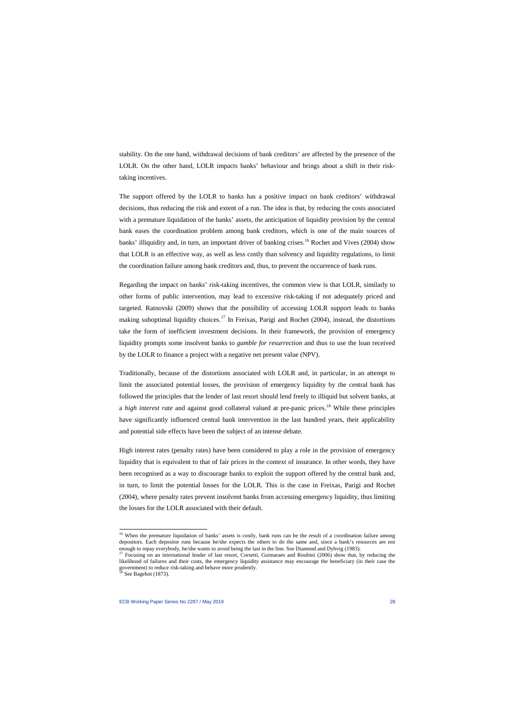stability. On the one hand, withdrawal decisions of bank creditors' are affected by the presence of the LOLR. On the other hand, LOLR impacts banks' behaviour and brings about a shift in their risk-taking incentives.

The support offered by the LOLR to banks has a positive impact on bank creditors' withdrawal decisions, thus reducing the risk and extent of a run. The idea is that, by reducing the costs associated with a premature liquidation of the banks' assets, the anticipation of liquidity provision by the central bank eases the coordination problem among bank creditors, which is one of the main sources of banks' illiquidity and, in turn, an important driver of banking crises.[16] Rochet and Vives (2004) show that LOLR is an effective way, as well as less costly than solvency and liquidity regulations, to limit the coordination failure among bank creditors and, thus, to prevent the occurrence of bank runs.

Regarding the impact on banks' risk-taking incentives, the common view is that LOLR, similarly to other forms of public intervention, may lead to excessive risk-taking if not adequately priced and targeted. Ratnovski (2009) shows that the possibility of accessing LOLR support leads to banks making suboptimal liquidity choices.[17] In Freixas, Parigi and Rochet (2004), instead, the distortions take the form of inefficient investment decisions. In their framework, the provision of emergency liquidity prompts some insolvent banks to *gamble for resurrection* and thus to use the loan received by the LOLR to finance a project with a negative net present value (NPV).

Traditionally, because of the distortions associated with LOLR and, in particular, in an attempt to limit the associated potential losses, the provision of emergency liquidity by the central bank has followed the principles that the lender of last resort should lend freely to illiquid but solvent banks, at a *high interest rate* and against good collateral valued at pre-panic prices.[18] While these principles have significantly influenced central bank intervention in the last hundred years, their applicability and potential side effects have been the subject of an intense debate.

High interest rates (penalty rates) have been considered to play a role in the provision of emergency liquidity that is equivalent to that of fair prices in the context of insurance. In other words, they have been recognised as a way to discourage banks to exploit the support offered by the central bank and, in turn, to limit the potential losses for the LOLR. This is the case in Freixas, Parigi and Rochet (2004), where penalty rates prevent insolvent banks from accessing emergency liquidity, thus limiting the losses for the LOLR associated with their default.

---

[16] When the premature liquidation of banks' assets is costly, bank runs can be the result of a coordination failure among depositors. Each depositor runs because he/she expects the others to do the same and, since a bank's resources are not enough to repay everybody, he/she wants to avoid being the last in the line. See Diamond and Dybvig (1983).

[17] Focusing on an international lender of last resort, Corsetti, Guimaraes and Roubini (2006) show that, by reducing the likelihood of failures and their costs, the emergency liquidity assistance may encourage the beneficiary (in their case the government) to reduce risk-taking and behave more prudently.

[18] See Bagehot (1873).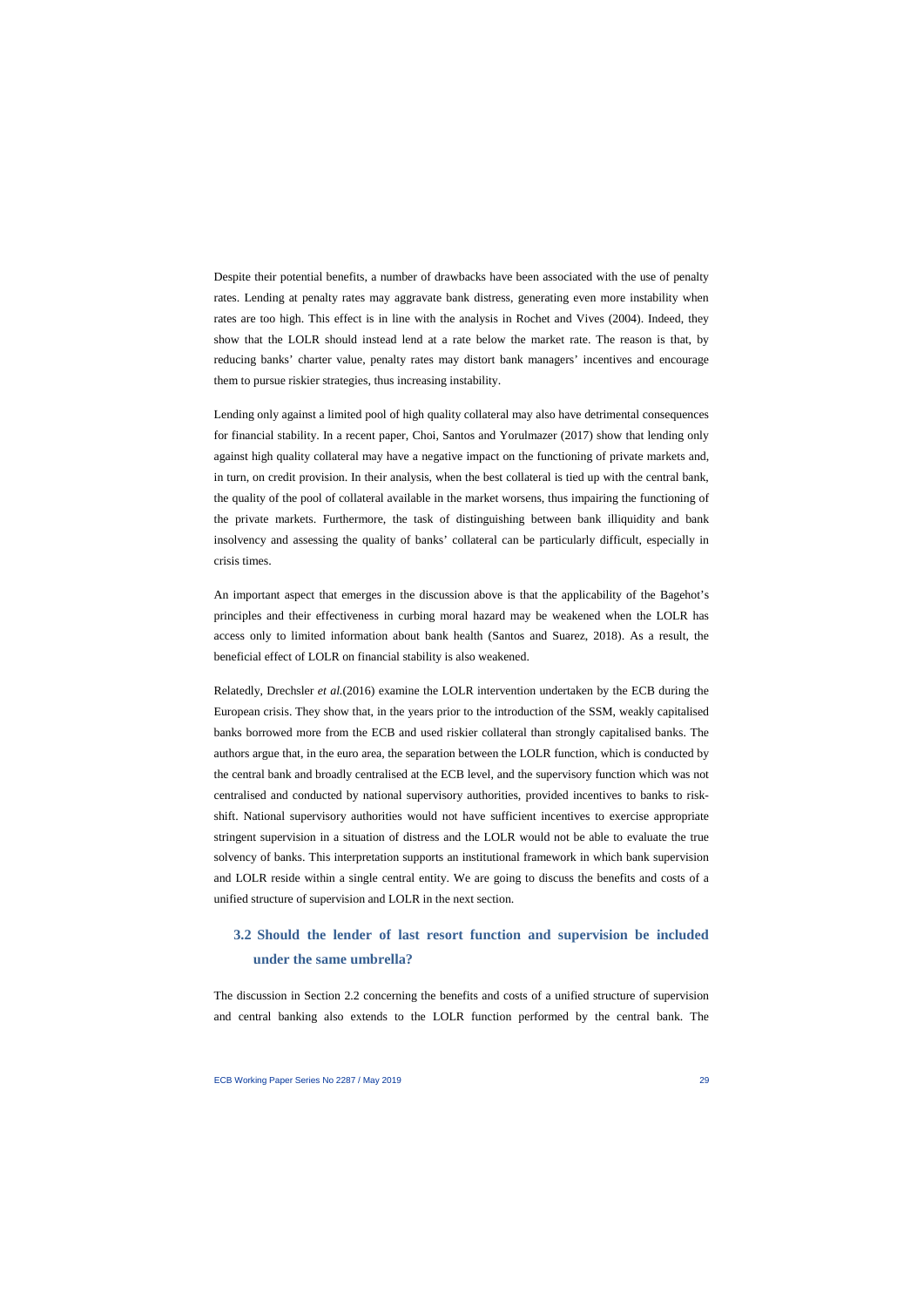Despite their potential benefits, a number of drawbacks have been associated with the use of penalty rates. Lending at penalty rates may aggravate bank distress, generating even more instability when rates are too high. This effect is in line with the analysis in Rochet and Vives (2004). Indeed, they show that the LOLR should instead lend at a rate below the market rate. The reason is that, by reducing banks' charter value, penalty rates may distort bank managers' incentives and encourage them to pursue riskier strategies, thus increasing instability.

Lending only against a limited pool of high quality collateral may also have detrimental consequences for financial stability. In a recent paper, Choi, Santos and Yorulmazer (2017) show that lending only against high quality collateral may have a negative impact on the functioning of private markets and, in turn, on credit provision. In their analysis, when the best collateral is tied up with the central bank, the quality of the pool of collateral available in the market worsens, thus impairing the functioning of the private markets. Furthermore, the task of distinguishing between bank illiquidity and bank insolvency and assessing the quality of banks' collateral can be particularly difficult, especially in crisis times.

An important aspect that emerges in the discussion above is that the applicability of the Bagehot's principles and their effectiveness in curbing moral hazard may be weakened when the LOLR has access only to limited information about bank health (Santos and Suarez, 2018). As a result, the beneficial effect of LOLR on financial stability is also weakened.

Relatedly, Drechsler *et al.*(2016) examine the LOLR intervention undertaken by the ECB during the European crisis. They show that, in the years prior to the introduction of the SSM, weakly capitalised banks borrowed more from the ECB and used riskier collateral than strongly capitalised banks. The authors argue that, in the euro area, the separation between the LOLR function, which is conducted by the central bank and broadly centralised at the ECB level, and the supervisory function which was not centralised and conducted by national supervisory authorities, provided incentives to banks to risk-shift. National supervisory authorities would not have sufficient incentives to exercise appropriate stringent supervision in a situation of distress and the LOLR would not be able to evaluate the true solvency of banks. This interpretation supports an institutional framework in which bank supervision and LOLR reside within a single central entity. We are going to discuss the benefits and costs of a unified structure of supervision and LOLR in the next section.

## 3.2 Should the lender of last resort function and supervision be included under the same umbrella?

The discussion in Section 2.2 concerning the benefits and costs of a unified structure of supervision and central banking also extends to the LOLR function performed by the central bank. The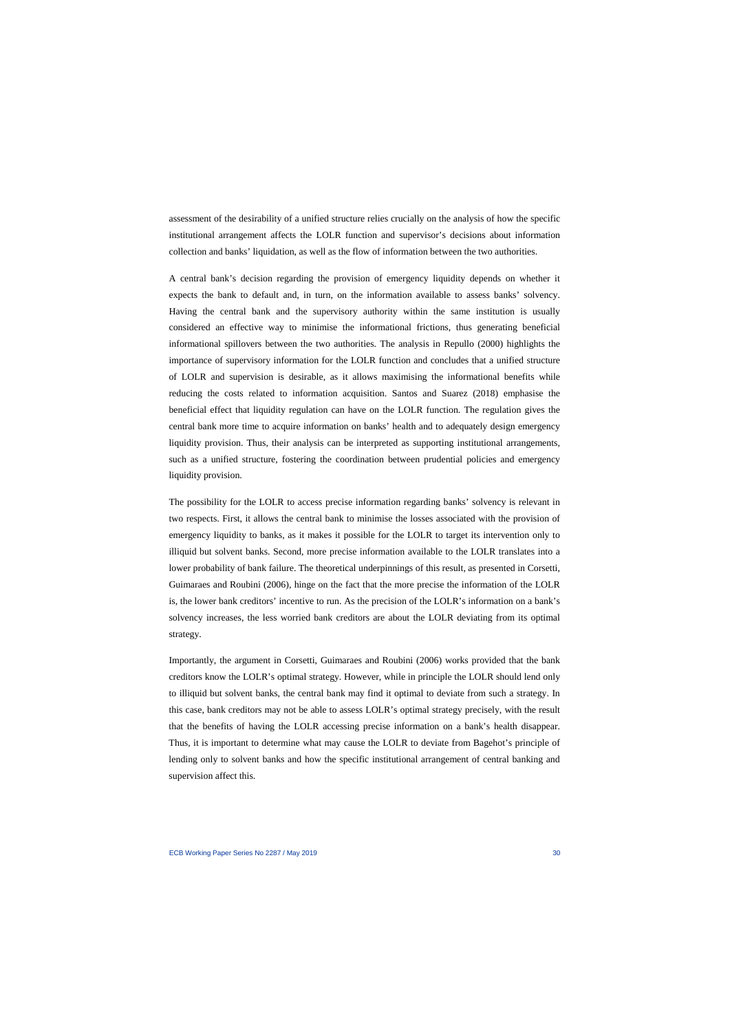assessment of the desirability of a unified structure relies crucially on the analysis of how the specific institutional arrangement affects the LOLR function and supervisor's decisions about information collection and banks' liquidation, as well as the flow of information between the two authorities.

A central bank's decision regarding the provision of emergency liquidity depends on whether it expects the bank to default and, in turn, on the information available to assess banks' solvency. Having the central bank and the supervisory authority within the same institution is usually considered an effective way to minimise the informational frictions, thus generating beneficial informational spillovers between the two authorities. The analysis in Repullo (2000) highlights the importance of supervisory information for the LOLR function and concludes that a unified structure of LOLR and supervision is desirable, as it allows maximising the informational benefits while reducing the costs related to information acquisition. Santos and Suarez (2018) emphasise the beneficial effect that liquidity regulation can have on the LOLR function. The regulation gives the central bank more time to acquire information on banks' health and to adequately design emergency liquidity provision. Thus, their analysis can be interpreted as supporting institutional arrangements, such as a unified structure, fostering the coordination between prudential policies and emergency liquidity provision.

The possibility for the LOLR to access precise information regarding banks' solvency is relevant in two respects. First, it allows the central bank to minimise the losses associated with the provision of emergency liquidity to banks, as it makes it possible for the LOLR to target its intervention only to illiquid but solvent banks. Second, more precise information available to the LOLR translates into a lower probability of bank failure. The theoretical underpinnings of this result, as presented in Corsetti, Guimaraes and Roubini (2006), hinge on the fact that the more precise the information of the LOLR is, the lower bank creditors' incentive to run. As the precision of the LOLR's information on a bank's solvency increases, the less worried bank creditors are about the LOLR deviating from its optimal strategy.

Importantly, the argument in Corsetti, Guimaraes and Roubini (2006) works provided that the bank creditors know the LOLR's optimal strategy. However, while in principle the LOLR should lend only to illiquid but solvent banks, the central bank may find it optimal to deviate from such a strategy. In this case, bank creditors may not be able to assess LOLR's optimal strategy precisely, with the result that the benefits of having the LOLR accessing precise information on a bank's health disappear. Thus, it is important to determine what may cause the LOLR to deviate from Bagehot's principle of lending only to solvent banks and how the specific institutional arrangement of central banking and supervision affect this.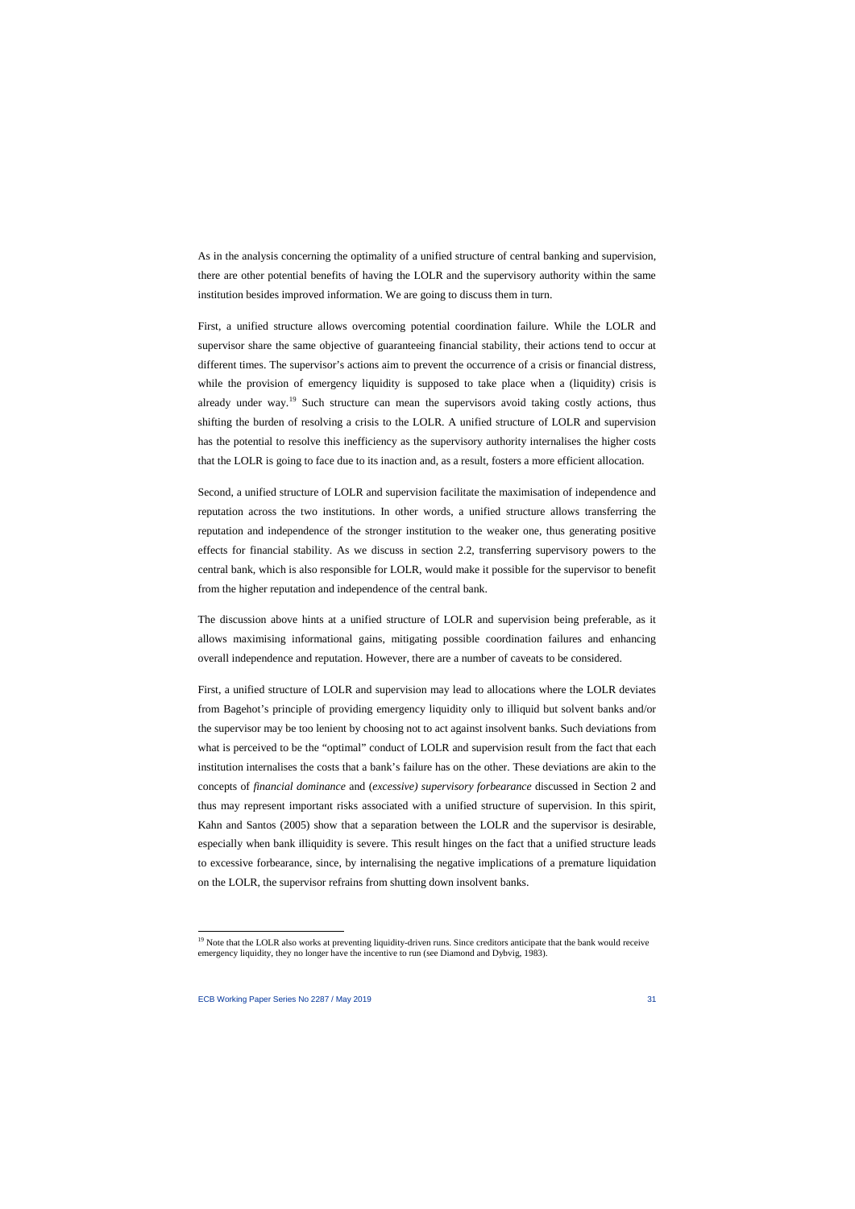As in the analysis concerning the optimality of a unified structure of central banking and supervision, there are other potential benefits of having the LOLR and the supervisory authority within the same institution besides improved information. We are going to discuss them in turn.

First, a unified structure allows overcoming potential coordination failure. While the LOLR and supervisor share the same objective of guaranteeing financial stability, their actions tend to occur at different times. The supervisor's actions aim to prevent the occurrence of a crisis or financial distress, while the provision of emergency liquidity is supposed to take place when a (liquidity) crisis is already under way.[19] Such structure can mean the supervisors avoid taking costly actions, thus shifting the burden of resolving a crisis to the LOLR. A unified structure of LOLR and supervision has the potential to resolve this inefficiency as the supervisory authority internalises the higher costs that the LOLR is going to face due to its inaction and, as a result, fosters a more efficient allocation.

Second, a unified structure of LOLR and supervision facilitate the maximisation of independence and reputation across the two institutions. In other words, a unified structure allows transferring the reputation and independence of the stronger institution to the weaker one, thus generating positive effects for financial stability. As we discuss in section 2.2, transferring supervisory powers to the central bank, which is also responsible for LOLR, would make it possible for the supervisor to benefit from the higher reputation and independence of the central bank.

The discussion above hints at a unified structure of LOLR and supervision being preferable, as it allows maximising informational gains, mitigating possible coordination failures and enhancing overall independence and reputation. However, there are a number of caveats to be considered.

First, a unified structure of LOLR and supervision may lead to allocations where the LOLR deviates from Bagehot's principle of providing emergency liquidity only to illiquid but solvent banks and/or the supervisor may be too lenient by choosing not to act against insolvent banks. Such deviations from what is perceived to be the "optimal" conduct of LOLR and supervision result from the fact that each institution internalises the costs that a bank's failure has on the other. These deviations are akin to the concepts of *financial dominance* and (*excessive) supervisory forbearance* discussed in Section 2 and thus may represent important risks associated with a unified structure of supervision. In this spirit, Kahn and Santos (2005) show that a separation between the LOLR and the supervisor is desirable, especially when bank illiquidity is severe. This result hinges on the fact that a unified structure leads to excessive forbearance, since, by internalising the negative implications of a premature liquidation on the LOLR, the supervisor refrains from shutting down insolvent banks.

[19] Note that the LOLR also works at preventing liquidity-driven runs. Since creditors anticipate that the bank would receive emergency liquidity, they no longer have the incentive to run (see Diamond and Dybvig, 1983).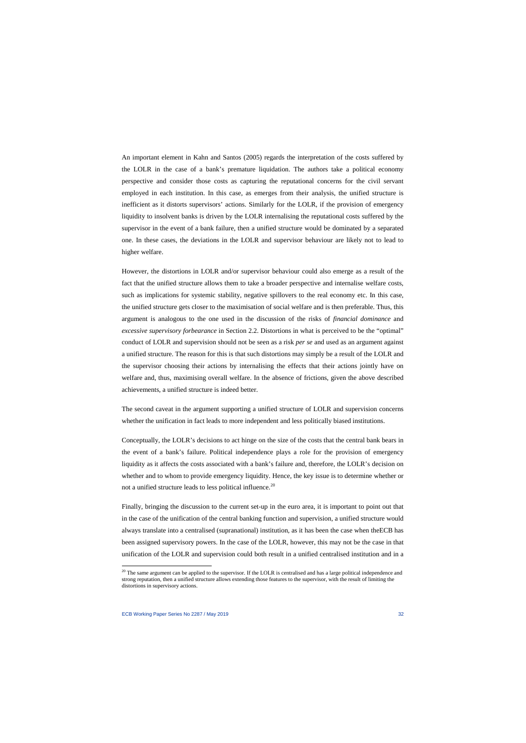An important element in Kahn and Santos (2005) regards the interpretation of the costs suffered by the LOLR in the case of a bank's premature liquidation. The authors take a political economy perspective and consider those costs as capturing the reputational concerns for the civil servant employed in each institution. In this case, as emerges from their analysis, the unified structure is inefficient as it distorts supervisors' actions. Similarly for the LOLR, if the provision of emergency liquidity to insolvent banks is driven by the LOLR internalising the reputational costs suffered by the supervisor in the event of a bank failure, then a unified structure would be dominated by a separated one. In these cases, the deviations in the LOLR and supervisor behaviour are likely not to lead to higher welfare.

However, the distortions in LOLR and/or supervisor behaviour could also emerge as a result of the fact that the unified structure allows them to take a broader perspective and internalise welfare costs, such as implications for systemic stability, negative spillovers to the real economy etc. In this case, the unified structure gets closer to the maximisation of social welfare and is then preferable. Thus, this argument is analogous to the one used in the discussion of the risks of *financial dominance* and *excessive supervisory forbearance* in Section 2.2. Distortions in what is perceived to be the "optimal" conduct of LOLR and supervision should not be seen as a risk *per se* and used as an argument against a unified structure. The reason for this is that such distortions may simply be a result of the LOLR and the supervisor choosing their actions by internalising the effects that their actions jointly have on welfare and, thus, maximising overall welfare. In the absence of frictions, given the above described achievements, a unified structure is indeed better.

The second caveat in the argument supporting a unified structure of LOLR and supervision concerns whether the unification in fact leads to more independent and less politically biased institutions.

Conceptually, the LOLR's decisions to act hinge on the size of the costs that the central bank bears in the event of a bank's failure. Political independence plays a role for the provision of emergency liquidity as it affects the costs associated with a bank's failure and, therefore, the LOLR's decision on whether and to whom to provide emergency liquidity. Hence, the key issue is to determine whether or not a unified structure leads to less political influence.[20]

Finally, bringing the discussion to the current set-up in the euro area, it is important to point out that in the case of the unification of the central banking function and supervision, a unified structure would always translate into a centralised (supranational) institution, as it has been the case when theECB has been assigned supervisory powers. In the case of the LOLR, however, this may not be the case in that unification of the LOLR and supervision could both result in a unified centralised institution and in a

[20] The same argument can be applied to the supervisor. If the LOLR is centralised and has a large political independence and strong reputation, then a unified structure allows extending those features to the supervisor, with the result of limiting the distortions in supervisory actions.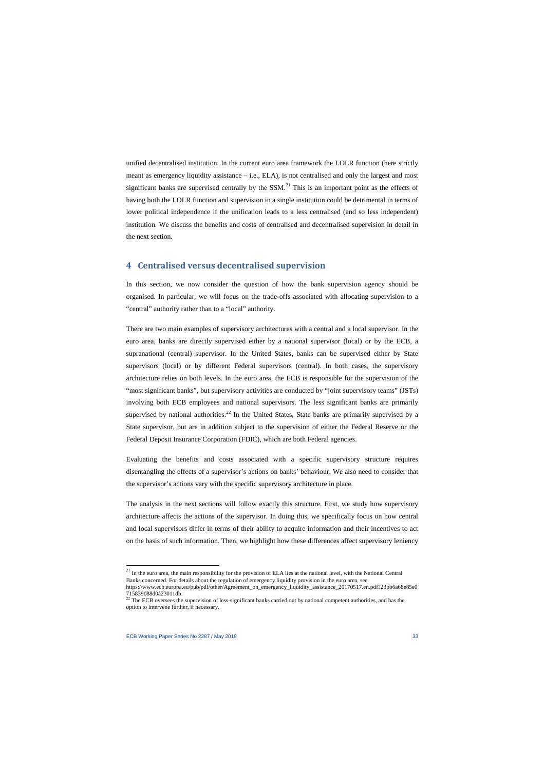unified decentralised institution. In the current euro area framework the LOLR function (here strictly meant as emergency liquidity assistance – i.e., ELA), is not centralised and only the largest and most significant banks are supervised centrally by the SSM.[21] This is an important point as the effects of having both the LOLR function and supervision in a single institution could be detrimental in terms of lower political independence if the unification leads to a less centralised (and so less independent) institution. We discuss the benefits and costs of centralised and decentralised supervision in detail in the next section.

## 4 Centralised versus decentralised supervision

In this section, we now consider the question of how the bank supervision agency should be organised. In particular, we will focus on the trade-offs associated with allocating supervision to a "central" authority rather than to a "local" authority.

There are two main examples of supervisory architectures with a central and a local supervisor. In the euro area, banks are directly supervised either by a national supervisor (local) or by the ECB, a supranational (central) supervisor. In the United States, banks can be supervised either by State supervisors (local) or by different Federal supervisors (central). In both cases, the supervisory architecture relies on both levels. In the euro area, the ECB is responsible for the supervision of the "most significant banks", but supervisory activities are conducted by "joint supervisory teams" (JSTs) involving both ECB employees and national supervisors. The less significant banks are primarily supervised by national authorities.[22] In the United States, State banks are primarily supervised by a State supervisor, but are in addition subject to the supervision of either the Federal Reserve or the Federal Deposit Insurance Corporation (FDIC), which are both Federal agencies.

Evaluating the benefits and costs associated with a specific supervisory structure requires disentangling the effects of a supervisor's actions on banks' behaviour. We also need to consider that the supervisor's actions vary with the specific supervisory architecture in place.

The analysis in the next sections will follow exactly this structure. First, we study how supervisory architecture affects the actions of the supervisor. In doing this, we specifically focus on how central and local supervisors differ in terms of their ability to acquire information and their incentives to act on the basis of such information. Then, we highlight how these differences affect supervisory leniency

---

[21] In the euro area, the main responsibility for the provision of ELA lies at the national level, with the National Central Banks concerned. For details about the regulation of emergency liquidity provision in the euro area, see https://www.ecb.europa.eu/pub/pdf/other/Agreement_on_emergency_liquidity_assistance_20170517.en.pdf?23bb6a68e85e0715839088d0a23011db.

[22] The ECB oversees the supervision of less-significant banks carried out by national competent authorities, and has the option to intervene further, if necessary.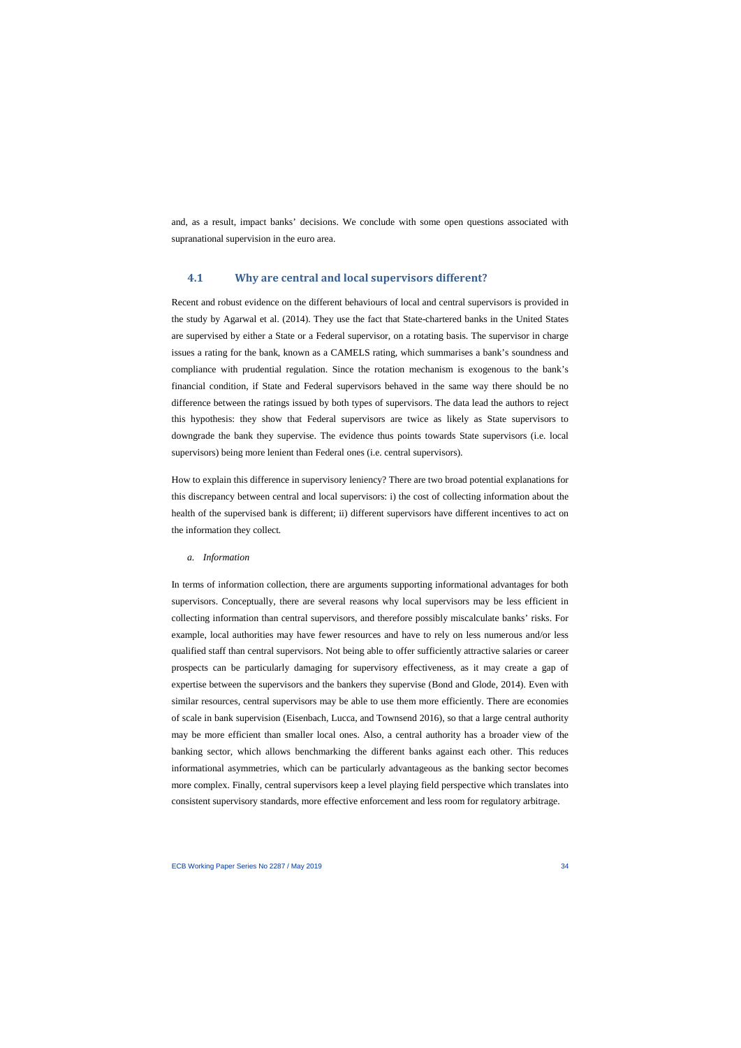and, as a result, impact banks' decisions. We conclude with some open questions associated with supranational supervision in the euro area.

## 4.1 Why are central and local supervisors different?

Recent and robust evidence on the different behaviours of local and central supervisors is provided in the study by Agarwal et al. (2014). They use the fact that State-chartered banks in the United States are supervised by either a State or a Federal supervisor, on a rotating basis. The supervisor in charge issues a rating for the bank, known as a CAMELS rating, which summarises a bank's soundness and compliance with prudential regulation. Since the rotation mechanism is exogenous to the bank's financial condition, if State and Federal supervisors behaved in the same way there should be no difference between the ratings issued by both types of supervisors. The data lead the authors to reject this hypothesis: they show that Federal supervisors are twice as likely as State supervisors to downgrade the bank they supervise. The evidence thus points towards State supervisors (i.e. local supervisors) being more lenient than Federal ones (i.e. central supervisors).

How to explain this difference in supervisory leniency? There are two broad potential explanations for this discrepancy between central and local supervisors: i) the cost of collecting information about the health of the supervised bank is different; ii) different supervisors have different incentives to act on the information they collect.

*a. Information*

In terms of information collection, there are arguments supporting informational advantages for both supervisors. Conceptually, there are several reasons why local supervisors may be less efficient in collecting information than central supervisors, and therefore possibly miscalculate banks' risks. For example, local authorities may have fewer resources and have to rely on less numerous and/or less qualified staff than central supervisors. Not being able to offer sufficiently attractive salaries or career prospects can be particularly damaging for supervisory effectiveness, as it may create a gap of expertise between the supervisors and the bankers they supervise (Bond and Glode, 2014). Even with similar resources, central supervisors may be able to use them more efficiently. There are economies of scale in bank supervision (Eisenbach, Lucca, and Townsend 2016), so that a large central authority may be more efficient than smaller local ones. Also, a central authority has a broader view of the banking sector, which allows benchmarking the different banks against each other. This reduces informational asymmetries, which can be particularly advantageous as the banking sector becomes more complex. Finally, central supervisors keep a level playing field perspective which translates into consistent supervisory standards, more effective enforcement and less room for regulatory arbitrage.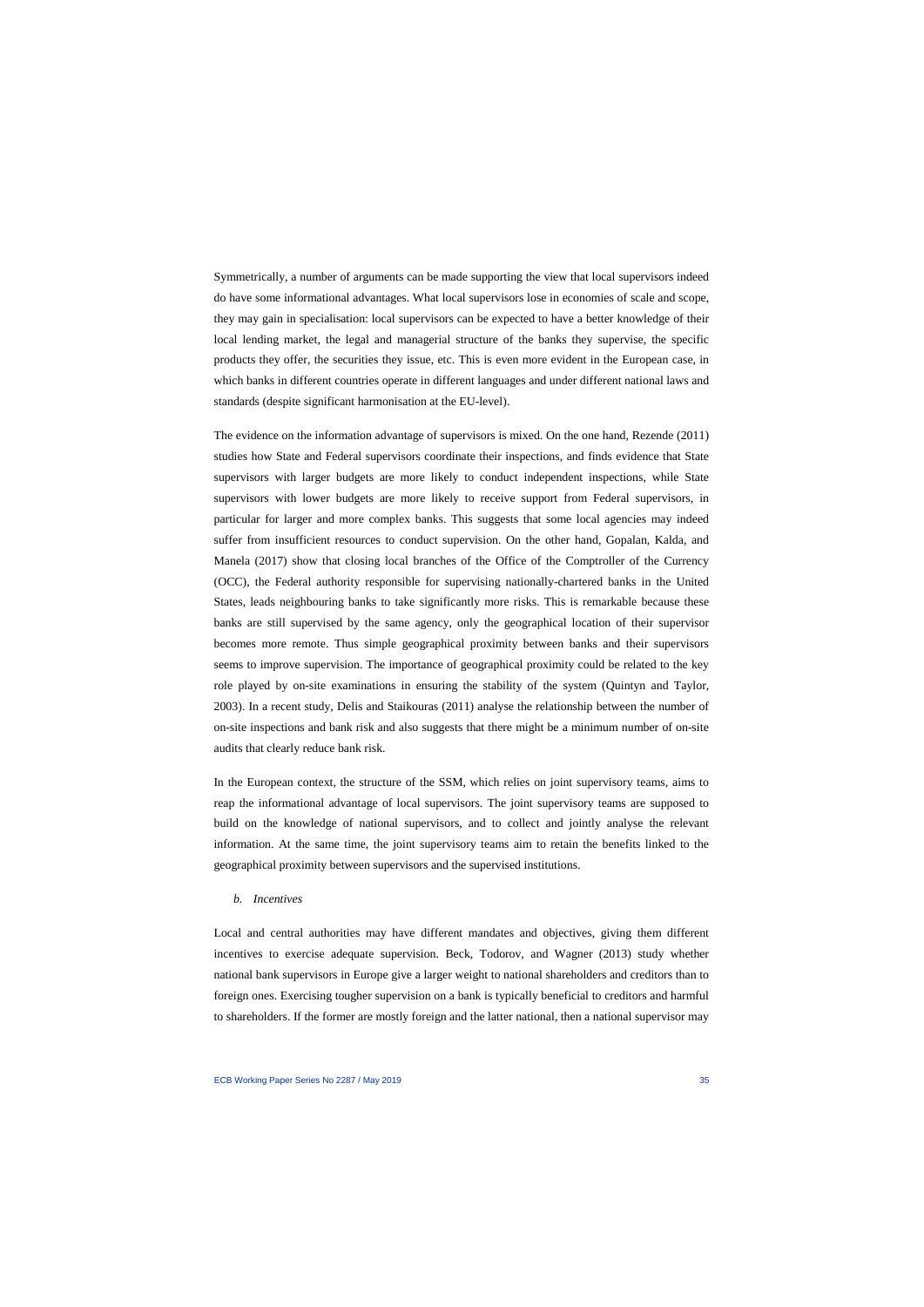Symmetrically, a number of arguments can be made supporting the view that local supervisors indeed do have some informational advantages. What local supervisors lose in economies of scale and scope, they may gain in specialisation: local supervisors can be expected to have a better knowledge of their local lending market, the legal and managerial structure of the banks they supervise, the specific products they offer, the securities they issue, etc. This is even more evident in the European case, in which banks in different countries operate in different languages and under different national laws and standards (despite significant harmonisation at the EU-level).

The evidence on the information advantage of supervisors is mixed. On the one hand, Rezende (2011) studies how State and Federal supervisors coordinate their inspections, and finds evidence that State supervisors with larger budgets are more likely to conduct independent inspections, while State supervisors with lower budgets are more likely to receive support from Federal supervisors, in particular for larger and more complex banks. This suggests that some local agencies may indeed suffer from insufficient resources to conduct supervision. On the other hand, Gopalan, Kalda, and Manela (2017) show that closing local branches of the Office of the Comptroller of the Currency (OCC), the Federal authority responsible for supervising nationally-chartered banks in the United States, leads neighbouring banks to take significantly more risks. This is remarkable because these banks are still supervised by the same agency, only the geographical location of their supervisor becomes more remote. Thus simple geographical proximity between banks and their supervisors seems to improve supervision. The importance of geographical proximity could be related to the key role played by on-site examinations in ensuring the stability of the system (Quintyn and Taylor, 2003). In a recent study, Delis and Staikouras (2011) analyse the relationship between the number of on-site inspections and bank risk and also suggests that there might be a minimum number of on-site audits that clearly reduce bank risk.

In the European context, the structure of the SSM, which relies on joint supervisory teams, aims to reap the informational advantage of local supervisors. The joint supervisory teams are supposed to build on the knowledge of national supervisors, and to collect and jointly analyse the relevant information. At the same time, the joint supervisory teams aim to retain the benefits linked to the geographical proximity between supervisors and the supervised institutions.

*b. Incentives*

Local and central authorities may have different mandates and objectives, giving them different incentives to exercise adequate supervision. Beck, Todorov, and Wagner (2013) study whether national bank supervisors in Europe give a larger weight to national shareholders and creditors than to foreign ones. Exercising tougher supervision on a bank is typically beneficial to creditors and harmful to shareholders. If the former are mostly foreign and the latter national, then a national supervisor may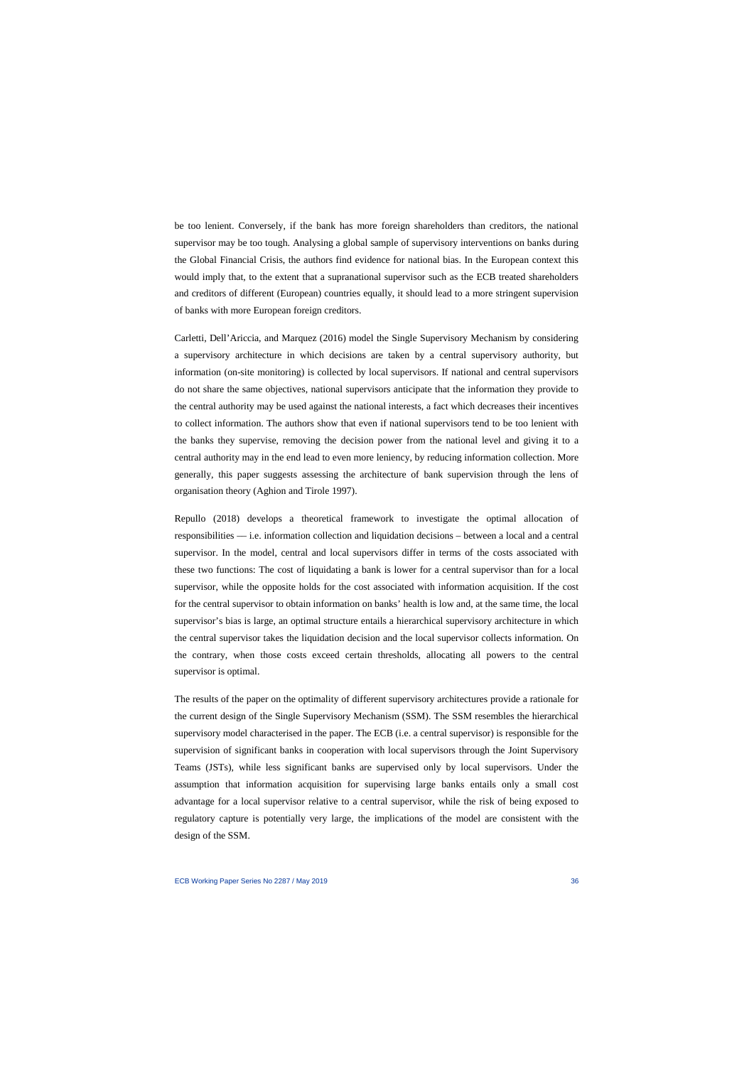be too lenient. Conversely, if the bank has more foreign shareholders than creditors, the national supervisor may be too tough. Analysing a global sample of supervisory interventions on banks during the Global Financial Crisis, the authors find evidence for national bias. In the European context this would imply that, to the extent that a supranational supervisor such as the ECB treated shareholders and creditors of different (European) countries equally, it should lead to a more stringent supervision of banks with more European foreign creditors.

Carletti, Dell'Ariccia, and Marquez (2016) model the Single Supervisory Mechanism by considering a supervisory architecture in which decisions are taken by a central supervisory authority, but information (on-site monitoring) is collected by local supervisors. If national and central supervisors do not share the same objectives, national supervisors anticipate that the information they provide to the central authority may be used against the national interests, a fact which decreases their incentives to collect information. The authors show that even if national supervisors tend to be too lenient with the banks they supervise, removing the decision power from the national level and giving it to a central authority may in the end lead to even more leniency, by reducing information collection. More generally, this paper suggests assessing the architecture of bank supervision through the lens of organisation theory (Aghion and Tirole 1997).

Repullo (2018) develops a theoretical framework to investigate the optimal allocation of responsibilities — i.e. information collection and liquidation decisions – between a local and a central supervisor. In the model, central and local supervisors differ in terms of the costs associated with these two functions: The cost of liquidating a bank is lower for a central supervisor than for a local supervisor, while the opposite holds for the cost associated with information acquisition. If the cost for the central supervisor to obtain information on banks' health is low and, at the same time, the local supervisor's bias is large, an optimal structure entails a hierarchical supervisory architecture in which the central supervisor takes the liquidation decision and the local supervisor collects information. On the contrary, when those costs exceed certain thresholds, allocating all powers to the central supervisor is optimal.

The results of the paper on the optimality of different supervisory architectures provide a rationale for the current design of the Single Supervisory Mechanism (SSM). The SSM resembles the hierarchical supervisory model characterised in the paper. The ECB (i.e. a central supervisor) is responsible for the supervision of significant banks in cooperation with local supervisors through the Joint Supervisory Teams (JSTs), while less significant banks are supervised only by local supervisors. Under the assumption that information acquisition for supervising large banks entails only a small cost advantage for a local supervisor relative to a central supervisor, while the risk of being exposed to regulatory capture is potentially very large, the implications of the model are consistent with the design of the SSM.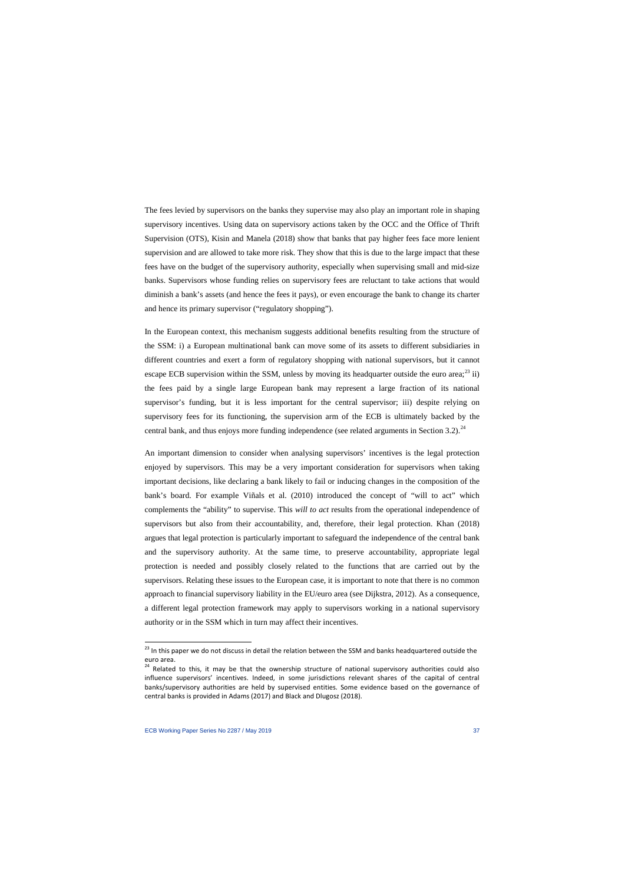The fees levied by supervisors on the banks they supervise may also play an important role in shaping supervisory incentives. Using data on supervisory actions taken by the OCC and the Office of Thrift Supervision (OTS), Kisin and Manela (2018) show that banks that pay higher fees face more lenient supervision and are allowed to take more risk. They show that this is due to the large impact that these fees have on the budget of the supervisory authority, especially when supervising small and mid-size banks. Supervisors whose funding relies on supervisory fees are reluctant to take actions that would diminish a bank's assets (and hence the fees it pays), or even encourage the bank to change its charter and hence its primary supervisor ("regulatory shopping").

In the European context, this mechanism suggests additional benefits resulting from the structure of the SSM: i) a European multinational bank can move some of its assets to different subsidiaries in different countries and exert a form of regulatory shopping with national supervisors, but it cannot escape ECB supervision within the SSM, unless by moving its headquarter outside the euro area;[23] ii) the fees paid by a single large European bank may represent a large fraction of its national supervisor's funding, but it is less important for the central supervisor; iii) despite relying on supervisory fees for its functioning, the supervision arm of the ECB is ultimately backed by the central bank, and thus enjoys more funding independence (see related arguments in Section 3.2).[24]

An important dimension to consider when analysing supervisors' incentives is the legal protection enjoyed by supervisors. This may be a very important consideration for supervisors when taking important decisions, like declaring a bank likely to fail or inducing changes in the composition of the bank's board. For example Viñals et al. (2010) introduced the concept of "will to act" which complements the "ability" to supervise. This *will to act* results from the operational independence of supervisors but also from their accountability, and, therefore, their legal protection. Khan (2018) argues that legal protection is particularly important to safeguard the independence of the central bank and the supervisory authority. At the same time, to preserve accountability, appropriate legal protection is needed and possibly closely related to the functions that are carried out by the supervisors. Relating these issues to the European case, it is important to note that there is no common approach to financial supervisory liability in the EU/euro area (see Dijkstra, 2012). As a consequence, a different legal protection framework may apply to supervisors working in a national supervisory authority or in the SSM which in turn may affect their incentives.

---

[23] In this paper we do not discuss in detail the relation between the SSM and banks headquartered outside the euro area.

[24] Related to this, it may be that the ownership structure of national supervisory authorities could also influence supervisors' incentives. Indeed, in some jurisdictions relevant shares of the capital of central banks/supervisory authorities are held by supervised entities. Some evidence based on the governance of central banks is provided in Adams (2017) and Black and Dlugosz (2018).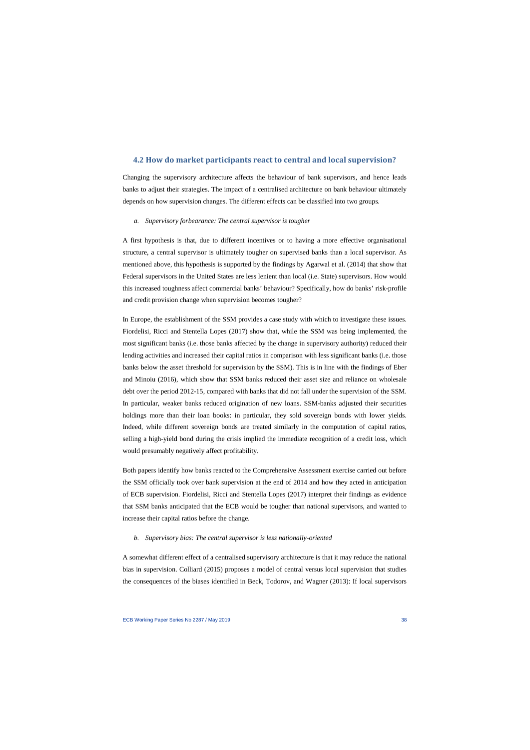## 4.2 How do market participants react to central and local supervision?

Changing the supervisory architecture affects the behaviour of bank supervisors, and hence leads banks to adjust their strategies. The impact of a centralised architecture on bank behaviour ultimately depends on how supervision changes. The different effects can be classified into two groups.

*a. Supervisory forbearance: The central supervisor is tougher*

A first hypothesis is that, due to different incentives or to having a more effective organisational structure, a central supervisor is ultimately tougher on supervised banks than a local supervisor. As mentioned above, this hypothesis is supported by the findings by Agarwal et al. (2014) that show that Federal supervisors in the United States are less lenient than local (i.e. State) supervisors. How would this increased toughness affect commercial banks' behaviour? Specifically, how do banks' risk-profile and credit provision change when supervision becomes tougher?

In Europe, the establishment of the SSM provides a case study with which to investigate these issues. Fiordelisi, Ricci and Stentella Lopes (2017) show that, while the SSM was being implemented, the most significant banks (i.e. those banks affected by the change in supervisory authority) reduced their lending activities and increased their capital ratios in comparison with less significant banks (i.e. those banks below the asset threshold for supervision by the SSM). This is in line with the findings of Eber and Minoiu (2016), which show that SSM banks reduced their asset size and reliance on wholesale debt over the period 2012-15, compared with banks that did not fall under the supervision of the SSM. In particular, weaker banks reduced origination of new loans. SSM-banks adjusted their securities holdings more than their loan books: in particular, they sold sovereign bonds with lower yields. Indeed, while different sovereign bonds are treated similarly in the computation of capital ratios, selling a high-yield bond during the crisis implied the immediate recognition of a credit loss, which would presumably negatively affect profitability.

Both papers identify how banks reacted to the Comprehensive Assessment exercise carried out before the SSM officially took over bank supervision at the end of 2014 and how they acted in anticipation of ECB supervision. Fiordelisi, Ricci and Stentella Lopes (2017) interpret their findings as evidence that SSM banks anticipated that the ECB would be tougher than national supervisors, and wanted to increase their capital ratios before the change.

*b. Supervisory bias: The central supervisor is less nationally-oriented*

A somewhat different effect of a centralised supervisory architecture is that it may reduce the national bias in supervision. Colliard (2015) proposes a model of central versus local supervision that studies the consequences of the biases identified in Beck, Todorov, and Wagner (2013): If local supervisors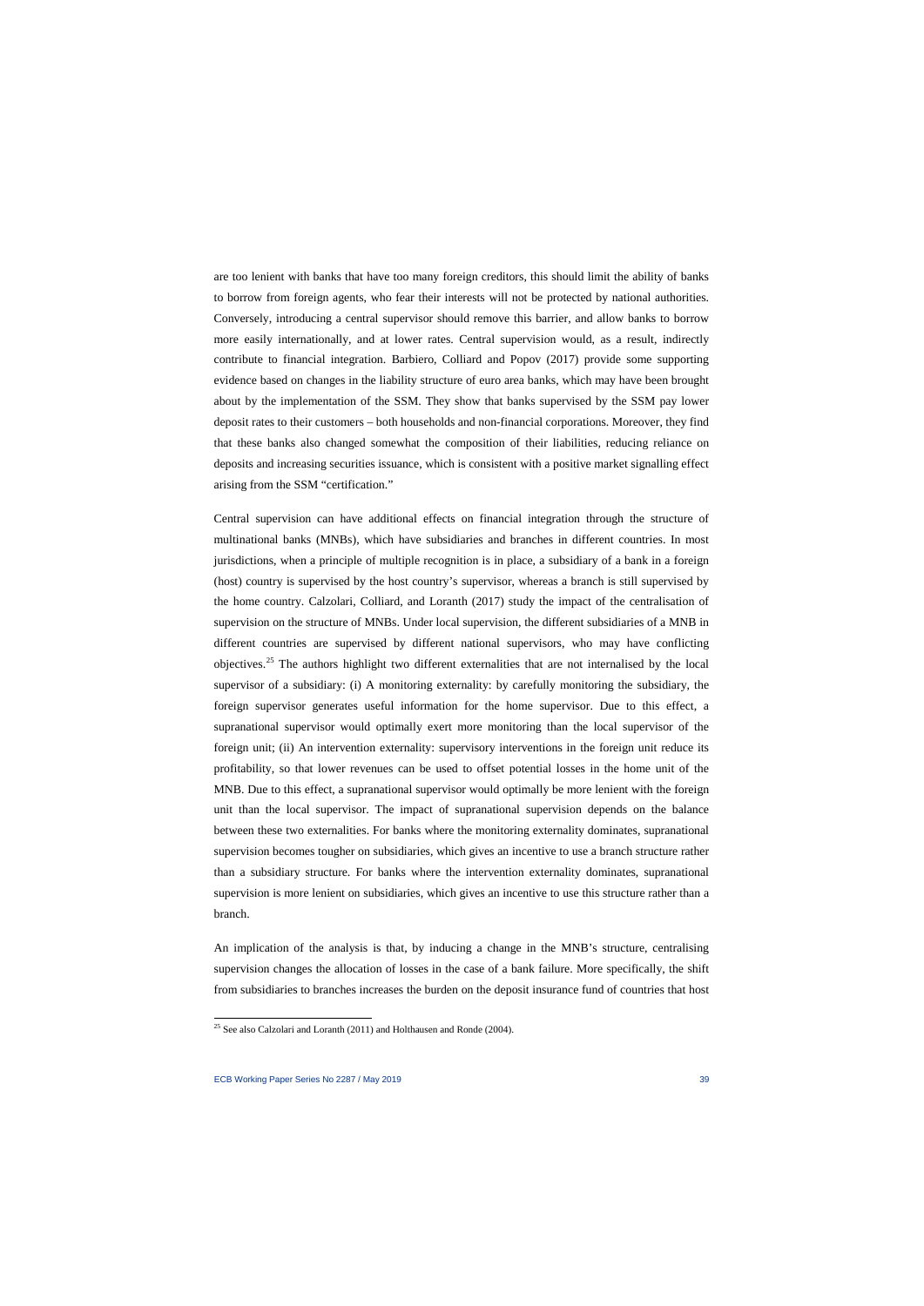are too lenient with banks that have too many foreign creditors, this should limit the ability of banks to borrow from foreign agents, who fear their interests will not be protected by national authorities. Conversely, introducing a central supervisor should remove this barrier, and allow banks to borrow more easily internationally, and at lower rates. Central supervision would, as a result, indirectly contribute to financial integration. Barbiero, Colliard and Popov (2017) provide some supporting evidence based on changes in the liability structure of euro area banks, which may have been brought about by the implementation of the SSM. They show that banks supervised by the SSM pay lower deposit rates to their customers – both households and non-financial corporations. Moreover, they find that these banks also changed somewhat the composition of their liabilities, reducing reliance on deposits and increasing securities issuance, which is consistent with a positive market signalling effect arising from the SSM "certification."

Central supervision can have additional effects on financial integration through the structure of multinational banks (MNBs), which have subsidiaries and branches in different countries. In most jurisdictions, when a principle of multiple recognition is in place, a subsidiary of a bank in a foreign (host) country is supervised by the host country's supervisor, whereas a branch is still supervised by the home country. Calzolari, Colliard, and Loranth (2017) study the impact of the centralisation of supervision on the structure of MNBs. Under local supervision, the different subsidiaries of a MNB in different countries are supervised by different national supervisors, who may have conflicting objectives.[25] The authors highlight two different externalities that are not internalised by the local supervisor of a subsidiary: (i) A monitoring externality: by carefully monitoring the subsidiary, the foreign supervisor generates useful information for the home supervisor. Due to this effect, a supranational supervisor would optimally exert more monitoring than the local supervisor of the foreign unit; (ii) An intervention externality: supervisory interventions in the foreign unit reduce its profitability, so that lower revenues can be used to offset potential losses in the home unit of the MNB. Due to this effect, a supranational supervisor would optimally be more lenient with the foreign unit than the local supervisor. The impact of supranational supervision depends on the balance between these two externalities. For banks where the monitoring externality dominates, supranational supervision becomes tougher on subsidiaries, which gives an incentive to use a branch structure rather than a subsidiary structure. For banks where the intervention externality dominates, supranational supervision is more lenient on subsidiaries, which gives an incentive to use this structure rather than a branch.

An implication of the analysis is that, by inducing a change in the MNB's structure, centralising supervision changes the allocation of losses in the case of a bank failure. More specifically, the shift from subsidiaries to branches increases the burden on the deposit insurance fund of countries that host

[25] See also Calzolari and Loranth (2011) and Holthausen and Ronde (2004).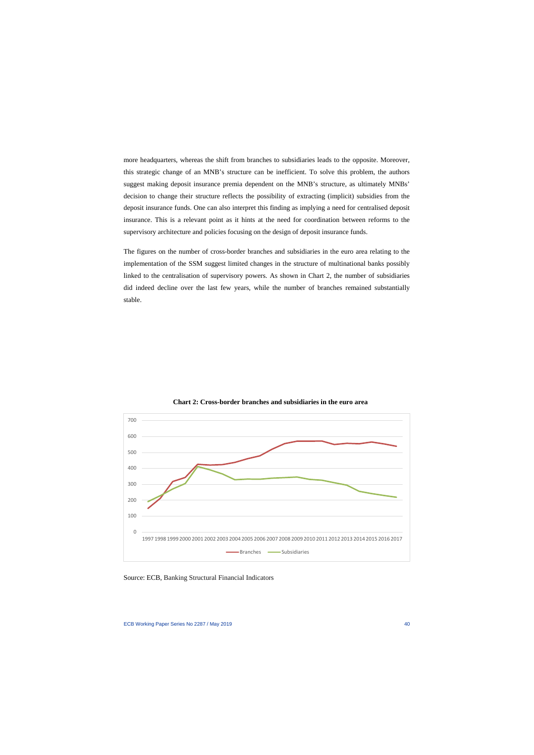more headquarters, whereas the shift from branches to subsidiaries leads to the opposite. Moreover, this strategic change of an MNB's structure can be inefficient. To solve this problem, the authors suggest making deposit insurance premia dependent on the MNB's structure, as ultimately MNBs' decision to change their structure reflects the possibility of extracting (implicit) subsidies from the deposit insurance funds. One can also interpret this finding as implying a need for centralised deposit insurance. This is a relevant point as it hints at the need for coordination between reforms to the supervisory architecture and policies focusing on the design of deposit insurance funds.

The figures on the number of cross-border branches and subsidiaries in the euro area relating to the implementation of the SSM suggest limited changes in the structure of multinational banks possibly linked to the centralisation of supervisory powers. As shown in Chart 2, the number of subsidiaries did indeed decline over the last few years, while the number of branches remained substantially stable.

**Chart 2: Cross-border branches and subsidiaries in the euro area**

Source: ECB, Banking Structural Financial Indicators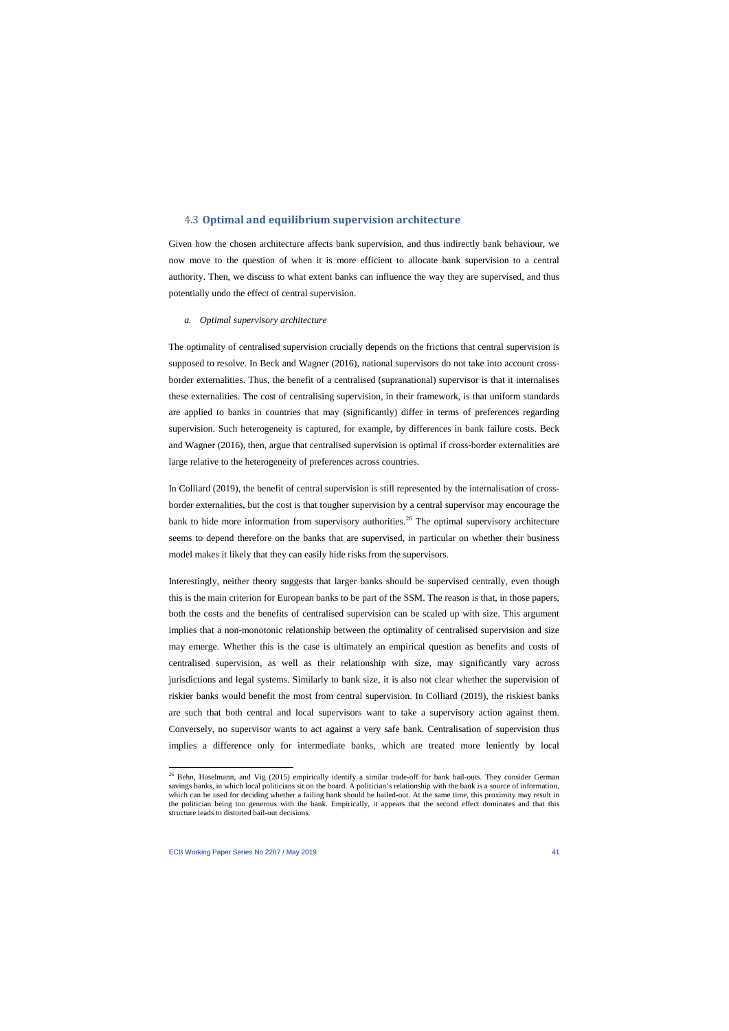## 4.3 Optimal and equilibrium supervision architecture

Given how the chosen architecture affects bank supervision, and thus indirectly bank behaviour, we now move to the question of when it is more efficient to allocate bank supervision to a central authority. Then, we discuss to what extent banks can influence the way they are supervised, and thus potentially undo the effect of central supervision.

### *a. Optimal supervisory architecture*

The optimality of centralised supervision crucially depends on the frictions that central supervision is supposed to resolve. In Beck and Wagner (2016), national supervisors do not take into account cross-border externalities. Thus, the benefit of a centralised (supranational) supervisor is that it internalises these externalities. The cost of centralising supervision, in their framework, is that uniform standards are applied to banks in countries that may (significantly) differ in terms of preferences regarding supervision. Such heterogeneity is captured, for example, by differences in bank failure costs. Beck and Wagner (2016), then, argue that centralised supervision is optimal if cross-border externalities are large relative to the heterogeneity of preferences across countries.

In Colliard (2019), the benefit of central supervision is still represented by the internalisation of cross-border externalities, but the cost is that tougher supervision by a central supervisor may encourage the bank to hide more information from supervisory authorities.[26] The optimal supervisory architecture seems to depend therefore on the banks that are supervised, in particular on whether their business model makes it likely that they can easily hide risks from the supervisors.

Interestingly, neither theory suggests that larger banks should be supervised centrally, even though this is the main criterion for European banks to be part of the SSM. The reason is that, in those papers, both the costs and the benefits of centralised supervision can be scaled up with size. This argument implies that a non-monotonic relationship between the optimality of centralised supervision and size may emerge. Whether this is the case is ultimately an empirical question as benefits and costs of centralised supervision, as well as their relationship with size, may significantly vary across jurisdictions and legal systems. Similarly to bank size, it is also not clear whether the supervision of riskier banks would benefit the most from central supervision. In Colliard (2019), the riskiest banks are such that both central and local supervisors want to take a supervisory action against them. Conversely, no supervisor wants to act against a very safe bank. Centralisation of supervision thus implies a difference only for intermediate banks, which are treated more leniently by local

[26] Behn, Haselmann, and Vig (2015) empirically identify a similar trade-off for bank bail-outs. They consider German savings banks, in which local politicians sit on the board. A politician's relationship with the bank is a source of information, which can be used for deciding whether a failing bank should be bailed-out. At the same time, this proximity may result in the politician being too generous with the bank. Empirically, it appears that the second effect dominates and that this structure leads to distorted bail-out decisions.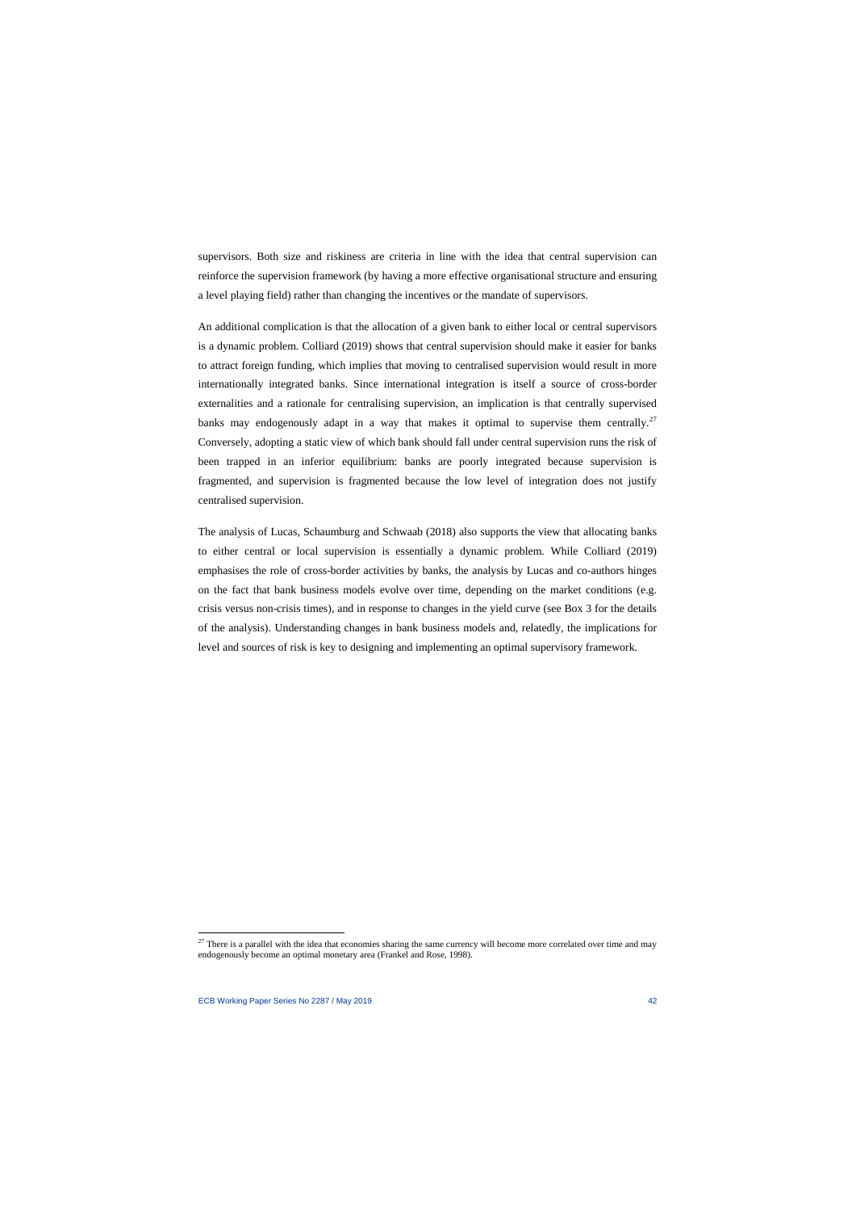supervisors. Both size and riskiness are criteria in line with the idea that central supervision can reinforce the supervision framework (by having a more effective organisational structure and ensuring a level playing field) rather than changing the incentives or the mandate of supervisors.

An additional complication is that the allocation of a given bank to either local or central supervisors is a dynamic problem. Colliard (2019) shows that central supervision should make it easier for banks to attract foreign funding, which implies that moving to centralised supervision would result in more internationally integrated banks. Since international integration is itself a source of cross-border externalities and a rationale for centralising supervision, an implication is that centrally supervised banks may endogenously adapt in a way that makes it optimal to supervise them centrally.[27] Conversely, adopting a static view of which bank should fall under central supervision runs the risk of been trapped in an inferior equilibrium: banks are poorly integrated because supervision is fragmented, and supervision is fragmented because the low level of integration does not justify centralised supervision.

The analysis of Lucas, Schaumburg and Schwaab (2018) also supports the view that allocating banks to either central or local supervision is essentially a dynamic problem. While Colliard (2019) emphasises the role of cross-border activities by banks, the analysis by Lucas and co-authors hinges on the fact that bank business models evolve over time, depending on the market conditions (e.g. crisis versus non-crisis times), and in response to changes in the yield curve (see Box 3 for the details of the analysis). Understanding changes in bank business models and, relatedly, the implications for level and sources of risk is key to designing and implementing an optimal supervisory framework.

[27] There is a parallel with the idea that economies sharing the same currency will become more correlated over time and may endogenously become an optimal monetary area (Frankel and Rose, 1998).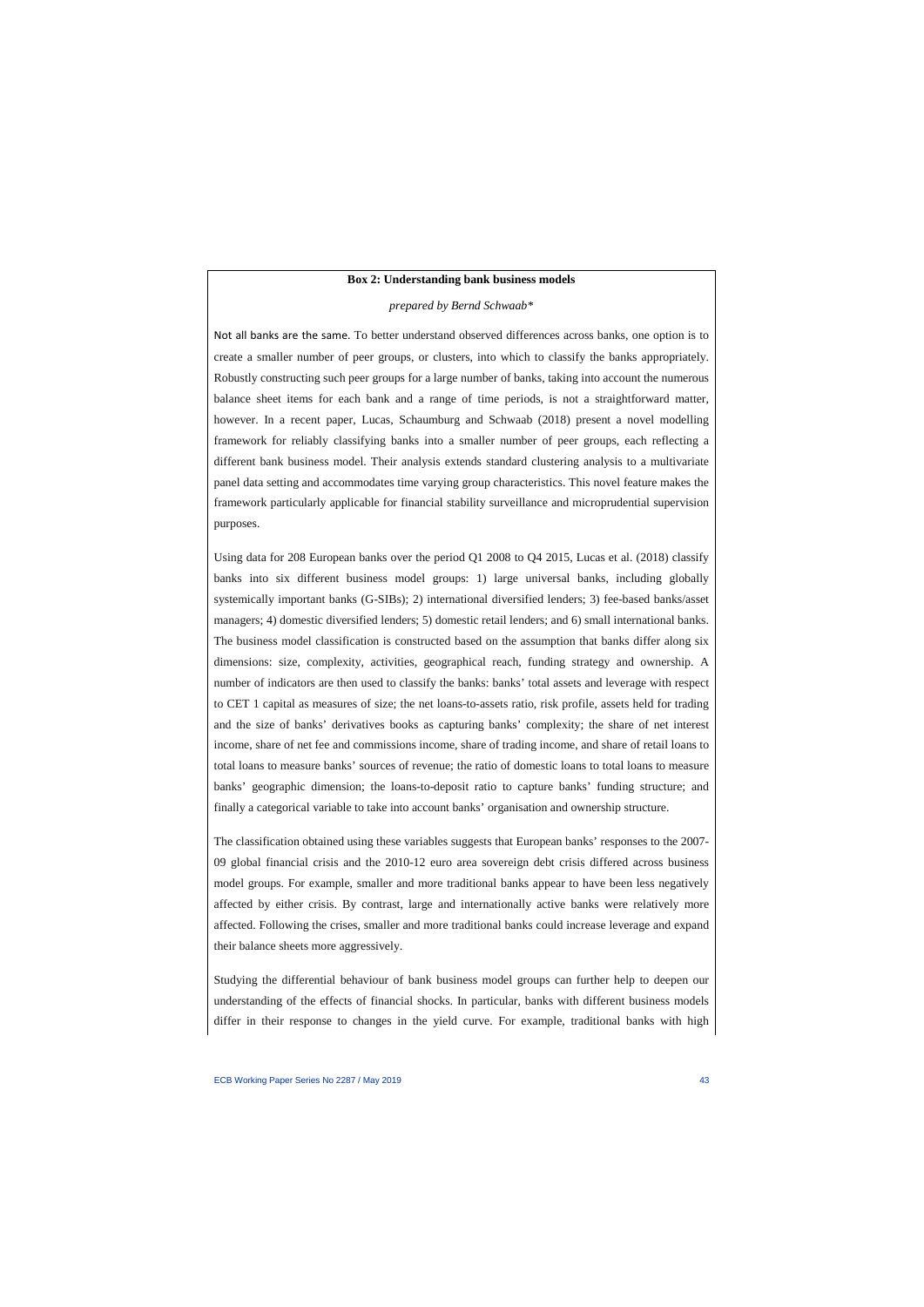**Box 2: Understanding bank business models**

*prepared by Bernd Schwaab**

Not all banks are the same. To better understand observed differences across banks, one option is to create a smaller number of peer groups, or clusters, into which to classify the banks appropriately. Robustly constructing such peer groups for a large number of banks, taking into account the numerous balance sheet items for each bank and a range of time periods, is not a straightforward matter, however. In a recent paper, Lucas, Schaumburg and Schwaab (2018) present a novel modelling framework for reliably classifying banks into a smaller number of peer groups, each reflecting a different bank business model. Their analysis extends standard clustering analysis to a multivariate panel data setting and accommodates time varying group characteristics. This novel feature makes the framework particularly applicable for financial stability surveillance and microprudential supervision purposes.

Using data for 208 European banks over the period Q1 2008 to Q4 2015, Lucas et al. (2018) classify banks into six different business model groups: 1) large universal banks, including globally systemically important banks (G-SIBs); 2) international diversified lenders; 3) fee-based banks/asset managers; 4) domestic diversified lenders; 5) domestic retail lenders; and 6) small international banks. The business model classification is constructed based on the assumption that banks differ along six dimensions: size, complexity, activities, geographical reach, funding strategy and ownership. A number of indicators are then used to classify the banks: banks' total assets and leverage with respect to CET 1 capital as measures of size; the net loans-to-assets ratio, risk profile, assets held for trading and the size of banks' derivatives books as capturing banks' complexity; the share of net interest income, share of net fee and commissions income, share of trading income, and share of retail loans to total loans to measure banks' sources of revenue; the ratio of domestic loans to total loans to measure banks' geographic dimension; the loans-to-deposit ratio to capture banks' funding structure; and finally a categorical variable to take into account banks' organisation and ownership structure.

The classification obtained using these variables suggests that European banks' responses to the 2007-09 global financial crisis and the 2010-12 euro area sovereign debt crisis differed across business model groups. For example, smaller and more traditional banks appear to have been less negatively affected by either crisis. By contrast, large and internationally active banks were relatively more affected. Following the crises, smaller and more traditional banks could increase leverage and expand their balance sheets more aggressively.

Studying the differential behaviour of bank business model groups can further help to deepen our understanding of the effects of financial shocks. In particular, banks with different business models differ in their response to changes in the yield curve. For example, traditional banks with high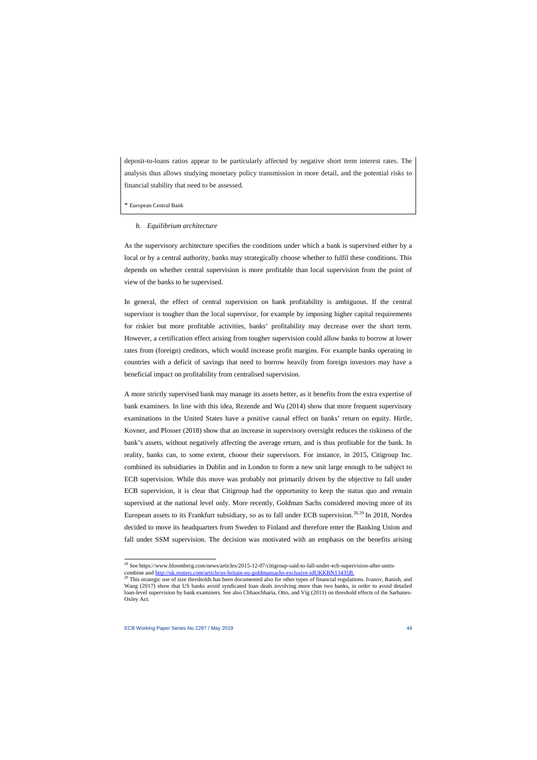deposit-to-loans ratios appear to be particularly affected by negative short term interest rates. The analysis thus allows studying monetary policy transmission in more detail, and the potential risks to financial stability that need to be assessed.

* European Central Bank

### *b. Equilibrium architecture*

As the supervisory architecture specifies the conditions under which a bank is supervised either by a local or by a central authority, banks may strategically choose whether to fulfil these conditions. This depends on whether central supervision is more profitable than local supervision from the point of view of the banks to be supervised.

In general, the effect of central supervision on bank profitability is ambiguous. If the central supervisor is tougher than the local supervisor, for example by imposing higher capital requirements for riskier but more profitable activities, banks' profitability may decrease over the short term. However, a certification effect arising from tougher supervision could allow banks to borrow at lower rates from (foreign) creditors, which would increase profit margins. For example banks operating in countries with a deficit of savings that need to borrow heavily from foreign investors may have a beneficial impact on profitability from centralised supervision.

A more strictly supervised bank may manage its assets better, as it benefits from the extra expertise of bank examiners. In line with this idea, Rezende and Wu (2014) show that more frequent supervisory examinations in the United States have a positive causal effect on banks' return on equity. Hirtle, Kovner, and Plosser (2018) show that an increase in supervisory oversight reduces the riskiness of the bank's assets, without negatively affecting the average return, and is thus profitable for the bank. In reality, banks can, to some extent, choose their supervisors. For instance, in 2015, Citigroup Inc. combined its subsidiaries in Dublin and in London to form a new unit large enough to be subject to ECB supervision. While this move was probably not primarily driven by the objective to fall under ECB supervision, it is clear that Citigroup had the opportunity to keep the status quo and remain supervised at the national level only. More recently, Goldman Sachs considered moving more of its European assets to its Frankfurt subsidiary, so as to fall under ECB supervision.[28,29] In 2018, Nordea decided to move its headquarters from Sweden to Finland and therefore enter the Banking Union and fall under SSM supervision. The decision was motivated with an emphasis on the benefits arising

---

[28] See https://www.bloomberg.com/news/articles/2015-12-07/citigroup-said-to-fall-under-ecb-supervision-after-units-combine and http://uk.reuters.com/article/us-britain-eu-goldmansachs-exclusive-idUKKBN13435B.

[29] This strategic use of size thresholds has been documented also for other types of financial regulations. Ivanov, Ranish, and Wang (2017) show that US banks avoid syndicated loan deals involving more than two banks, in order to avoid detailed loan-level supervision by bank examiners. See also Chhaochharia, Otto, and Vig (2011) on threshold effects of the Sarbanes-Oxley Act.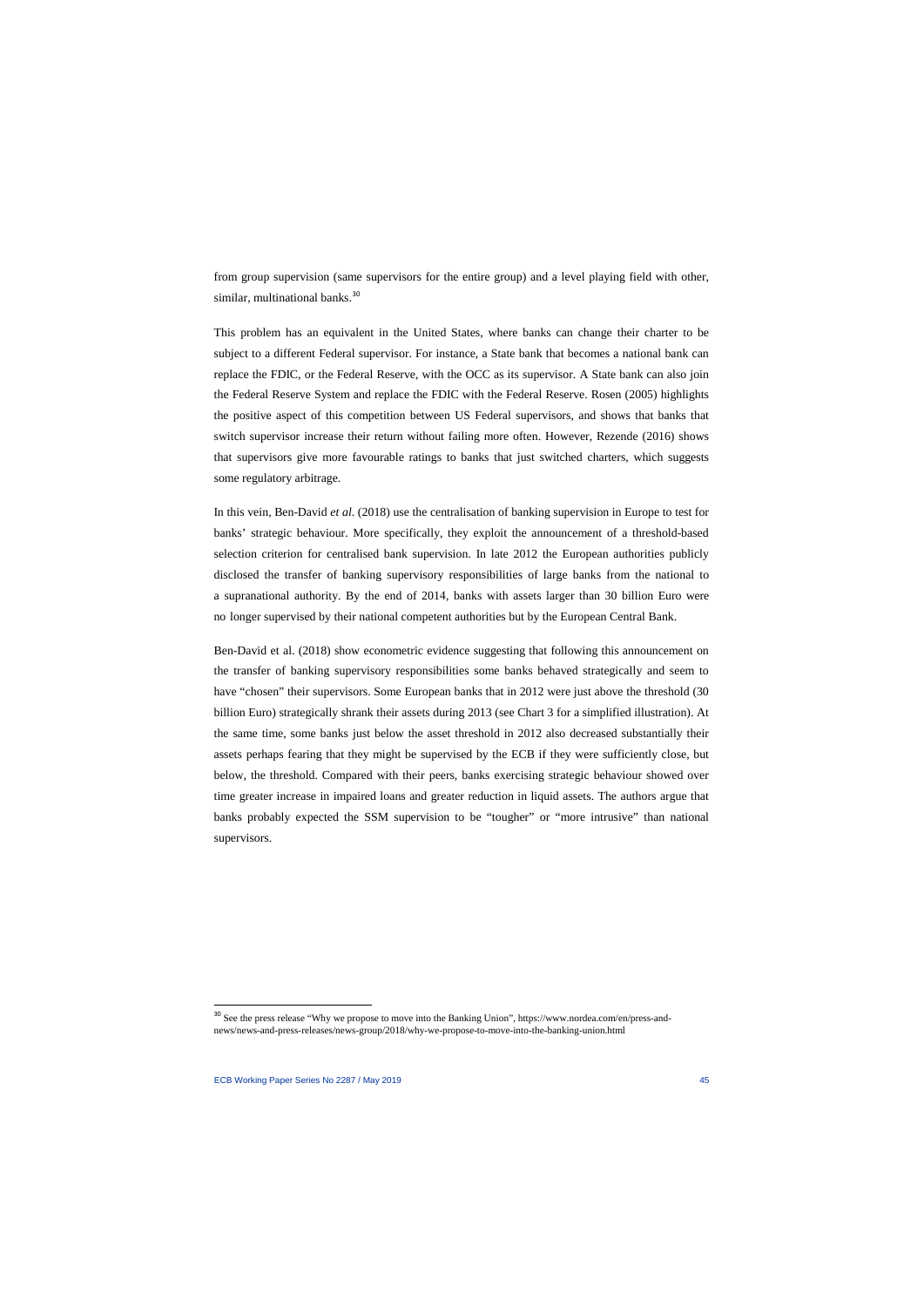from group supervision (same supervisors for the entire group) and a level playing field with other, similar, multinational banks.[30]

This problem has an equivalent in the United States, where banks can change their charter to be subject to a different Federal supervisor. For instance, a State bank that becomes a national bank can replace the FDIC, or the Federal Reserve, with the OCC as its supervisor. A State bank can also join the Federal Reserve System and replace the FDIC with the Federal Reserve. Rosen (2005) highlights the positive aspect of this competition between US Federal supervisors, and shows that banks that switch supervisor increase their return without failing more often. However, Rezende (2016) shows that supervisors give more favourable ratings to banks that just switched charters, which suggests some regulatory arbitrage.

In this vein, Ben-David *et al.* (2018) use the centralisation of banking supervision in Europe to test for banks' strategic behaviour. More specifically, they exploit the announcement of a threshold-based selection criterion for centralised bank supervision. In late 2012 the European authorities publicly disclosed the transfer of banking supervisory responsibilities of large banks from the national to a supranational authority. By the end of 2014, banks with assets larger than 30 billion Euro were no longer supervised by their national competent authorities but by the European Central Bank.

Ben-David et al. (2018) show econometric evidence suggesting that following this announcement on the transfer of banking supervisory responsibilities some banks behaved strategically and seem to have "chosen" their supervisors. Some European banks that in 2012 were just above the threshold (30 billion Euro) strategically shrank their assets during 2013 (see Chart 3 for a simplified illustration). At the same time, some banks just below the asset threshold in 2012 also decreased substantially their assets perhaps fearing that they might be supervised by the ECB if they were sufficiently close, but below, the threshold. Compared with their peers, banks exercising strategic behaviour showed over time greater increase in impaired loans and greater reduction in liquid assets. The authors argue that banks probably expected the SSM supervision to be "tougher" or "more intrusive" than national supervisors.

[30] See the press release "Why we propose to move into the Banking Union", https://www.nordea.com/en/press-and-news/news-and-press-releases/news-group/2018/why-we-propose-to-move-into-the-banking-union.html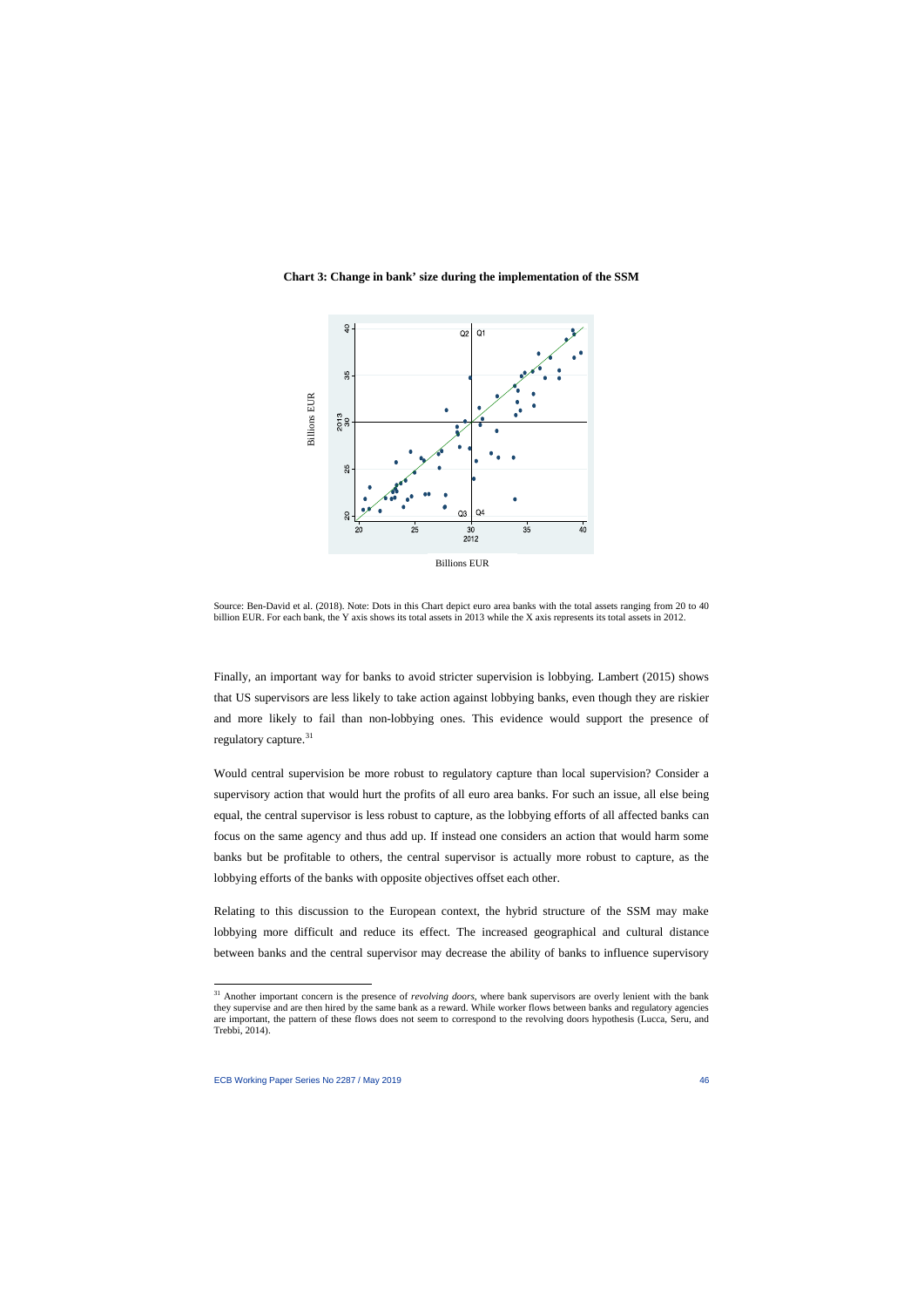**Chart 3: Change in bank' size during the implementation of the SSM**

Billions EUR

Source: Ben-David et al. (2018). Note: Dots in this Chart depict euro area banks with the total assets ranging from 20 to 40 billion EUR. For each bank, the Y axis shows its total assets in 2013 while the X axis represents its total assets in 2012.

Finally, an important way for banks to avoid stricter supervision is lobbying. Lambert (2015) shows that US supervisors are less likely to take action against lobbying banks, even though they are riskier and more likely to fail than non-lobbying ones. This evidence would support the presence of regulatory capture.[31]

Would central supervision be more robust to regulatory capture than local supervision? Consider a supervisory action that would hurt the profits of all euro area banks. For such an issue, all else being equal, the central supervisor is less robust to capture, as the lobbying efforts of all affected banks can focus on the same agency and thus add up. If instead one considers an action that would harm some banks but be profitable to others, the central supervisor is actually more robust to capture, as the lobbying efforts of the banks with opposite objectives offset each other.

Relating to this discussion to the European context, the hybrid structure of the SSM may make lobbying more difficult and reduce its effect. The increased geographical and cultural distance between banks and the central supervisor may decrease the ability of banks to influence supervisory

[31] Another important concern is the presence of *revolving doors*, where bank supervisors are overly lenient with the bank they supervise and are then hired by the same bank as a reward. While worker flows between banks and regulatory agencies are important, the pattern of these flows does not seem to correspond to the revolving doors hypothesis (Lucca, Seru, and Trebbi, 2014).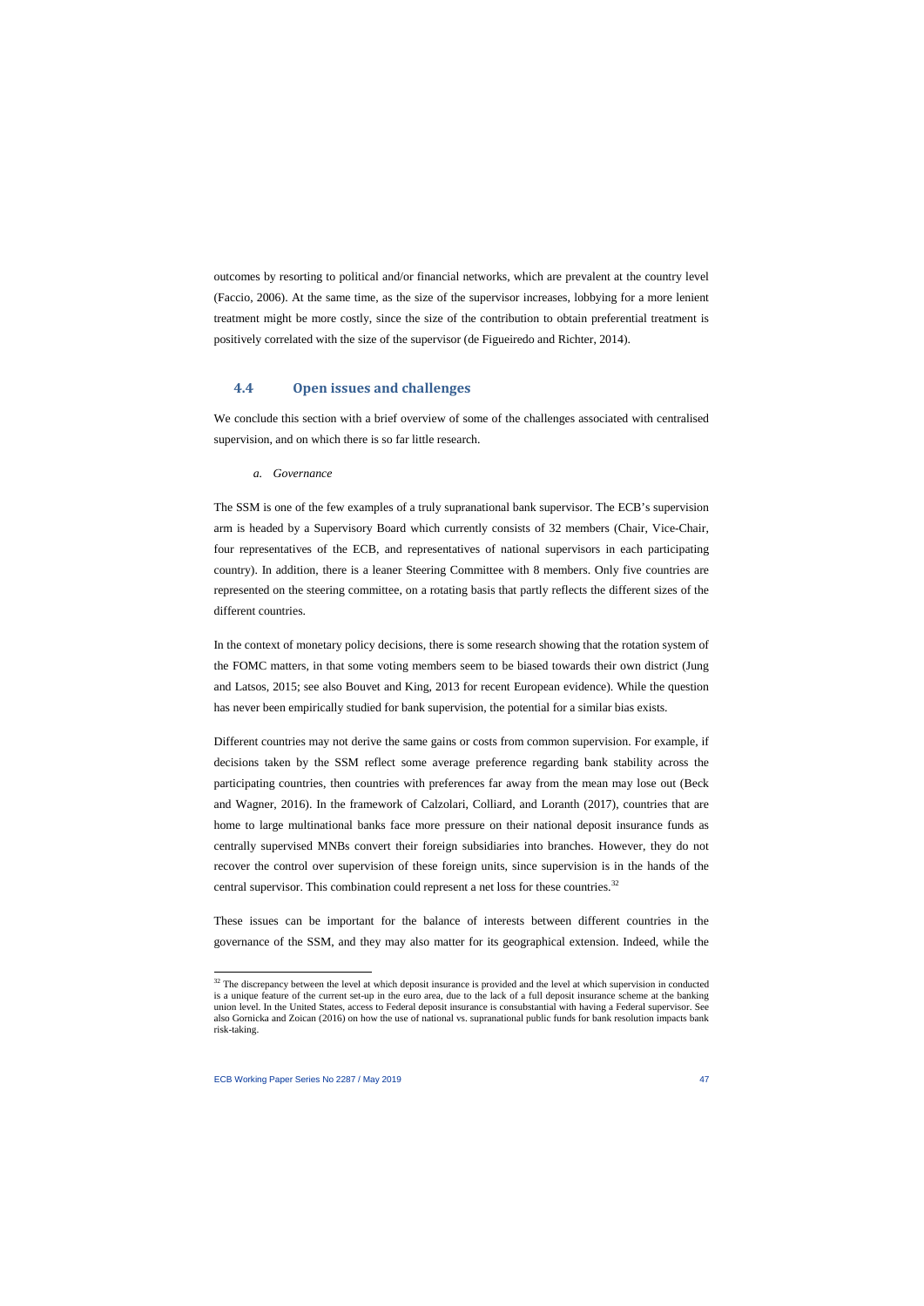outcomes by resorting to political and/or financial networks, which are prevalent at the country level (Faccio, 2006). At the same time, as the size of the supervisor increases, lobbying for a more lenient treatment might be more costly, since the size of the contribution to obtain preferential treatment is positively correlated with the size of the supervisor (de Figueiredo and Richter, 2014).

## 4.4 Open issues and challenges

We conclude this section with a brief overview of some of the challenges associated with centralised supervision, and on which there is so far little research.

*a. Governance*

The SSM is one of the few examples of a truly supranational bank supervisor. The ECB's supervision arm is headed by a Supervisory Board which currently consists of 32 members (Chair, Vice-Chair, four representatives of the ECB, and representatives of national supervisors in each participating country). In addition, there is a leaner Steering Committee with 8 members. Only five countries are represented on the steering committee, on a rotating basis that partly reflects the different sizes of the different countries.

In the context of monetary policy decisions, there is some research showing that the rotation system of the FOMC matters, in that some voting members seem to be biased towards their own district (Jung and Latsos, 2015; see also Bouvet and King, 2013 for recent European evidence). While the question has never been empirically studied for bank supervision, the potential for a similar bias exists.

Different countries may not derive the same gains or costs from common supervision. For example, if decisions taken by the SSM reflect some average preference regarding bank stability across the participating countries, then countries with preferences far away from the mean may lose out (Beck and Wagner, 2016). In the framework of Calzolari, Colliard, and Loranth (2017), countries that are home to large multinational banks face more pressure on their national deposit insurance funds as centrally supervised MNBs convert their foreign subsidiaries into branches. However, they do not recover the control over supervision of these foreign units, since supervision is in the hands of the central supervisor. This combination could represent a net loss for these countries.[32]

These issues can be important for the balance of interests between different countries in the governance of the SSM, and they may also matter for its geographical extension. Indeed, while the

[32] The discrepancy between the level at which deposit insurance is provided and the level at which supervision in conducted is a unique feature of the current set-up in the euro area, due to the lack of a full deposit insurance scheme at the banking union level. In the United States, access to Federal deposit insurance is consubstantial with having a Federal supervisor. See also Gornicka and Zoican (2016) on how the use of national vs. supranational public funds for bank resolution impacts bank risk-taking.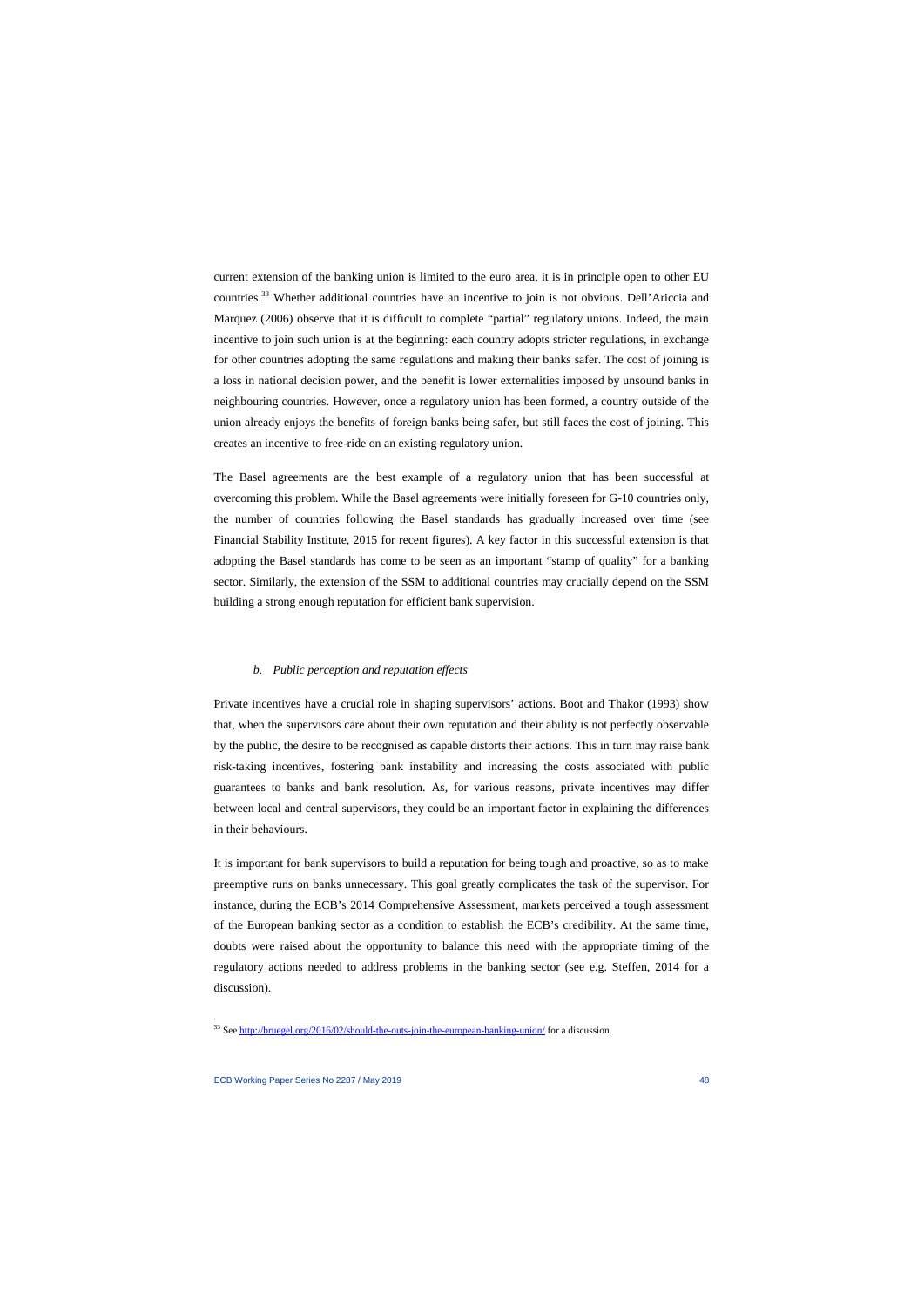current extension of the banking union is limited to the euro area, it is in principle open to other EU countries.[33] Whether additional countries have an incentive to join is not obvious. Dell'Ariccia and Marquez (2006) observe that it is difficult to complete "partial" regulatory unions. Indeed, the main incentive to join such union is at the beginning: each country adopts stricter regulations, in exchange for other countries adopting the same regulations and making their banks safer. The cost of joining is a loss in national decision power, and the benefit is lower externalities imposed by unsound banks in neighbouring countries. However, once a regulatory union has been formed, a country outside of the union already enjoys the benefits of foreign banks being safer, but still faces the cost of joining. This creates an incentive to free-ride on an existing regulatory union.

The Basel agreements are the best example of a regulatory union that has been successful at overcoming this problem. While the Basel agreements were initially foreseen for G-10 countries only, the number of countries following the Basel standards has gradually increased over time (see Financial Stability Institute, 2015 for recent figures). A key factor in this successful extension is that adopting the Basel standards has come to be seen as an important "stamp of quality" for a banking sector. Similarly, the extension of the SSM to additional countries may crucially depend on the SSM building a strong enough reputation for efficient bank supervision.

### *b. Public perception and reputation effects*

Private incentives have a crucial role in shaping supervisors' actions. Boot and Thakor (1993) show that, when the supervisors care about their own reputation and their ability is not perfectly observable by the public, the desire to be recognised as capable distorts their actions. This in turn may raise bank risk-taking incentives, fostering bank instability and increasing the costs associated with public guarantees to banks and bank resolution. As, for various reasons, private incentives may differ between local and central supervisors, they could be an important factor in explaining the differences in their behaviours.

It is important for bank supervisors to build a reputation for being tough and proactive, so as to make preemptive runs on banks unnecessary. This goal greatly complicates the task of the supervisor. For instance, during the ECB's 2014 Comprehensive Assessment, markets perceived a tough assessment of the European banking sector as a condition to establish the ECB's credibility. At the same time, doubts were raised about the opportunity to balance this need with the appropriate timing of the regulatory actions needed to address problems in the banking sector (see e.g. Steffen, 2014 for a discussion).

[33] See http://bruegel.org/2016/02/should-the-outs-join-the-european-banking-union/ for a discussion.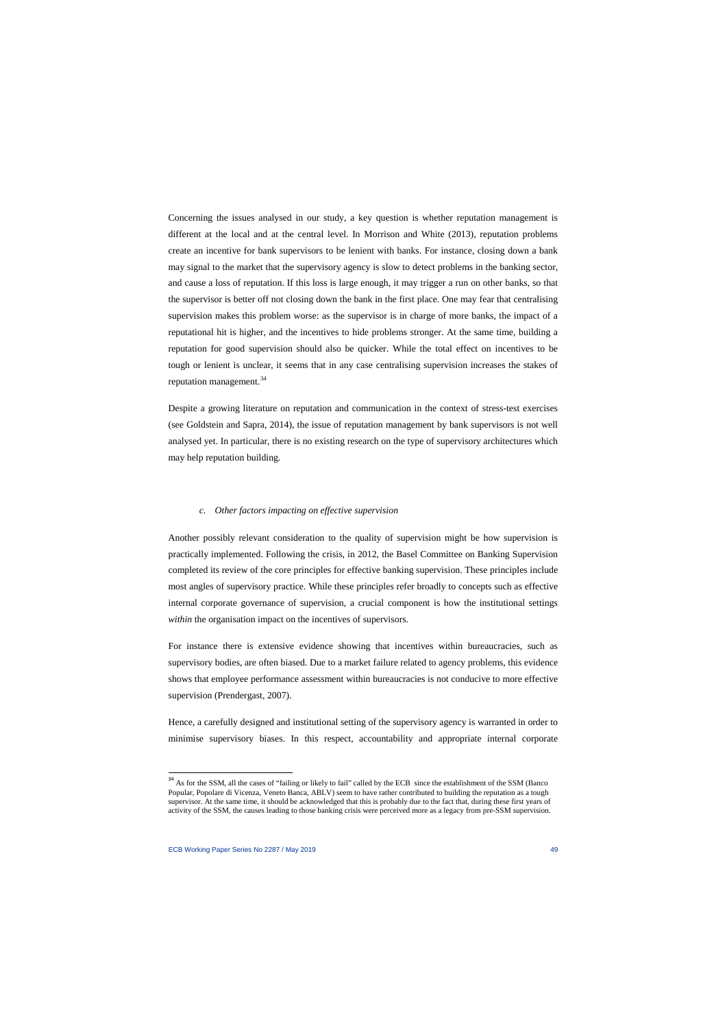Concerning the issues analysed in our study, a key question is whether reputation management is different at the local and at the central level. In Morrison and White (2013), reputation problems create an incentive for bank supervisors to be lenient with banks. For instance, closing down a bank may signal to the market that the supervisory agency is slow to detect problems in the banking sector, and cause a loss of reputation. If this loss is large enough, it may trigger a run on other banks, so that the supervisor is better off not closing down the bank in the first place. One may fear that centralising supervision makes this problem worse: as the supervisor is in charge of more banks, the impact of a reputational hit is higher, and the incentives to hide problems stronger. At the same time, building a reputation for good supervision should also be quicker. While the total effect on incentives to be tough or lenient is unclear, it seems that in any case centralising supervision increases the stakes of reputation management.[34]

Despite a growing literature on reputation and communication in the context of stress-test exercises (see Goldstein and Sapra, 2014), the issue of reputation management by bank supervisors is not well analysed yet. In particular, there is no existing research on the type of supervisory architectures which may help reputation building.

### *c. Other factors impacting on effective supervision*

Another possibly relevant consideration to the quality of supervision might be how supervision is practically implemented. Following the crisis, in 2012, the Basel Committee on Banking Supervision completed its review of the core principles for effective banking supervision. These principles include most angles of supervisory practice. While these principles refer broadly to concepts such as effective internal corporate governance of supervision, a crucial component is how the institutional settings *within* the organisation impact on the incentives of supervisors.

For instance there is extensive evidence showing that incentives within bureaucracies, such as supervisory bodies, are often biased. Due to a market failure related to agency problems, this evidence shows that employee performance assessment within bureaucracies is not conducive to more effective supervision (Prendergast, 2007).

Hence, a carefully designed and institutional setting of the supervisory agency is warranted in order to minimise supervisory biases. In this respect, accountability and appropriate internal corporate

[34] As for the SSM, all the cases of "failing or likely to fail" called by the ECB since the establishment of the SSM (Banco Popular, Popolare di Vicenza, Veneto Banca, ABLV) seem to have rather contributed to building the reputation as a tough supervisor. At the same time, it should be acknowledged that this is probably due to the fact that, during these first years of activity of the SSM, the causes leading to those banking crisis were perceived more as a legacy from pre-SSM supervision.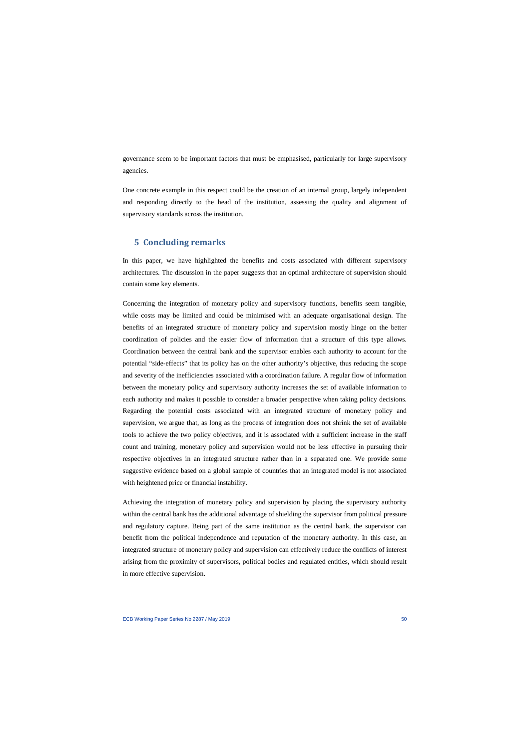governance seem to be important factors that must be emphasised, particularly for large supervisory agencies.

One concrete example in this respect could be the creation of an internal group, largely independent and responding directly to the head of the institution, assessing the quality and alignment of supervisory standards across the institution.

## 5 Concluding remarks

In this paper, we have highlighted the benefits and costs associated with different supervisory architectures. The discussion in the paper suggests that an optimal architecture of supervision should contain some key elements.

Concerning the integration of monetary policy and supervisory functions, benefits seem tangible, while costs may be limited and could be minimised with an adequate organisational design. The benefits of an integrated structure of monetary policy and supervision mostly hinge on the better coordination of policies and the easier flow of information that a structure of this type allows. Coordination between the central bank and the supervisor enables each authority to account for the potential "side-effects" that its policy has on the other authority's objective, thus reducing the scope and severity of the inefficiencies associated with a coordination failure. A regular flow of information between the monetary policy and supervisory authority increases the set of available information to each authority and makes it possible to consider a broader perspective when taking policy decisions. Regarding the potential costs associated with an integrated structure of monetary policy and supervision, we argue that, as long as the process of integration does not shrink the set of available tools to achieve the two policy objectives, and it is associated with a sufficient increase in the staff count and training, monetary policy and supervision would not be less effective in pursuing their respective objectives in an integrated structure rather than in a separated one. We provide some suggestive evidence based on a global sample of countries that an integrated model is not associated with heightened price or financial instability.

Achieving the integration of monetary policy and supervision by placing the supervisory authority within the central bank has the additional advantage of shielding the supervisor from political pressure and regulatory capture. Being part of the same institution as the central bank, the supervisor can benefit from the political independence and reputation of the monetary authority. In this case, an integrated structure of monetary policy and supervision can effectively reduce the conflicts of interest arising from the proximity of supervisors, political bodies and regulated entities, which should result in more effective supervision.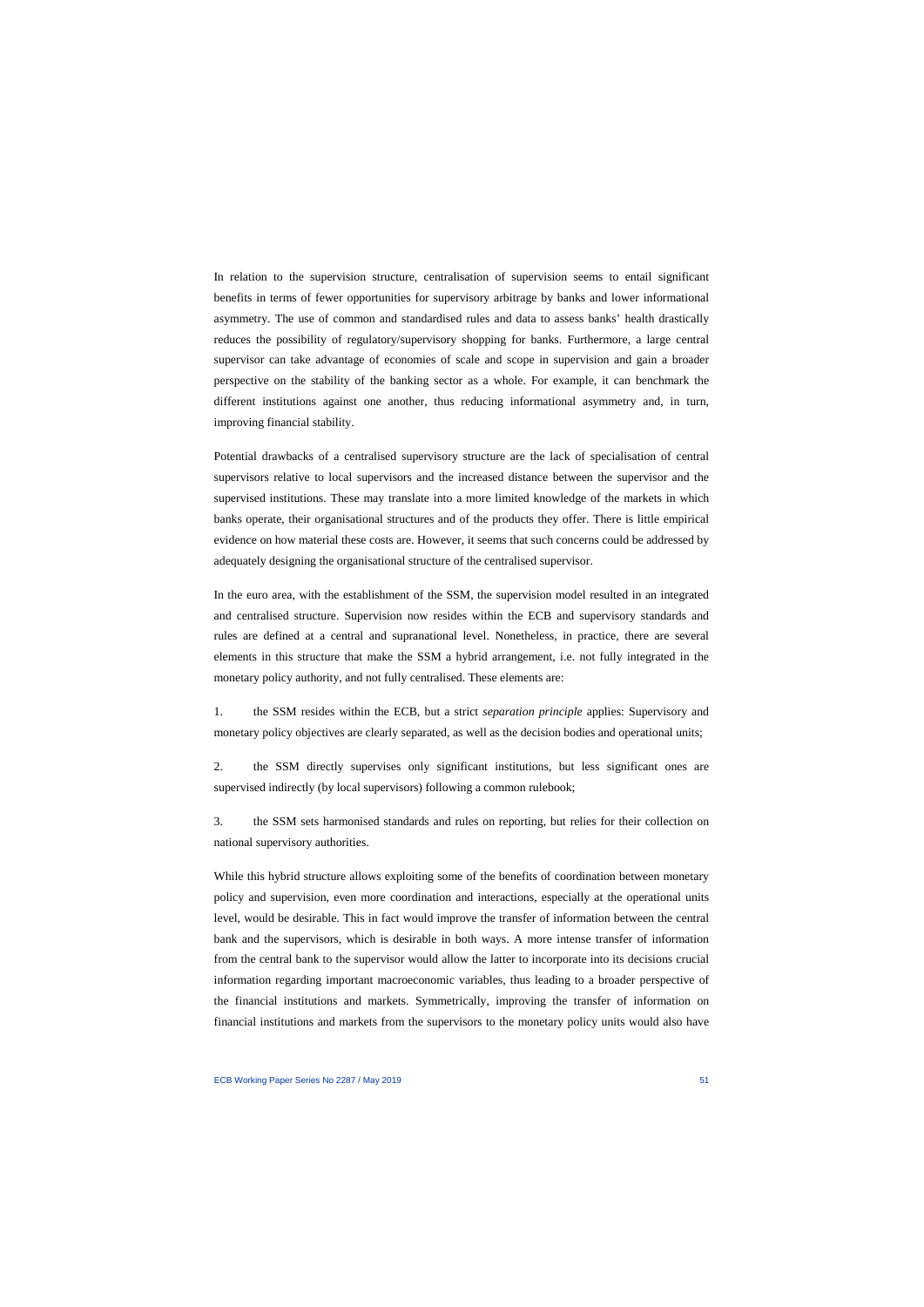In relation to the supervision structure, centralisation of supervision seems to entail significant benefits in terms of fewer opportunities for supervisory arbitrage by banks and lower informational asymmetry. The use of common and standardised rules and data to assess banks' health drastically reduces the possibility of regulatory/supervisory shopping for banks. Furthermore, a large central supervisor can take advantage of economies of scale and scope in supervision and gain a broader perspective on the stability of the banking sector as a whole. For example, it can benchmark the different institutions against one another, thus reducing informational asymmetry and, in turn, improving financial stability.

Potential drawbacks of a centralised supervisory structure are the lack of specialisation of central supervisors relative to local supervisors and the increased distance between the supervisor and the supervised institutions. These may translate into a more limited knowledge of the markets in which banks operate, their organisational structures and of the products they offer. There is little empirical evidence on how material these costs are. However, it seems that such concerns could be addressed by adequately designing the organisational structure of the centralised supervisor.

In the euro area, with the establishment of the SSM, the supervision model resulted in an integrated and centralised structure. Supervision now resides within the ECB and supervisory standards and rules are defined at a central and supranational level. Nonetheless, in practice, there are several elements in this structure that make the SSM a hybrid arrangement, i.e. not fully integrated in the monetary policy authority, and not fully centralised. These elements are:

1. the SSM resides within the ECB, but a strict *separation principle* applies: Supervisory and monetary policy objectives are clearly separated, as well as the decision bodies and operational units;

2. the SSM directly supervises only significant institutions, but less significant ones are supervised indirectly (by local supervisors) following a common rulebook;

3. the SSM sets harmonised standards and rules on reporting, but relies for their collection on national supervisory authorities.

While this hybrid structure allows exploiting some of the benefits of coordination between monetary policy and supervision, even more coordination and interactions, especially at the operational units level, would be desirable. This in fact would improve the transfer of information between the central bank and the supervisors, which is desirable in both ways. A more intense transfer of information from the central bank to the supervisor would allow the latter to incorporate into its decisions crucial information regarding important macroeconomic variables, thus leading to a broader perspective of the financial institutions and markets. Symmetrically, improving the transfer of information on financial institutions and markets from the supervisors to the monetary policy units would also have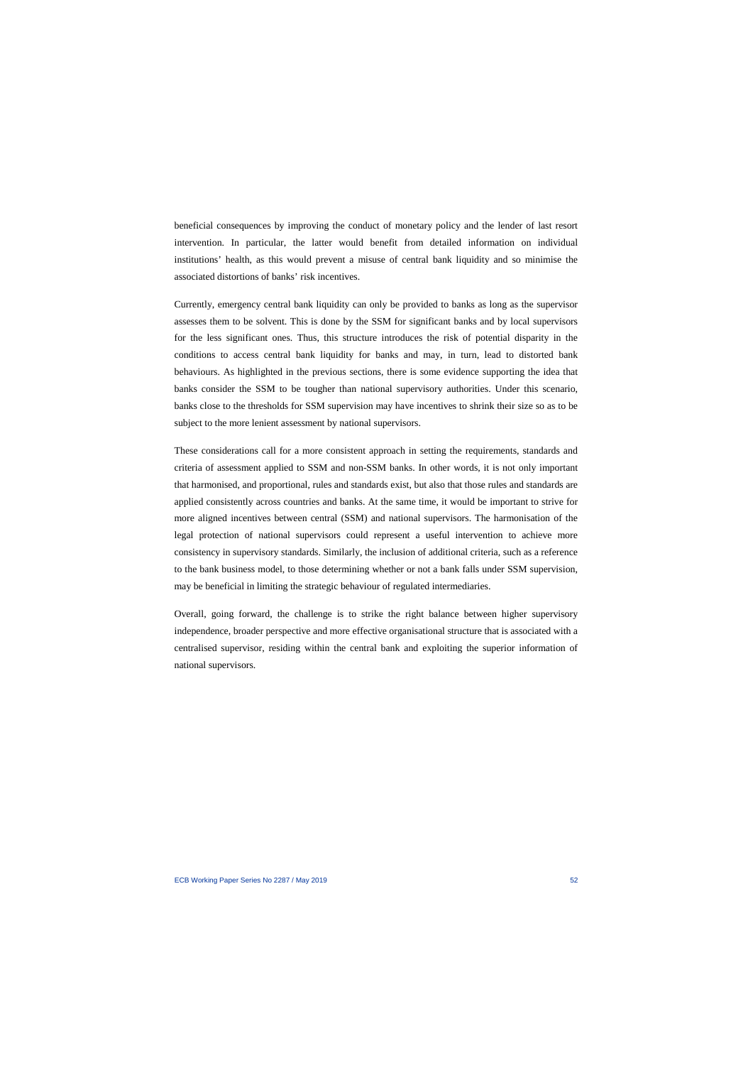beneficial consequences by improving the conduct of monetary policy and the lender of last resort intervention. In particular, the latter would benefit from detailed information on individual institutions' health, as this would prevent a misuse of central bank liquidity and so minimise the associated distortions of banks' risk incentives.

Currently, emergency central bank liquidity can only be provided to banks as long as the supervisor assesses them to be solvent. This is done by the SSM for significant banks and by local supervisors for the less significant ones. Thus, this structure introduces the risk of potential disparity in the conditions to access central bank liquidity for banks and may, in turn, lead to distorted bank behaviours. As highlighted in the previous sections, there is some evidence supporting the idea that banks consider the SSM to be tougher than national supervisory authorities. Under this scenario, banks close to the thresholds for SSM supervision may have incentives to shrink their size so as to be subject to the more lenient assessment by national supervisors.

These considerations call for a more consistent approach in setting the requirements, standards and criteria of assessment applied to SSM and non-SSM banks. In other words, it is not only important that harmonised, and proportional, rules and standards exist, but also that those rules and standards are applied consistently across countries and banks. At the same time, it would be important to strive for more aligned incentives between central (SSM) and national supervisors. The harmonisation of the legal protection of national supervisors could represent a useful intervention to achieve more consistency in supervisory standards. Similarly, the inclusion of additional criteria, such as a reference to the bank business model, to those determining whether or not a bank falls under SSM supervision, may be beneficial in limiting the strategic behaviour of regulated intermediaries.

Overall, going forward, the challenge is to strike the right balance between higher supervisory independence, broader perspective and more effective organisational structure that is associated with a centralised supervisor, residing within the central bank and exploiting the superior information of national supervisors.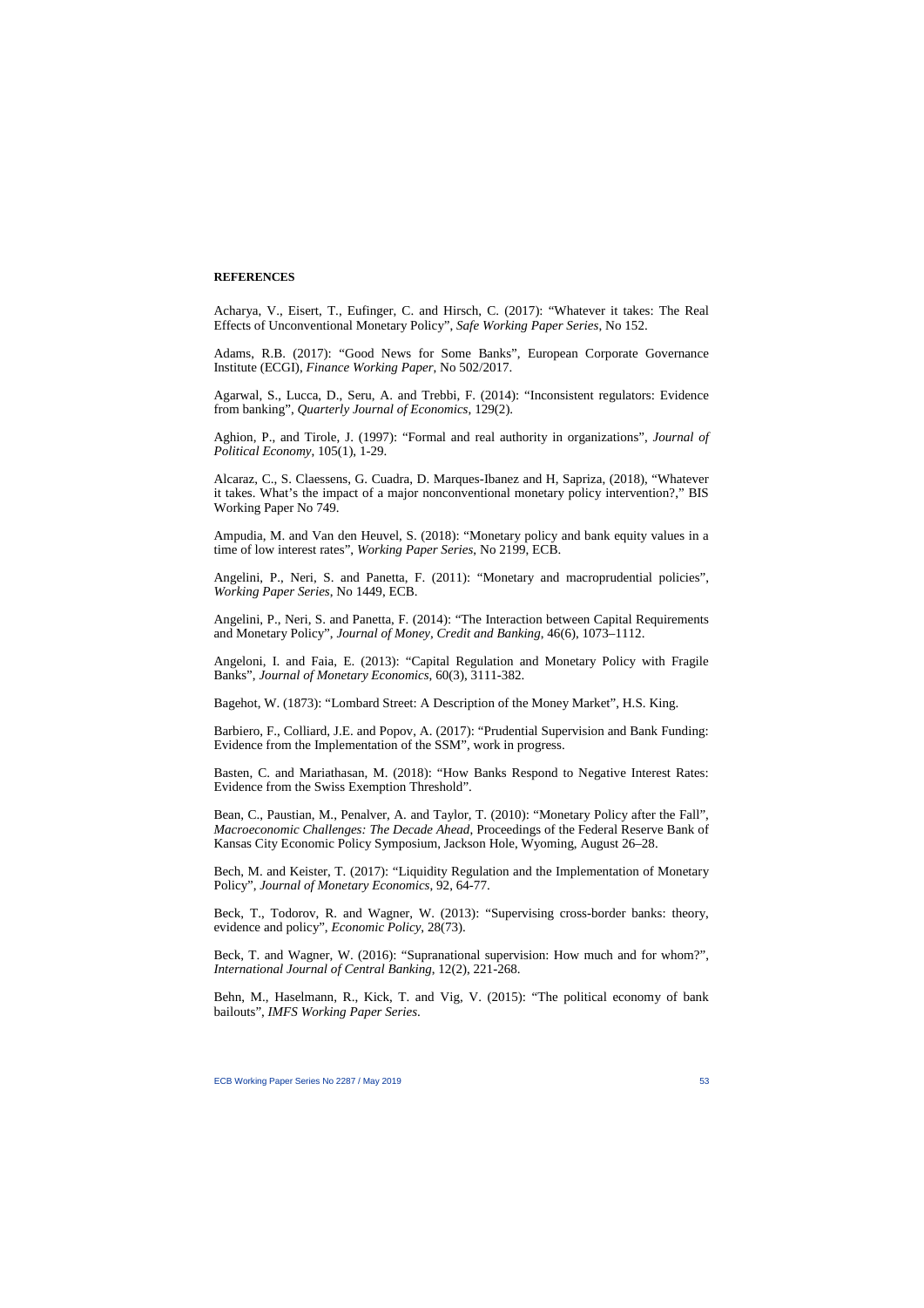**REFERENCES**

Acharya, V., Eisert, T., Eufinger, C. and Hirsch, C. (2017): "Whatever it takes: The Real Effects of Unconventional Monetary Policy", *Safe Working Paper Series*, No 152.

Adams, R.B. (2017): "Good News for Some Banks", European Corporate Governance Institute (ECGI), *Finance Working Paper*, No 502/2017.

Agarwal, S., Lucca, D., Seru, A. and Trebbi, F. (2014): "Inconsistent regulators: Evidence from banking", *Quarterly Journal of Economics*, 129(2).

Aghion, P., and Tirole, J. (1997): "Formal and real authority in organizations", *Journal of Political Economy*, 105(1), 1-29.

Alcaraz, C., S. Claessens, G. Cuadra, D. Marques-Ibanez and H, Sapriza, (2018), "Whatever it takes. What's the impact of a major nonconventional monetary policy intervention?," BIS Working Paper No 749.

Ampudia, M. and Van den Heuvel, S. (2018): "Monetary policy and bank equity values in a time of low interest rates", *Working Paper Series*, No 2199, ECB.

Angelini, P., Neri, S. and Panetta, F. (2011): "Monetary and macroprudential policies", *Working Paper Series*, No 1449, ECB.

Angelini, P., Neri, S. and Panetta, F. (2014): "The Interaction between Capital Requirements and Monetary Policy", *Journal of Money, Credit and Banking*, 46(6), 1073–1112.

Angeloni, I. and Faia, E. (2013): "Capital Regulation and Monetary Policy with Fragile Banks", *Journal of Monetary Economics*, 60(3), 3111-382.

Bagehot, W. (1873): "Lombard Street: A Description of the Money Market", H.S. King.

Barbiero, F., Colliard, J.E. and Popov, A. (2017): "Prudential Supervision and Bank Funding: Evidence from the Implementation of the SSM", work in progress.

Basten, C. and Mariathasan, M. (2018): "How Banks Respond to Negative Interest Rates: Evidence from the Swiss Exemption Threshold".

Bean, C., Paustian, M., Penalver, A. and Taylor, T. (2010): "Monetary Policy after the Fall", *Macroeconomic Challenges: The Decade Ahead*, Proceedings of the Federal Reserve Bank of Kansas City Economic Policy Symposium, Jackson Hole, Wyoming, August 26–28.

Bech, M. and Keister, T. (2017): "Liquidity Regulation and the Implementation of Monetary Policy", *Journal of Monetary Economics*, 92, 64-77.

Beck, T., Todorov, R. and Wagner, W. (2013): "Supervising cross-border banks: theory, evidence and policy", *Economic Policy*, 28(73).

Beck, T. and Wagner, W. (2016): "Supranational supervision: How much and for whom?", *International Journal of Central Banking*, 12(2), 221-268.

Behn, M., Haselmann, R., Kick, T. and Vig, V. (2015): "The political economy of bank bailouts", *IMFS Working Paper Series*.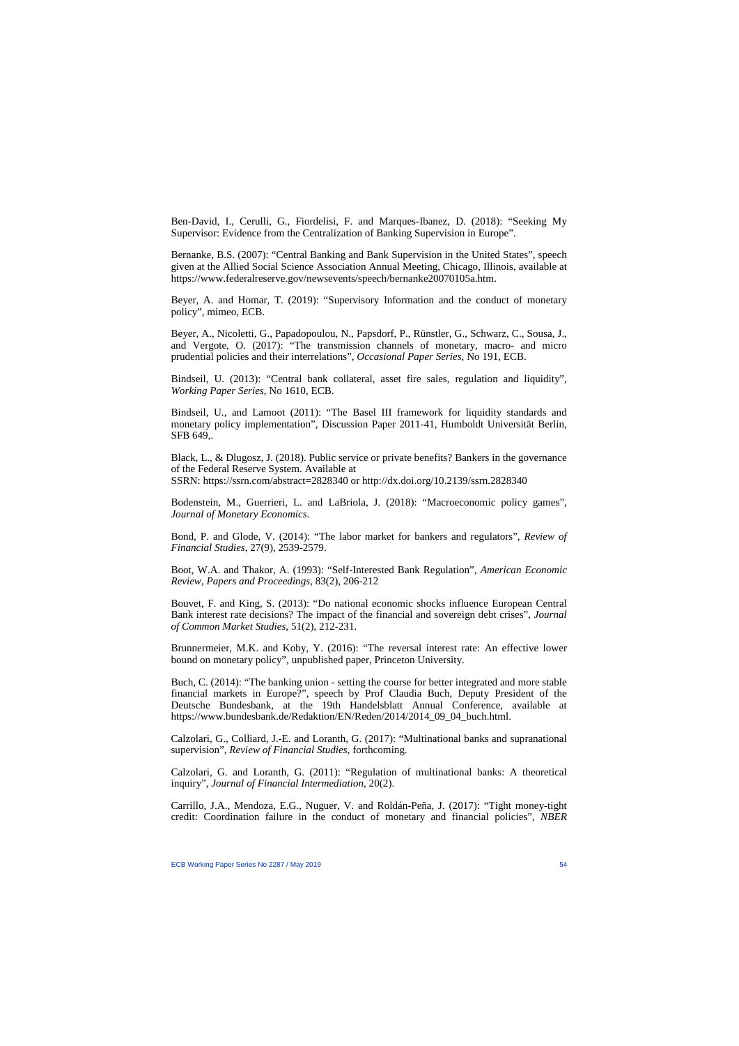Ben-David, I., Cerulli, G., Fiordelisi, F. and Marques-Ibanez, D. (2018): "Seeking My Supervisor: Evidence from the Centralization of Banking Supervision in Europe".

Bernanke, B.S. (2007): "Central Banking and Bank Supervision in the United States", speech given at the Allied Social Science Association Annual Meeting, Chicago, Illinois, available at https://www.federalreserve.gov/newsevents/speech/bernanke20070105a.htm.

Beyer, A. and Homar, T. (2019): "Supervisory Information and the conduct of monetary policy", mimeo, ECB.

Beyer, A., Nicoletti, G., Papadopoulou, N., Papsdorf, P., Rünstler, G., Schwarz, C., Sousa, J., and Vergote, O. (2017): "The transmission channels of monetary, macro- and micro prudential policies and their interrelations", *Occasional Paper Series*, No 191, ECB.

Bindseil, U. (2013): "Central bank collateral, asset fire sales, regulation and liquidity", *Working Paper Series*, No 1610, ECB.

Bindseil, U., and Lamoot (2011): "The Basel III framework for liquidity standards and monetary policy implementation", Discussion Paper 2011-41, Humboldt Universität Berlin, SFB 649,.

Black, L., & Dlugosz, J. (2018). Public service or private benefits? Bankers in the governance of the Federal Reserve System. Available at
SSRN: https://ssrn.com/abstract=2828340 or http://dx.doi.org/10.2139/ssrn.2828340

Bodenstein, M., Guerrieri, L. and LaBriola, J. (2018): "Macroeconomic policy games", *Journal of Monetary Economics*.

Bond, P. and Glode, V. (2014): "The labor market for bankers and regulators", *Review of Financial Studies*, 27(9), 2539-2579.

Boot, W.A. and Thakor, A. (1993): "Self-Interested Bank Regulation", *American Economic Review, Papers and Proceedings*, 83(2), 206-212

Bouvet, F. and King, S. (2013): "Do national economic shocks influence European Central Bank interest rate decisions? The impact of the financial and sovereign debt crises", *Journal of Common Market Studies*, 51(2), 212-231.

Brunnermeier, M.K. and Koby, Y. (2016): "The reversal interest rate: An effective lower bound on monetary policy", unpublished paper, Princeton University.

Buch, C. (2014): "The banking union - setting the course for better integrated and more stable financial markets in Europe?", speech by Prof Claudia Buch, Deputy President of the Deutsche Bundesbank, at the 19th Handelsblatt Annual Conference, available at https://www.bundesbank.de/Redaktion/EN/Reden/2014/2014_09_04_buch.html.

Calzolari, G., Colliard, J.-E. and Loranth, G. (2017): "Multinational banks and supranational supervision", *Review of Financial Studies*, forthcoming.

Calzolari, G. and Loranth, G. (2011): "Regulation of multinational banks: A theoretical inquiry", *Journal of Financial Intermediation*, 20(2).

Carrillo, J.A., Mendoza, E.G., Nuguer, V. and Roldán-Peña, J. (2017): "Tight money-tight credit: Coordination failure in the conduct of monetary and financial policies", *NBER*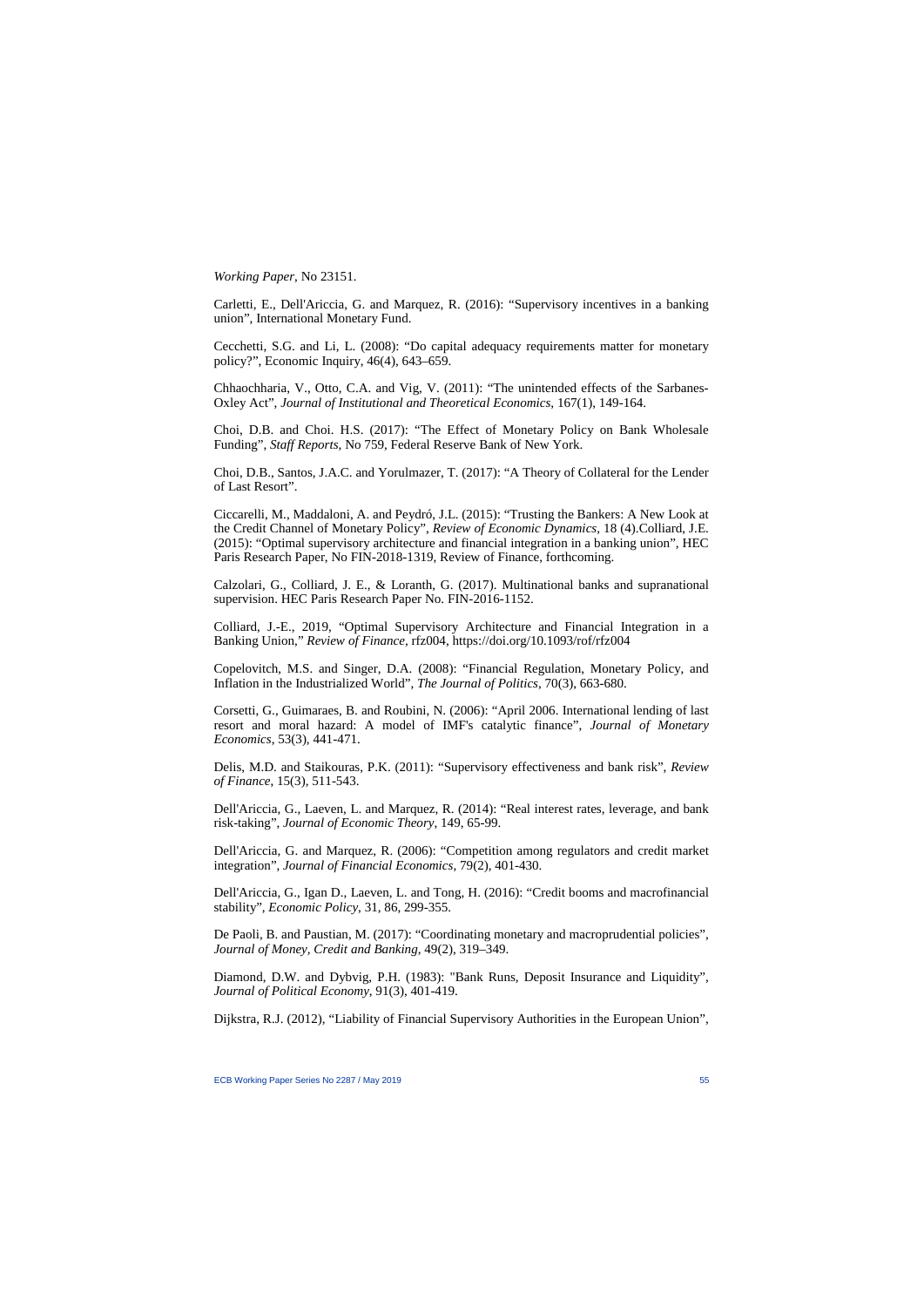*Working Paper*, No 23151.

Carletti, E., Dell'Ariccia, G. and Marquez, R. (2016): "Supervisory incentives in a banking union", International Monetary Fund.

Cecchetti, S.G. and Li, L. (2008): "Do capital adequacy requirements matter for monetary policy?", Economic Inquiry, 46(4), 643–659.

Chhaochharia, V., Otto, C.A. and Vig, V. (2011): "The unintended effects of the Sarbanes-Oxley Act", *Journal of Institutional and Theoretical Economics*, 167(1), 149-164.

Choi, D.B. and Choi. H.S. (2017): "The Effect of Monetary Policy on Bank Wholesale Funding", *Staff Reports*, No 759, Federal Reserve Bank of New York.

Choi, D.B., Santos, J.A.C. and Yorulmazer, T. (2017): "A Theory of Collateral for the Lender of Last Resort".

Ciccarelli, M., Maddaloni, A. and Peydró, J.L. (2015): "Trusting the Bankers: A New Look at the Credit Channel of Monetary Policy", *Review of Economic Dynamics*, 18 (4).Colliard, J.E. (2015): "Optimal supervisory architecture and financial integration in a banking union", HEC Paris Research Paper, No FIN-2018-1319, Review of Finance, forthcoming.

Calzolari, G., Colliard, J. E., & Loranth, G. (2017). Multinational banks and supranational supervision. HEC Paris Research Paper No. FIN-2016-1152.

Colliard, J.-E., 2019, "Optimal Supervisory Architecture and Financial Integration in a Banking Union," *Review of Finance*, rfz004, https://doi.org/10.1093/rof/rfz004

Copelovitch, M.S. and Singer, D.A. (2008): "Financial Regulation, Monetary Policy, and Inflation in the Industrialized World", *The Journal of Politics*, 70(3), 663-680.

Corsetti, G., Guimaraes, B. and Roubini, N. (2006): "April 2006. International lending of last resort and moral hazard: A model of IMF's catalytic finance", *Journal of Monetary Economics*, 53(3), 441-471.

Delis, M.D. and Staikouras, P.K. (2011): "Supervisory effectiveness and bank risk", *Review of Finance*, 15(3), 511-543.

Dell'Ariccia, G., Laeven, L. and Marquez, R. (2014): "Real interest rates, leverage, and bank risk-taking", *Journal of Economic Theory*, 149, 65-99.

Dell'Ariccia, G. and Marquez, R. (2006): "Competition among regulators and credit market integration", *Journal of Financial Economics*, 79(2), 401-430.

Dell'Ariccia, G., Igan D., Laeven, L. and Tong, H. (2016): "Credit booms and macrofinancial stability", *Economic Policy*, 31, 86, 299-355.

De Paoli, B. and Paustian, M. (2017): "Coordinating monetary and macroprudential policies", *Journal of Money, Credit and Banking*, 49(2), 319–349.

Diamond, D.W. and Dybvig, P.H. (1983): "Bank Runs, Deposit Insurance and Liquidity", *Journal of Political Economy*, 91(3), 401-419.

Dijkstra, R.J. (2012), "Liability of Financial Supervisory Authorities in the European Union",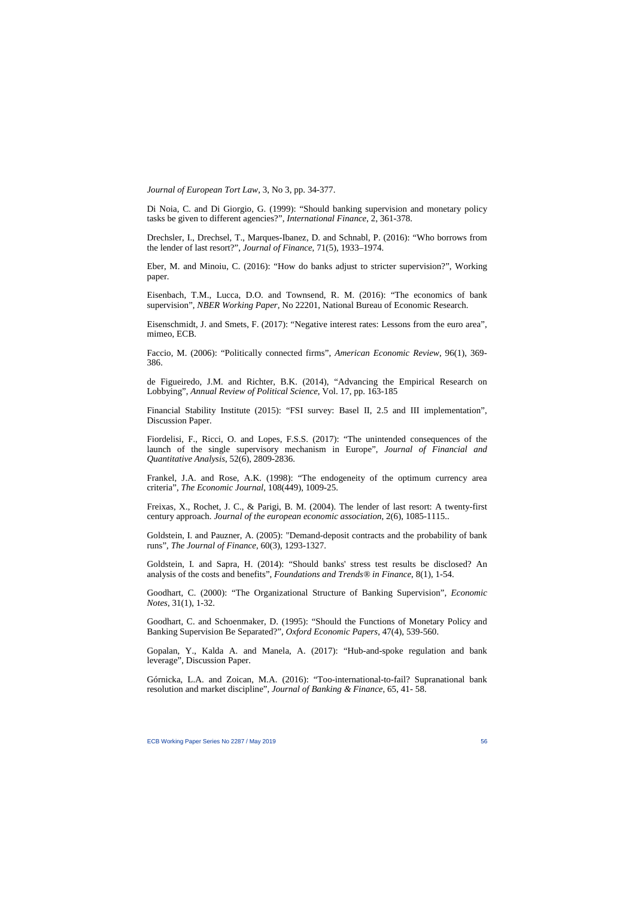*Journal of European Tort Law*, 3, No 3, pp. 34-377.

Di Noia, C. and Di Giorgio, G. (1999): "Should banking supervision and monetary policy tasks be given to different agencies?", *International Finance*, 2, 361-378.

Drechsler, I., Drechsel, T., Marques-Ibanez, D. and Schnabl, P. (2016): "Who borrows from the lender of last resort?", *Journal of Finance*, 71(5), 1933–1974.

Eber, M. and Minoiu, C. (2016): "How do banks adjust to stricter supervision?", Working paper.

Eisenbach, T.M., Lucca, D.O. and Townsend, R. M. (2016): "The economics of bank supervision", *NBER Working Paper*, No 22201, National Bureau of Economic Research.

Eisenschmidt, J. and Smets, F. (2017): "Negative interest rates: Lessons from the euro area", mimeo, ECB.

Faccio, M. (2006): "Politically connected firms", *American Economic Review*, 96(1), 369-386.

de Figueiredo, J.M. and Richter, B.K. (2014), "Advancing the Empirical Research on Lobbying", *Annual Review of Political Science*, Vol. 17, pp. 163-185

Financial Stability Institute (2015): "FSI survey: Basel II, 2.5 and III implementation", Discussion Paper.

Fiordelisi, F., Ricci, O. and Lopes, F.S.S. (2017): "The unintended consequences of the launch of the single supervisory mechanism in Europe", *Journal of Financial and Quantitative Analysis*, 52(6), 2809-2836.

Frankel, J.A. and Rose, A.K. (1998): "The endogeneity of the optimum currency area criteria", *The Economic Journal*, 108(449), 1009-25.

Freixas, X., Rochet, J. C., & Parigi, B. M. (2004). The lender of last resort: A twenty-first century approach. *Journal of the european economic association*, 2(6), 1085-1115..

Goldstein, I. and Pauzner, A. (2005): "Demand-deposit contracts and the probability of bank runs", *The Journal of Finance*, 60(3), 1293-1327.

Goldstein, I. and Sapra, H. (2014): "Should banks' stress test results be disclosed? An analysis of the costs and benefits", *Foundations and Trends® in Finance*, 8(1), 1-54.

Goodhart, C. (2000): "The Organizational Structure of Banking Supervision", *Economic Notes*, 31(1), 1-32.

Goodhart, C. and Schoenmaker, D. (1995): "Should the Functions of Monetary Policy and Banking Supervision Be Separated?", *Oxford Economic Papers*, 47(4), 539-560.

Gopalan, Y., Kalda A. and Manela, A. (2017): "Hub-and-spoke regulation and bank leverage", Discussion Paper.

Górnicka, L.A. and Zoican, M.A. (2016): "Too-international-to-fail? Supranational bank resolution and market discipline", *Journal of Banking & Finance*, 65, 41- 58.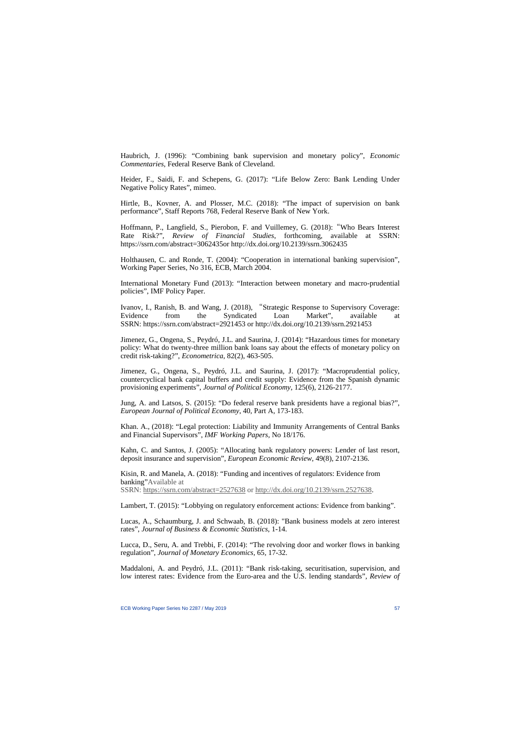Haubrich, J. (1996): "Combining bank supervision and monetary policy", *Economic Commentaries*, Federal Reserve Bank of Cleveland.

Heider, F., Saidi, F. and Schepens, G. (2017): "Life Below Zero: Bank Lending Under Negative Policy Rates", mimeo.

Hirtle, B., Kovner, A. and Plosser, M.C. (2018): "The impact of supervision on bank performance", Staff Reports 768, Federal Reserve Bank of New York.

Hoffmann, P., Langfield, S., Pierobon, F. and Vuillemey, G. (2018): "Who Bears Interest Rate Risk?", *Review of Financial Studies*, forthcoming, available at SSRN: https://ssrn.com/abstract=3062435or http://dx.doi.org/10.2139/ssrn.3062435

Holthausen, C. and Ronde, T. (2004): "Cooperation in international banking supervision", Working Paper Series, No 316, ECB, March 2004.

International Monetary Fund (2013): "Interaction between monetary and macro-prudential policies", IMF Policy Paper.

Ivanov, I., Ranish, B. and Wang, J. (2018), "Strategic Response to Supervisory Coverage: Evidence from the Syndicated Loan Market", available at SSRN: https://ssrn.com/abstract=2921453 or http://dx.doi.org/10.2139/ssrn.2921453

Jimenez, G., Ongena, S., Peydró, J.L. and Saurina, J. (2014): "Hazardous times for monetary policy: What do twenty-three million bank loans say about the effects of monetary policy on credit risk-taking?", *Econometrica*, 82(2), 463-505.

Jimenez, G., Ongena, S., Peydró, J.L. and Saurina, J. (2017): "Macroprudential policy, countercyclical bank capital buffers and credit supply: Evidence from the Spanish dynamic provisioning experiments", *Journal of Political Economy*, 125(6), 2126-2177.

Jung, A. and Latsos, S. (2015): "Do federal reserve bank presidents have a regional bias?", *European Journal of Political Economy*, 40, Part A, 173-183.

Khan. A., (2018): "Legal protection: Liability and Immunity Arrangements of Central Banks and Financial Supervisors", *IMF Working Papers*, No 18/176.

Kahn, C. and Santos, J. (2005): "Allocating bank regulatory powers: Lender of last resort, deposit insurance and supervision", *European Economic Review*, 49(8), 2107-2136.

Kisin, R. and Manela, A. (2018): "Funding and incentives of regulators: Evidence from banking"Available at SSRN: https://ssrn.com/abstract=2527638 or http://dx.doi.org/10.2139/ssrn.2527638.

Lambert, T. (2015): "Lobbying on regulatory enforcement actions: Evidence from banking".

Lucas, A., Schaumburg, J. and Schwaab, B. (2018): "Bank business models at zero interest rates", *Journal of Business & Economic Statistics*, 1-14.

Lucca, D., Seru, A. and Trebbi, F. (2014): "The revolving door and worker flows in banking regulation", *Journal of Monetary Economics*, 65, 17-32.

Maddaloni, A. and Peydró, J.L. (2011): "Bank risk-taking, securitisation, supervision, and low interest rates: Evidence from the Euro-area and the U.S. lending standards", *Review of*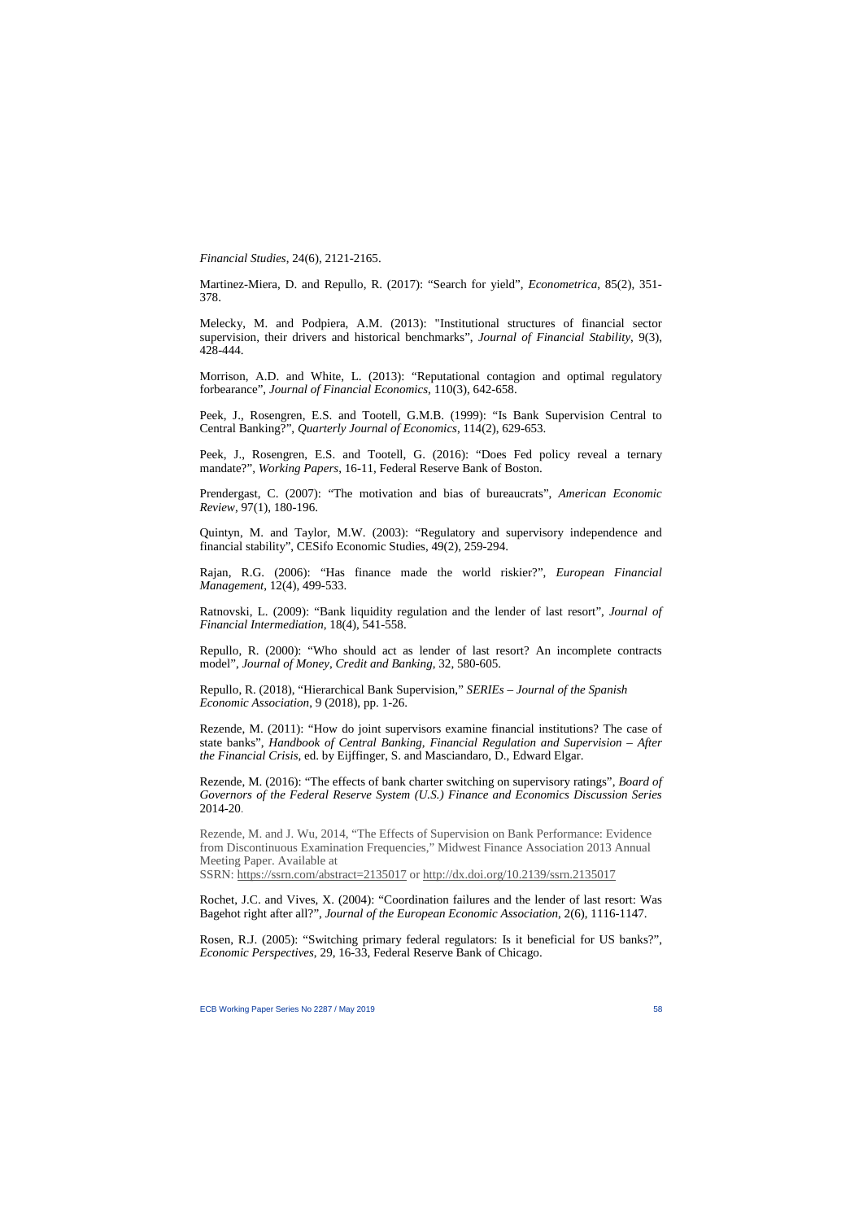*Financial Studies*, 24(6), 2121-2165.

Martinez-Miera, D. and Repullo, R. (2017): "Search for yield", *Econometrica*, 85(2), 351-378.

Melecky, M. and Podpiera, A.M. (2013): "Institutional structures of financial sector supervision, their drivers and historical benchmarks", *Journal of Financial Stability*, 9(3), 428-444.

Morrison, A.D. and White, L. (2013): "Reputational contagion and optimal regulatory forbearance", *Journal of Financial Economics*, 110(3), 642-658.

Peek, J., Rosengren, E.S. and Tootell, G.M.B. (1999): "Is Bank Supervision Central to Central Banking?", *Quarterly Journal of Economics*, 114(2), 629-653.

Peek, J., Rosengren, E.S. and Tootell, G. (2016): "Does Fed policy reveal a ternary mandate?", *Working Papers*, 16-11, Federal Reserve Bank of Boston.

Prendergast, C. (2007): "The motivation and bias of bureaucrats", *American Economic Review*, 97(1), 180-196.

Quintyn, M. and Taylor, M.W. (2003): "Regulatory and supervisory independence and financial stability", CESifo Economic Studies, 49(2), 259-294.

Rajan, R.G. (2006): "Has finance made the world riskier?", *European Financial Management*, 12(4), 499-533.

Ratnovski, L. (2009): "Bank liquidity regulation and the lender of last resort", *Journal of Financial Intermediation*, 18(4), 541-558.

Repullo, R. (2000): "Who should act as lender of last resort? An incomplete contracts model", *Journal of Money, Credit and Banking*, 32, 580-605.

Repullo, R. (2018), "Hierarchical Bank Supervision," *SERIEs – Journal of the Spanish Economic Association*, 9 (2018), pp. 1-26.

Rezende, M. (2011): "How do joint supervisors examine financial institutions? The case of state banks", *Handbook of Central Banking, Financial Regulation and Supervision – After the Financial Crisis*, ed. by Eijffinger, S. and Masciandaro, D., Edward Elgar.

Rezende, M. (2016): "The effects of bank charter switching on supervisory ratings", *Board of Governors of the Federal Reserve System (U.S.) Finance and Economics Discussion Series* 2014-20.

Rezende, M. and J. Wu, 2014, "The Effects of Supervision on Bank Performance: Evidence from Discontinuous Examination Frequencies," Midwest Finance Association 2013 Annual Meeting Paper. Available at SSRN: https://ssrn.com/abstract=2135017 or http://dx.doi.org/10.2139/ssrn.2135017

Rochet, J.C. and Vives, X. (2004): "Coordination failures and the lender of last resort: Was Bagehot right after all?", *Journal of the European Economic Association*, 2(6), 1116-1147.

Rosen, R.J. (2005): "Switching primary federal regulators: Is it beneficial for US banks?", *Economic Perspectives*, 29, 16-33, Federal Reserve Bank of Chicago.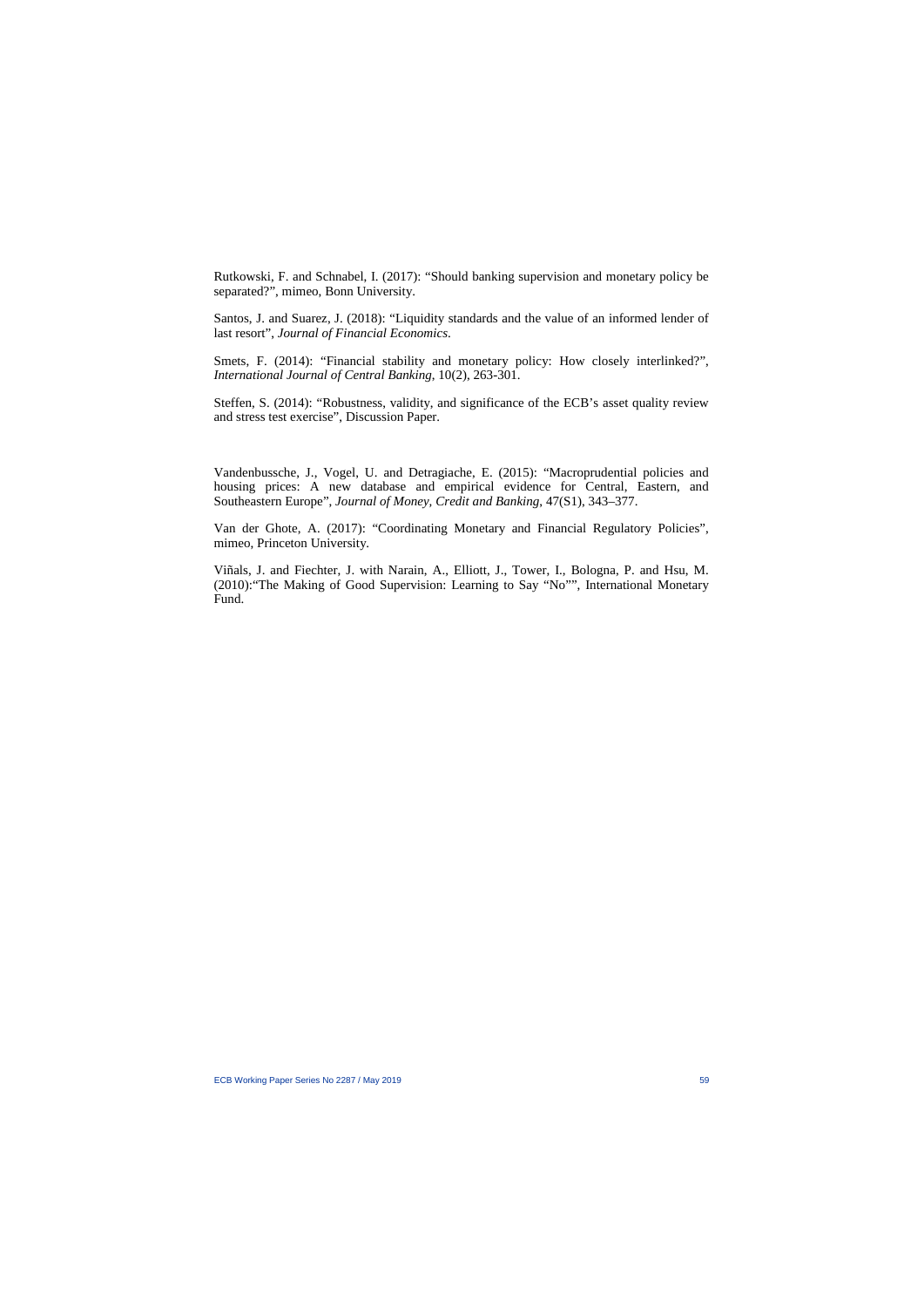Rutkowski, F. and Schnabel, I. (2017): "Should banking supervision and monetary policy be separated?", mimeo, Bonn University.

Santos, J. and Suarez, J. (2018): "Liquidity standards and the value of an informed lender of last resort", *Journal of Financial Economics*.

Smets, F. (2014): "Financial stability and monetary policy: How closely interlinked?", *International Journal of Central Banking*, 10(2), 263-301.

Steffen, S. (2014): "Robustness, validity, and significance of the ECB's asset quality review and stress test exercise", Discussion Paper.

Vandenbussche, J., Vogel, U. and Detragiache, E. (2015): "Macroprudential policies and housing prices: A new database and empirical evidence for Central, Eastern, and Southeastern Europe", *Journal of Money, Credit and Banking*, 47(S1), 343–377.

Van der Ghote, A. (2017): "Coordinating Monetary and Financial Regulatory Policies", mimeo, Princeton University.

Viñals, J. and Fiechter, J. with Narain, A., Elliott, J., Tower, I., Bologna, P. and Hsu, M. (2010):"The Making of Good Supervision: Learning to Say "No"", International Monetary Fund.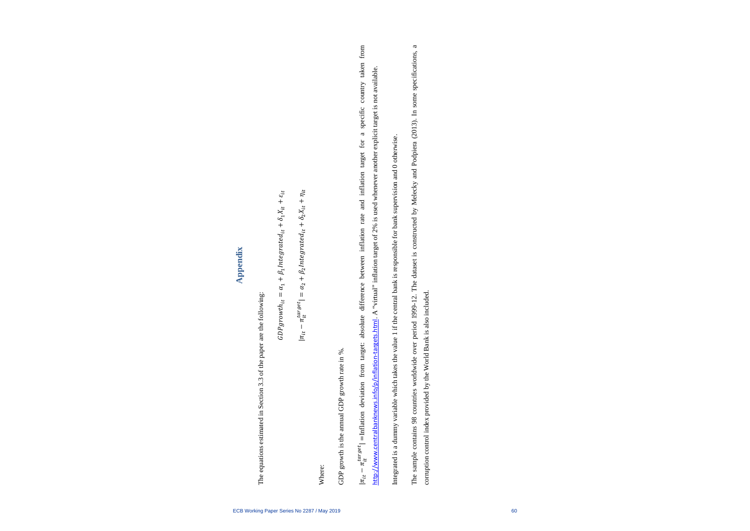# Appendix

The equations estimated in Section 3.3 of the paper are the following:

$$GDPgrowth_{it} = \alpha_1 + \beta_1 Integrated_{it} + \delta_1 X_{it} + \varepsilon_{it}$$

$$|\pi_{it} - \pi_{it}^{target}| = \alpha_2 + \beta_2 Integrated_{it} + \delta_2 X_{it} + \eta_{it}$$

Where:

GDP growth is the annual GDP growth rate in %.

$|\pi_{it} - \pi_{it}^{target}|$ =Inflation deviation from target: absolute difference between inflation rate and inflation target for a specific country taken from http://www.centralbanknews.info/p/inflation-targets.html. A "virtual" inflation target of 2% is used whenever another explicit target is not available.

Integrated is a dummy variable which takes the value 1 if the central bank is responsible for bank supervision and 0 otherwise.

The sample contains 98 countries worldwide over period 1999-12. The dataset is constructed by Melecky and Podpiera (2013). In some specifications, a corruption control index provided by the World Bank is also included.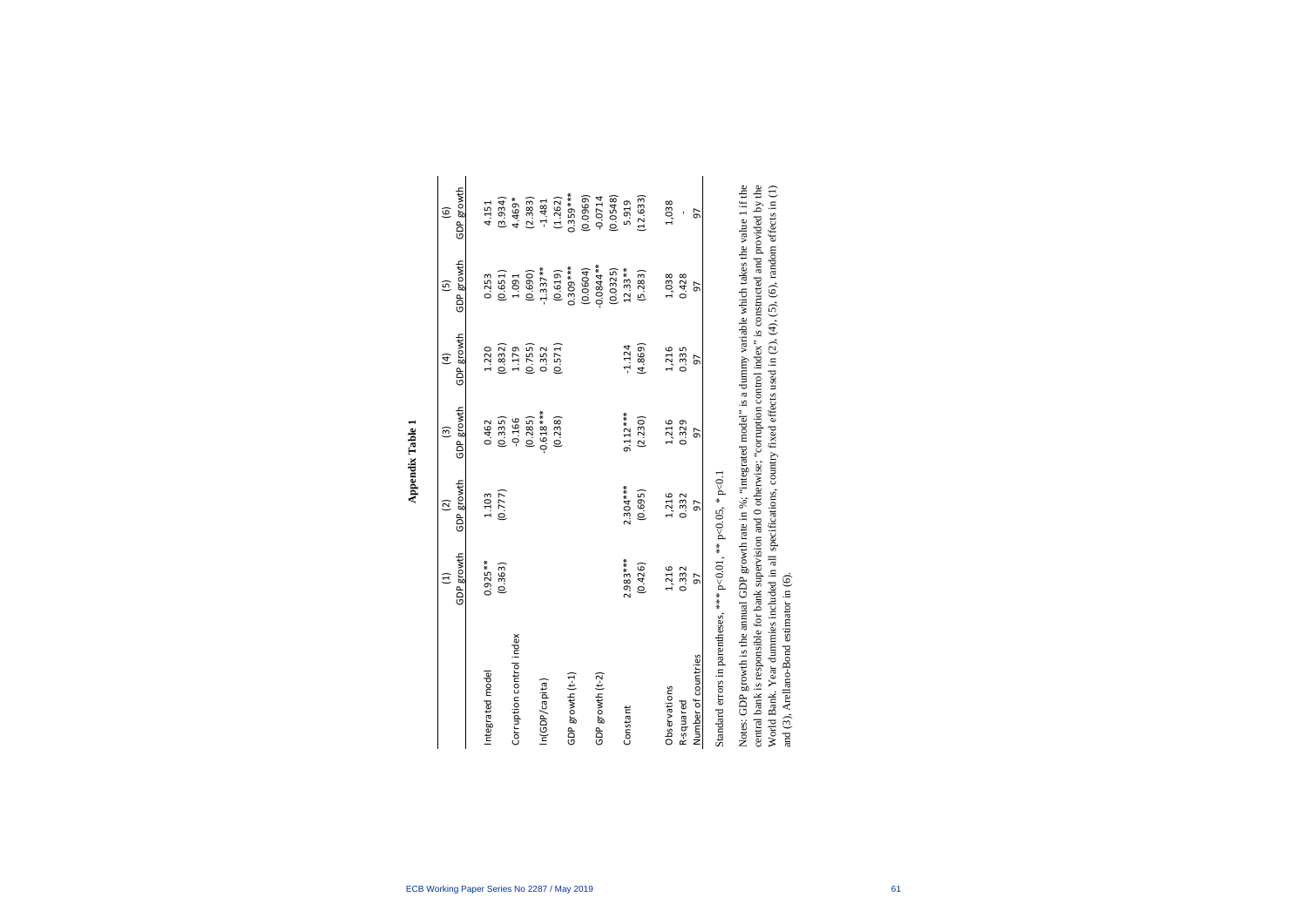# Appendix Table 1

| | (1) | (2) | (3) | (4) | (5) | (6) |
|---|---|---|---|---|---|---|
| | GDP growth | GDP growth | GDP growth | GDP growth | GDP growth | GDP growth |
| Integrated model | 0.925** | 1.103 | 0.462 | 1.220 | 0.253 | 4.151 |
| | (0.363) | (0.777) | (0.335) | (0.832) | (0.651) | (3.934) |
| Corruption control index | | | -0.166 | 1.179 | 1.091 | 4.469* |
| | | | (0.285) | (0.755) | (0.690) | (2.383) |
| ln(GDP/capita) | | | -0.618*** | 0.352 | -1.337** | -1.481 |
| | | | (0.238) | (0.571) | (0.619) | (1.262) |
| GDP growth (t-1) | | | | | 0.309*** | 0.359*** |
| | | | | | (0.0604) | (0.0969) |
| GDP growth (t-2) | | | | | -0.0844** | -0.0714 |
| | | | | | (0.0325) | (0.0548) |
| Constant | 2.983*** | 2.304*** | 9.112*** | -1.124 | 12.33** | 5.919 |
| | (0.426) | (0.695) | (2.230) | (4.869) | (5.283) | (12.633) |
| Observations | 1,216 | 1,216 | 1,216 | 1,216 | 1,038 | 1,038 |
| R-squared | 0.332 | 0.332 | 0.329 | 0.335 | 0.428 | - |
| Number of countries | 97 | 97 | 97 | 97 | 97 | 97 |

Standard errors in parentheses, *** p<0.01, ** p<0.05, * p<0.1

Notes: GDP growth is the annual GDP growth rate in %; "integrated model" is a dummy variable which takes the value 1 if the central bank is responsible for bank supervision and 0 otherwise; "corruption control index" is constructed and provided by the World Bank. Year dummies included in all specifications, country fixed effects used in (2), (4), (5), (6), random effects in (1) and (3), Arellano-Bond estimator in (6).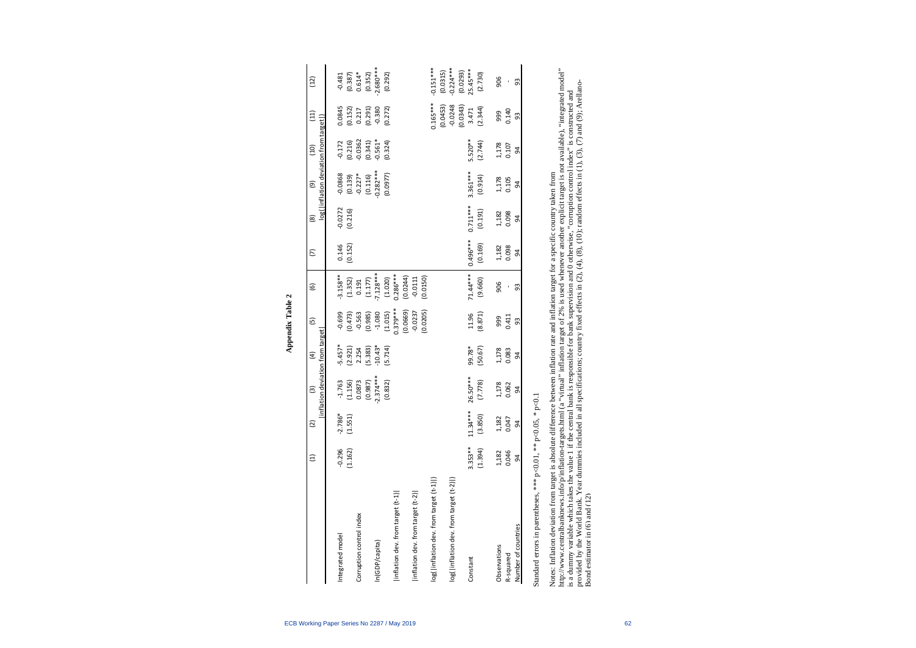# Appendix Table 2

| | (1) | (2) | (3) | (4) | (5) | (6) | (7) | (8) | (9) | (10) | (11) | (12) |
|---|---|---|---|---|---|---|---|---|---|---|---|---|
| | \|inflation deviation from target\| | | | | | | log(\|inflation deviation from target\|) | | | | | |
| Integrated model | -0.296 | -2.786* | -1.763 | -5.457* | -0.699 | -3.158** | 0.146 | -0.0272 | -0.0868 | -0.172 | 0.0845 | -0.481 |
| | (1.162) | (1.551) | (1.156) | (2.921) | (0.473) | (1.352) | (0.152) | (0.216) | (0.139) | (0.216) | (0.152) | (0.387) |
| Corruption control index | | | 0.0873 | 2.254 | -0.563 | 0.191 | | | -0.227* | -0.0362 | 0.217 | 0.614* |
| | | | (0.987) | (5.383) | (0.985) | (1.177) | | | (0.116) | (0.341) | (0.291) | (0.352) |
| ln(GDP/capita) | | | -2.374*** | -10.43* | -1.080 | -7.128*** | | | -0.282*** | -0.561* | -0.380 | -2.680*** |
| | | | (0.832) | (5.714) | (1.015) | (1.020) | | | (0.0977) | (0.324) | (0.272) | (0.292) |
| \|inflation dev. from target (t-1)\| | | | | | 0.379*** | 0.286*** | | | | | | |
| | | | | | (0.0669) | (0.0244) | | | | | | |
| \|inflation dev. from target (t-2)\| | | | | | -0.0237 | -0.0111 | | | | | | |
| | | | | | (0.0205) | (0.0150) | | | | | | |
| log(\|inflation dev. from target (t-1)\|) | | | | | | | | | | | 0.165*** | -0.151*** |
| | | | | | | | | | | | (0.0453) | (0.0315) |
| log(\|inflation dev. from target (t-2)\|) | | | | | | | | | | | -0.0248 | -0.224*** |
| | | | | | | | | | | | (0.0343) | (0.0293) |
| Constant | 3.353** | 11.34*** | 26.50*** | 99.78* | 11.96 | 71.44*** | 0.496*** | 0.711*** | 3.361*** | 5.520** | 3.471 | 25.45*** |
| | (1.394) | (3.850) | (7.778) | (50.67) | (8.871) | (9.660) | (0.169) | (0.191) | (0.914) | (2.744) | (2.344) | (2.730) |
| Observations | 1,182 | 1,182 | 1,178 | 1,178 | 999 | 906 | 1,182 | 1,182 | 1,178 | 1,178 | 999 | 906 |
| R-squared | 0.046 | 0.047 | 0.062 | 0.083 | 0.411 | - | 0.098 | 0.098 | 0.105 | 0.107 | 0.140 | - |
| Number of countries | 94 | 94 | 94 | 94 | 93 | 93 | 94 | 94 | 94 | 94 | 93 | 93 |

Standard errors in parentheses, *** p<0.01, ** p<0.05, * p<0.1

Notes: Inflation deviation from target is absolute difference between inflation rate and inflation target for a specific country taken from http://www.centralbanknews.info/p/inflation-targets.html (a "virtual" inflation target of 2% is used whenever another explicit target is not available), "integrated model" is a dummy variable which takes the value 1 if the central bank is responsible for bank supervision and 0 otherwise, "corruption control index" is constructed and provided by the World Bank. Year dummies included in all specifications; country fixed effects in (2), (4), (8), (10); random effects in (1), (3), (7) and (9); Arellano-Bond estimator in (6) and (12)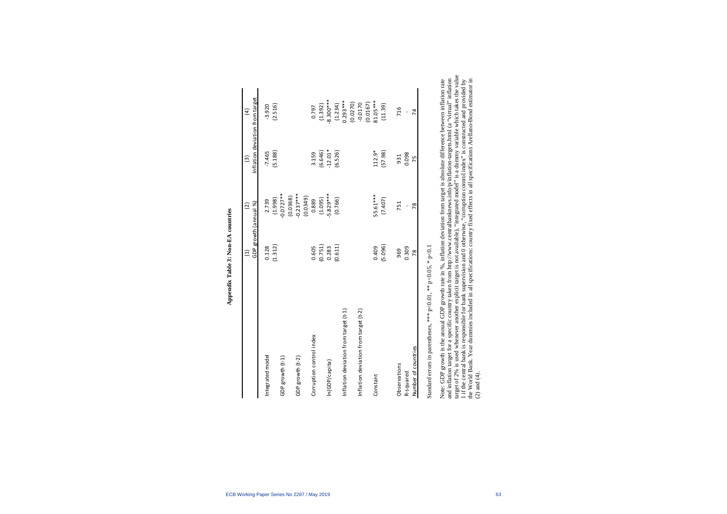**Appendix Table 3: Non-EA countries**

| | (1) | (2) | (3) | (4) |
|---|---|---|---|---|
| | GDP growth (annual %) | | Inflation deviation from target | |
| Integrated model | 0.128 | 2.739 | -7.465 | -3.920 |
| | (1.312) | (1.998) | (5.188) | (2.516) |
| GDP growth (t-1) | | -0.0727** | | |
| | | (0.0368) | | |
| GDP growth (t-2) | | -0.237*** | | |
| | | (0.0349) | | |
| Corruption control index | 0.605 | 0.889 | 3.159 | 0.797 |
| | (0.751) | (1.095) | (6.646) | (1.392) |
| ln(GDP/capita) | 0.283 | -5.829*** | -12.01* | -8.300*** |
| | (0.611) | (0.766) | (6.526) | (1.234) |
| Inflation deviation from target (t-1) | | | | 0.293*** |
| | | | | (0.0270) |
| Inflation deviation from target (t-2) | | | | -0.0170 |
| | | | | (0.0167) |
| Constant | 0.409 | 55.61*** | 112.9* | 81.05*** |
| | (5.096) | (7.407) | (57.98) | (11.39) |
| Observations | 969 | 751 | 931 | 716 |
| R-squared | 0.309 | - | 0.098 | - |
| Number of countries | 78 | 78 | 75 | 74 |

Standard errors in parentheses, *** p<0.01, ** p<0.05, * p<0.1

Note: GDP growth is the annual GDP growth rate in %, inflation deviation from target is absolute difference between inflation rate and inflation target for a specific country taken from http://www.centralbanknews.info/p/inflation-targets.html (a "virtual" inflation target of 2% is used whenever another explicit target is not available), "integrated model" is a dummy variable which takes the value 1 if the central bank is responsible for bank supervision and 0 otherwise, "corruption control index" is constructed and provided by the World Bank. Year dummies included in all specifications: country fixed effects in all specifications Arellano-Bond estimator in (2) and (4).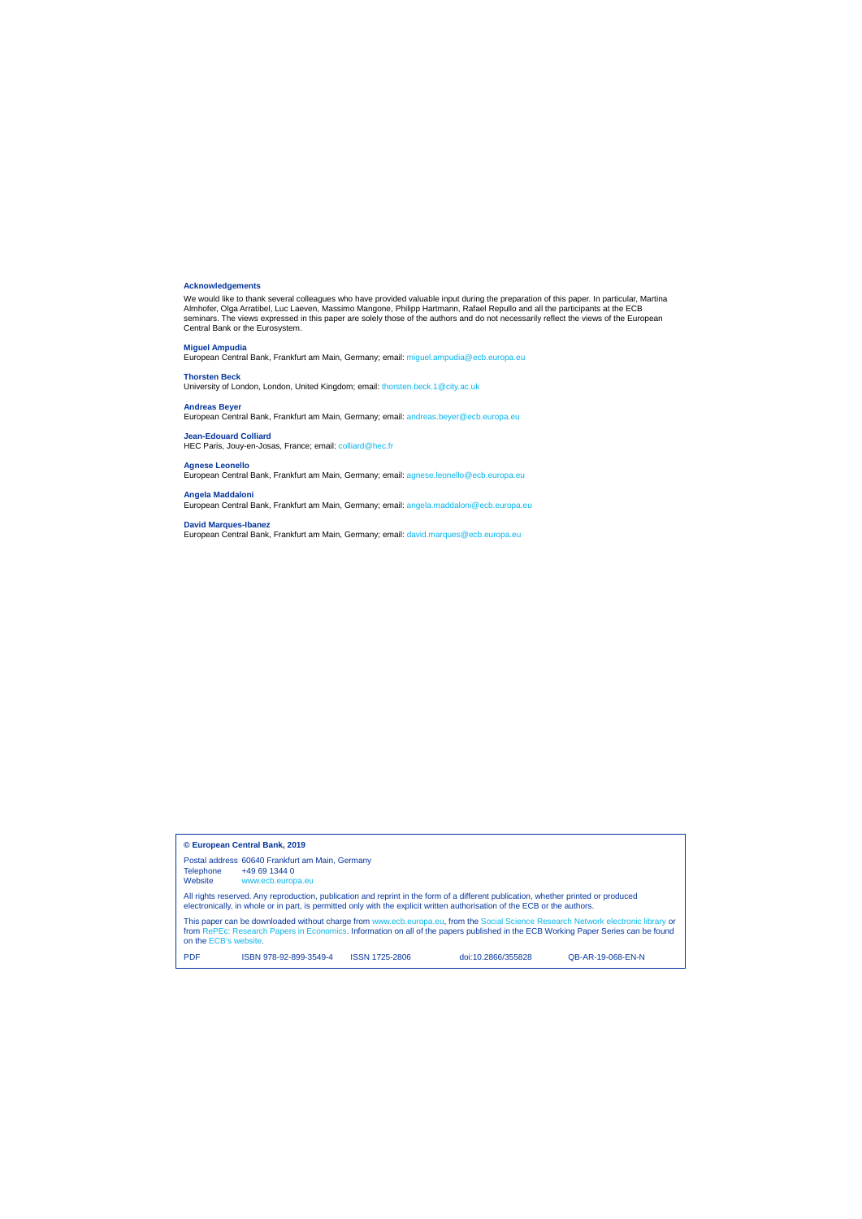**Acknowledgements**

We would like to thank several colleagues who have provided valuable input during the preparation of this paper. In particular, Martina Almhofer, Olga Arratibel, Luc Laeven, Massimo Mangone, Philipp Hartmann, Rafael Repullo and all the participants at the ECB seminars. The views expressed in this paper are solely those of the authors and do not necessarily reflect the views of the European Central Bank or the Eurosystem.

**Miguel Ampudia**
European Central Bank, Frankfurt am Main, Germany; email: miguel.ampudia@ecb.europa.eu

**Thorsten Beck**
University of London, London, United Kingdom; email: thorsten.beck.1@city.ac.uk

**Andreas Beyer**
European Central Bank, Frankfurt am Main, Germany; email: andreas.beyer@ecb.europa.eu

**Jean-Edouard Colliard**
HEC Paris, Jouy-en-Josas, France; email: colliard@hec.fr

**Agnese Leonello**
European Central Bank, Frankfurt am Main, Germany; email: agnese.leonello@ecb.europa.eu

**Angela Maddaloni**
European Central Bank, Frankfurt am Main, Germany; email: angela.maddaloni@ecb.europa.eu

**David Marques-Ibanez**
European Central Bank, Frankfurt am Main, Germany; email: david.marques@ecb.europa.eu

**© European Central Bank, 2019**

Postal address 60640 Frankfurt am Main, Germany
Telephone +49 69 1344 0
Website www.ecb.europa.eu

All rights reserved. Any reproduction, publication and reprint in the form of a different publication, whether printed or produced electronically, in whole or in part, is permitted only with the explicit written authorisation of the ECB or the authors.

This paper can be downloaded without charge from www.ecb.europa.eu, from the Social Science Research Network electronic library or from RePEc: Research Papers in Economics. Information on all of the papers published in the ECB Working Paper Series can be found on the ECB's website.

| | | | | |
|---|---|---|---|---|
| PDF | ISBN 978-92-899-3549-4 | ISSN 1725-2806 | doi:10.2866/355828 | QB-AR-19-068-EN-N |